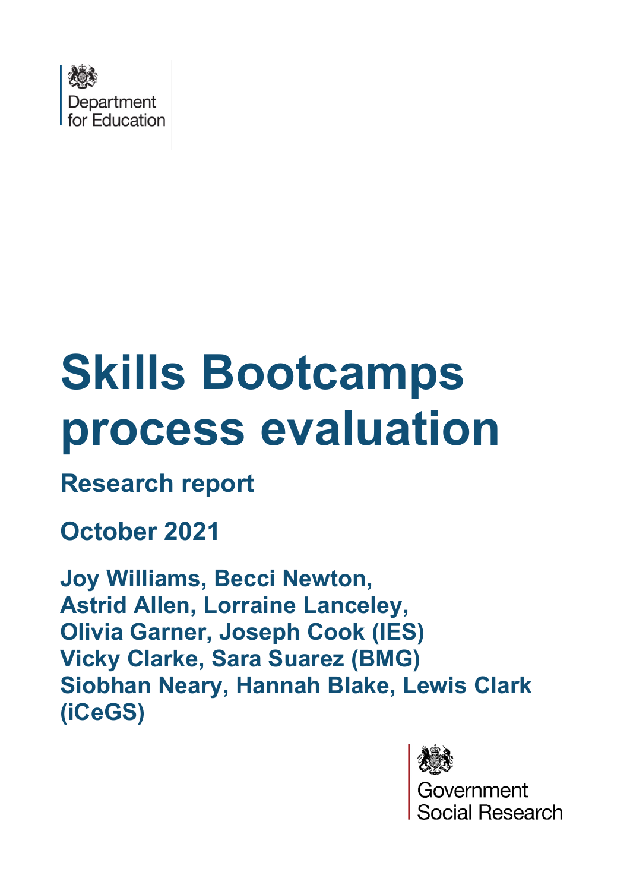Department for Education

# Skills Bootcamps process evaluation

## Research report

## October 2021

**Joy Williams, Becci Newton, Astrid Allen, Lorraine Lanceley, Olivia Garner, Joseph Cook (IES)**
**Vicky Clarke, Sara Suarez (BMG)**
**Siobhan Neary, Hannah Blake, Lewis Clark (iCeGS)**

Government Social Research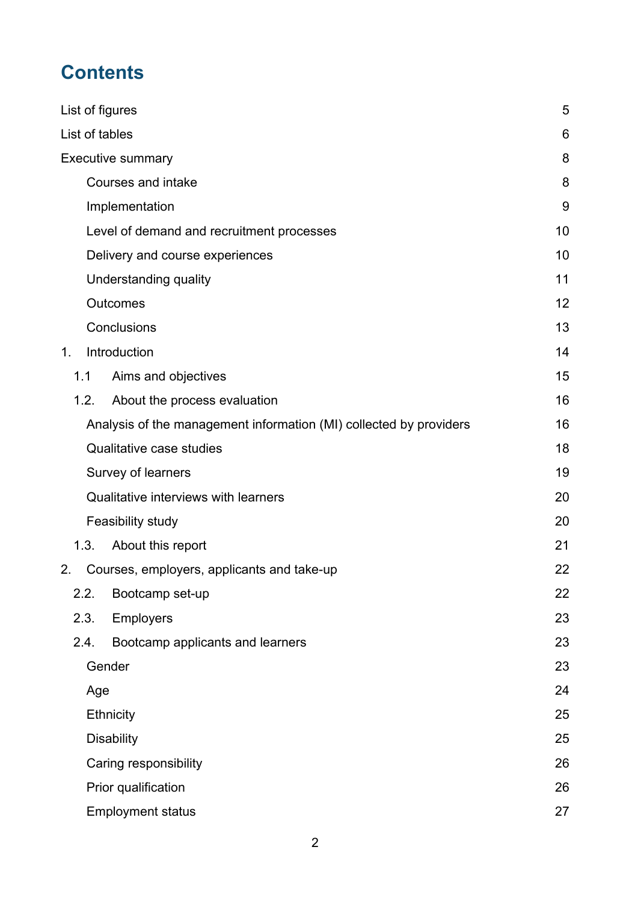# Contents

| | |
|---|---|
| List of figures | 5 |
| List of tables | 6 |
| Executive summary | 8 |
| Courses and intake | 8 |
| Implementation | 9 |
| Level of demand and recruitment processes | 10 |
| Delivery and course experiences | 10 |
| Understanding quality | 11 |
| Outcomes | 12 |
| Conclusions | 13 |
| 1. Introduction | 14 |
| 1.1 Aims and objectives | 15 |
| 1.2. About the process evaluation | 16 |
| Analysis of the management information (MI) collected by providers | 16 |
| Qualitative case studies | 18 |
| Survey of learners | 19 |
| Qualitative interviews with learners | 20 |
| Feasibility study | 20 |
| 1.3. About this report | 21 |
| 2. Courses, employers, applicants and take-up | 22 |
| 2.2. Bootcamp set-up | 22 |
| 2.3. Employers | 23 |
| 2.4. Bootcamp applicants and learners | 23 |
| Gender | 23 |
| Age | 24 |
| Ethnicity | 25 |
| Disability | 25 |
| Caring responsibility | 26 |
| Prior qualification | 26 |
| Employment status | 27 |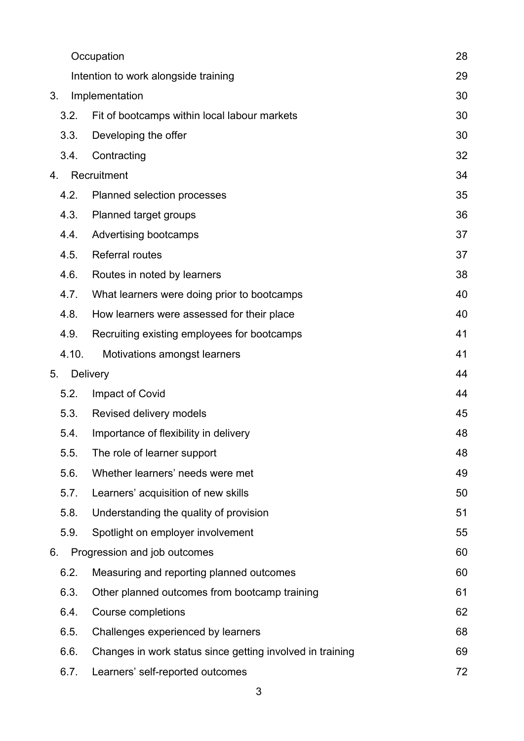| | | |
|---|---|---|
| | Occupation | 28 |
| | Intention to work alongside training | 29 |
| 3. | Implementation | 30 |
| 3.2. | Fit of bootcamps within local labour markets | 30 |
| 3.3. | Developing the offer | 30 |
| 3.4. | Contracting | 32 |
| 4. | Recruitment | 34 |
| 4.2. | Planned selection processes | 35 |
| 4.3. | Planned target groups | 36 |
| 4.4. | Advertising bootcamps | 37 |
| 4.5. | Referral routes | 37 |
| 4.6. | Routes in noted by learners | 38 |
| 4.7. | What learners were doing prior to bootcamps | 40 |
| 4.8. | How learners were assessed for their place | 40 |
| 4.9. | Recruiting existing employees for bootcamps | 41 |
| 4.10. | Motivations amongst learners | 41 |
| 5. | Delivery | 44 |
| 5.2. | Impact of Covid | 44 |
| 5.3. | Revised delivery models | 45 |
| 5.4. | Importance of flexibility in delivery | 48 |
| 5.5. | The role of learner support | 48 |
| 5.6. | Whether learners' needs were met | 49 |
| 5.7. | Learners' acquisition of new skills | 50 |
| 5.8. | Understanding the quality of provision | 51 |
| 5.9. | Spotlight on employer involvement | 55 |
| 6. | Progression and job outcomes | 60 |
| 6.2. | Measuring and reporting planned outcomes | 60 |
| 6.3. | Other planned outcomes from bootcamp training | 61 |
| 6.4. | Course completions | 62 |
| 6.5. | Challenges experienced by learners | 68 |
| 6.6. | Changes in work status since getting involved in training | 69 |
| 6.7. | Learners' self-reported outcomes | 72 |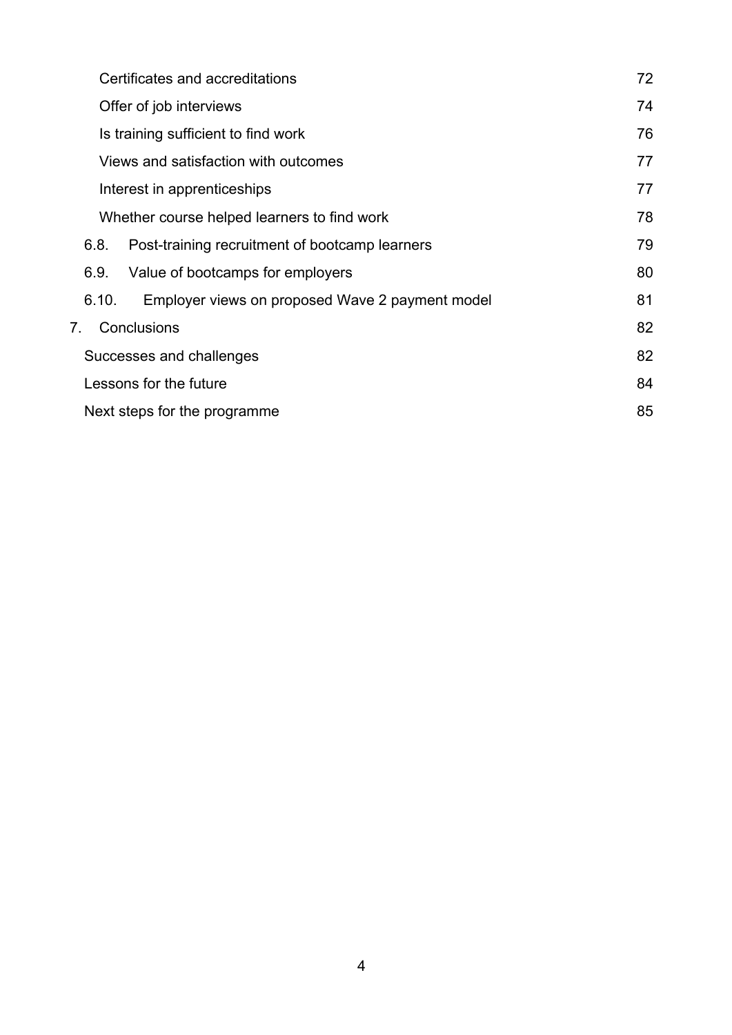Certificates and accreditations 72

Offer of job interviews 74

Is training sufficient to find work 76

Views and satisfaction with outcomes 77

Interest in apprenticeships 77

Whether course helped learners to find work 78

6.8. Post-training recruitment of bootcamp learners 79

6.9. Value of bootcamps for employers 80

6.10. Employer views on proposed Wave 2 payment model 81

7. Conclusions 82

Successes and challenges 82

Lessons for the future 84

Next steps for the programme 85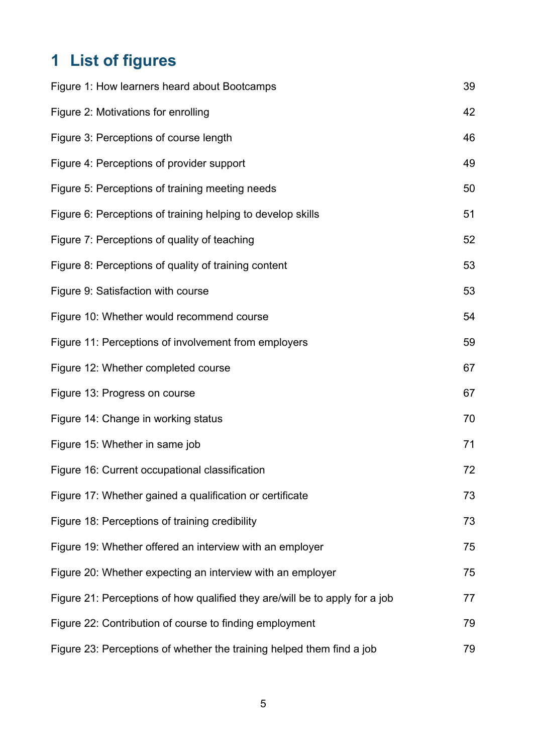# 1 List of figures

Figure 1: How learners heard about Bootcamps 39

Figure 2: Motivations for enrolling 42

Figure 3: Perceptions of course length 46

Figure 4: Perceptions of provider support 49

Figure 5: Perceptions of training meeting needs 50

Figure 6: Perceptions of training helping to develop skills 51

Figure 7: Perceptions of quality of teaching 52

Figure 8: Perceptions of quality of training content 53

Figure 9: Satisfaction with course 53

Figure 10: Whether would recommend course 54

Figure 11: Perceptions of involvement from employers 59

Figure 12: Whether completed course 67

Figure 13: Progress on course 67

Figure 14: Change in working status 70

Figure 15: Whether in same job 71

Figure 16: Current occupational classification 72

Figure 17: Whether gained a qualification or certificate 73

Figure 18: Perceptions of training credibility 73

Figure 19: Whether offered an interview with an employer 75

Figure 20: Whether expecting an interview with an employer 75

Figure 21: Perceptions of how qualified they are/will be to apply for a job 77

Figure 22: Contribution of course to finding employment 79

Figure 23: Perceptions of whether the training helped them find a job 79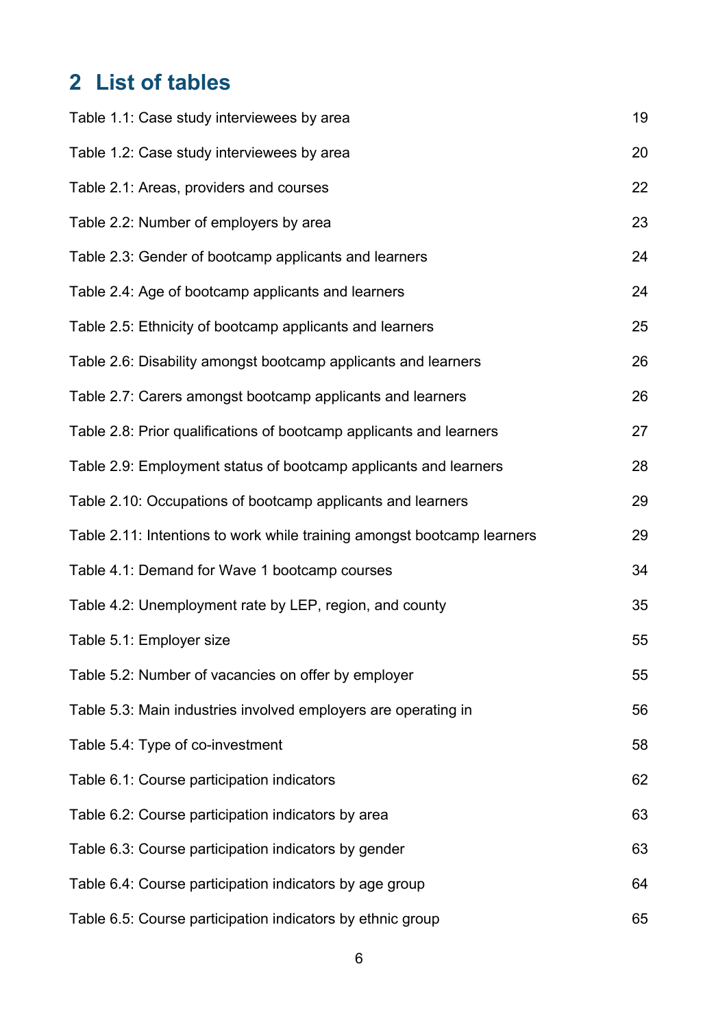# 2 List of tables

Table 1.1: Case study interviewees by area 19

Table 1.2: Case study interviewees by area 20

Table 2.1: Areas, providers and courses 22

Table 2.2: Number of employers by area 23

Table 2.3: Gender of bootcamp applicants and learners 24

Table 2.4: Age of bootcamp applicants and learners 24

Table 2.5: Ethnicity of bootcamp applicants and learners 25

Table 2.6: Disability amongst bootcamp applicants and learners 26

Table 2.7: Carers amongst bootcamp applicants and learners 26

Table 2.8: Prior qualifications of bootcamp applicants and learners 27

Table 2.9: Employment status of bootcamp applicants and learners 28

Table 2.10: Occupations of bootcamp applicants and learners 29

Table 2.11: Intentions to work while training amongst bootcamp learners 29

Table 4.1: Demand for Wave 1 bootcamp courses 34

Table 4.2: Unemployment rate by LEP, region, and county 35

Table 5.1: Employer size 55

Table 5.2: Number of vacancies on offer by employer 55

Table 5.3: Main industries involved employers are operating in 56

Table 5.4: Type of co-investment 58

Table 6.1: Course participation indicators 62

Table 6.2: Course participation indicators by area 63

Table 6.3: Course participation indicators by gender 63

Table 6.4: Course participation indicators by age group 64

Table 6.5: Course participation indicators by ethnic group 65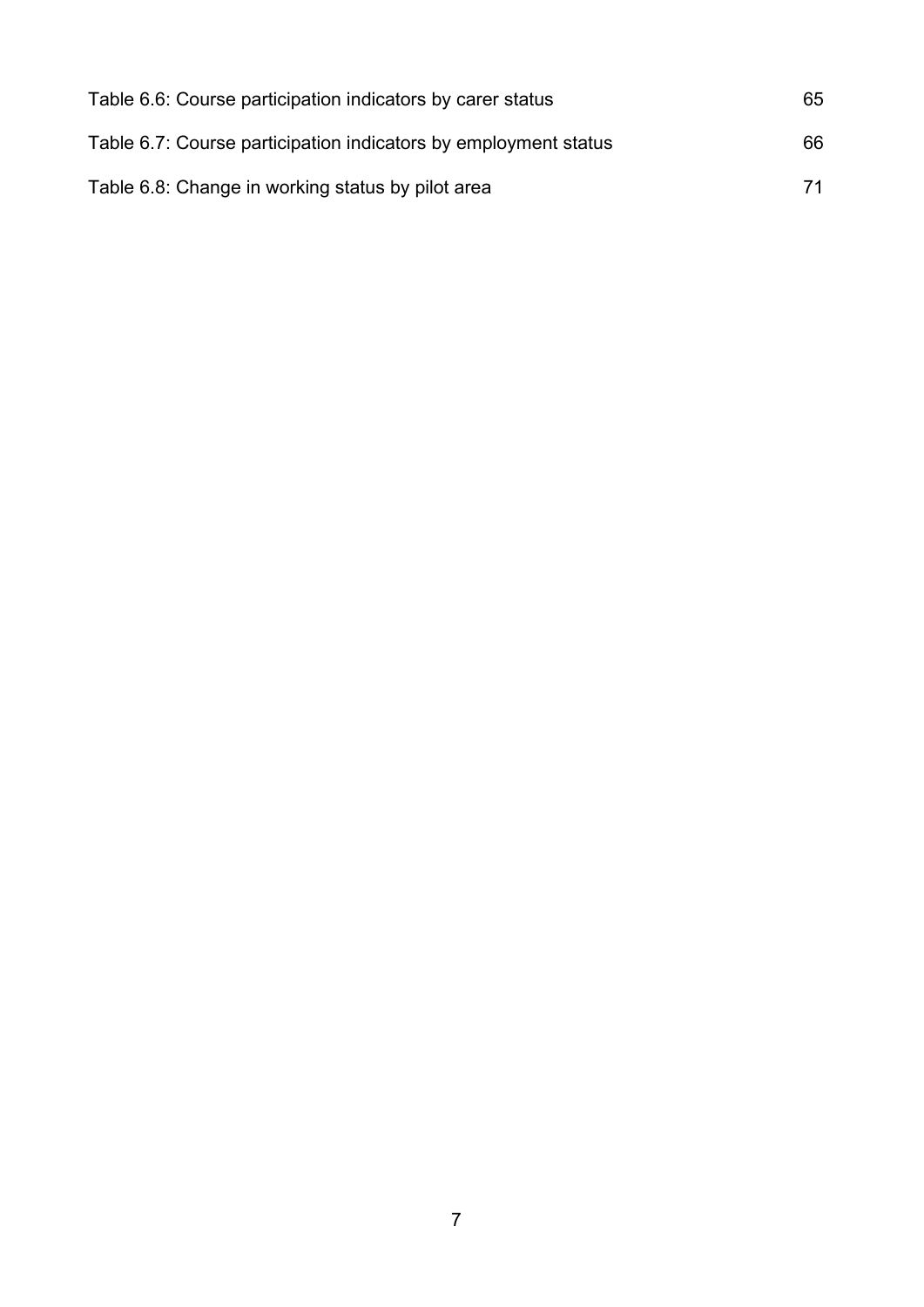Table 6.6: Course participation indicators by carer status 65

Table 6.7: Course participation indicators by employment status 66

Table 6.8: Change in working status by pilot area 71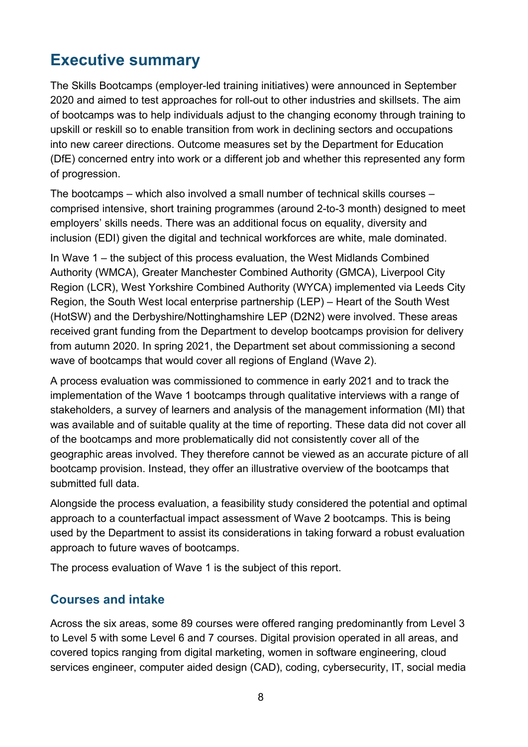# Executive summary

The Skills Bootcamps (employer-led training initiatives) were announced in September 2020 and aimed to test approaches for roll-out to other industries and skillsets. The aim of bootcamps was to help individuals adjust to the changing economy through training to upskill or reskill so to enable transition from work in declining sectors and occupations into new career directions. Outcome measures set by the Department for Education (DfE) concerned entry into work or a different job and whether this represented any form of progression.

The bootcamps – which also involved a small number of technical skills courses – comprised intensive, short training programmes (around 2-to-3 month) designed to meet employers' skills needs. There was an additional focus on equality, diversity and inclusion (EDI) given the digital and technical workforces are white, male dominated.

In Wave 1 – the subject of this process evaluation, the West Midlands Combined Authority (WMCA), Greater Manchester Combined Authority (GMCA), Liverpool City Region (LCR), West Yorkshire Combined Authority (WYCA) implemented via Leeds City Region, the South West local enterprise partnership (LEP) – Heart of the South West (HotSW) and the Derbyshire/Nottinghamshire LEP (D2N2) were involved. These areas received grant funding from the Department to develop bootcamps provision for delivery from autumn 2020. In spring 2021, the Department set about commissioning a second wave of bootcamps that would cover all regions of England (Wave 2).

A process evaluation was commissioned to commence in early 2021 and to track the implementation of the Wave 1 bootcamps through qualitative interviews with a range of stakeholders, a survey of learners and analysis of the management information (MI) that was available and of suitable quality at the time of reporting. These data did not cover all of the bootcamps and more problematically did not consistently cover all of the geographic areas involved. They therefore cannot be viewed as an accurate picture of all bootcamp provision. Instead, they offer an illustrative overview of the bootcamps that submitted full data.

Alongside the process evaluation, a feasibility study considered the potential and optimal approach to a counterfactual impact assessment of Wave 2 bootcamps. This is being used by the Department to assist its considerations in taking forward a robust evaluation approach to future waves of bootcamps.

The process evaluation of Wave 1 is the subject of this report.

## Courses and intake

Across the six areas, some 89 courses were offered ranging predominantly from Level 3 to Level 5 with some Level 6 and 7 courses. Digital provision operated in all areas, and covered topics ranging from digital marketing, women in software engineering, cloud services engineer, computer aided design (CAD), coding, cybersecurity, IT, social media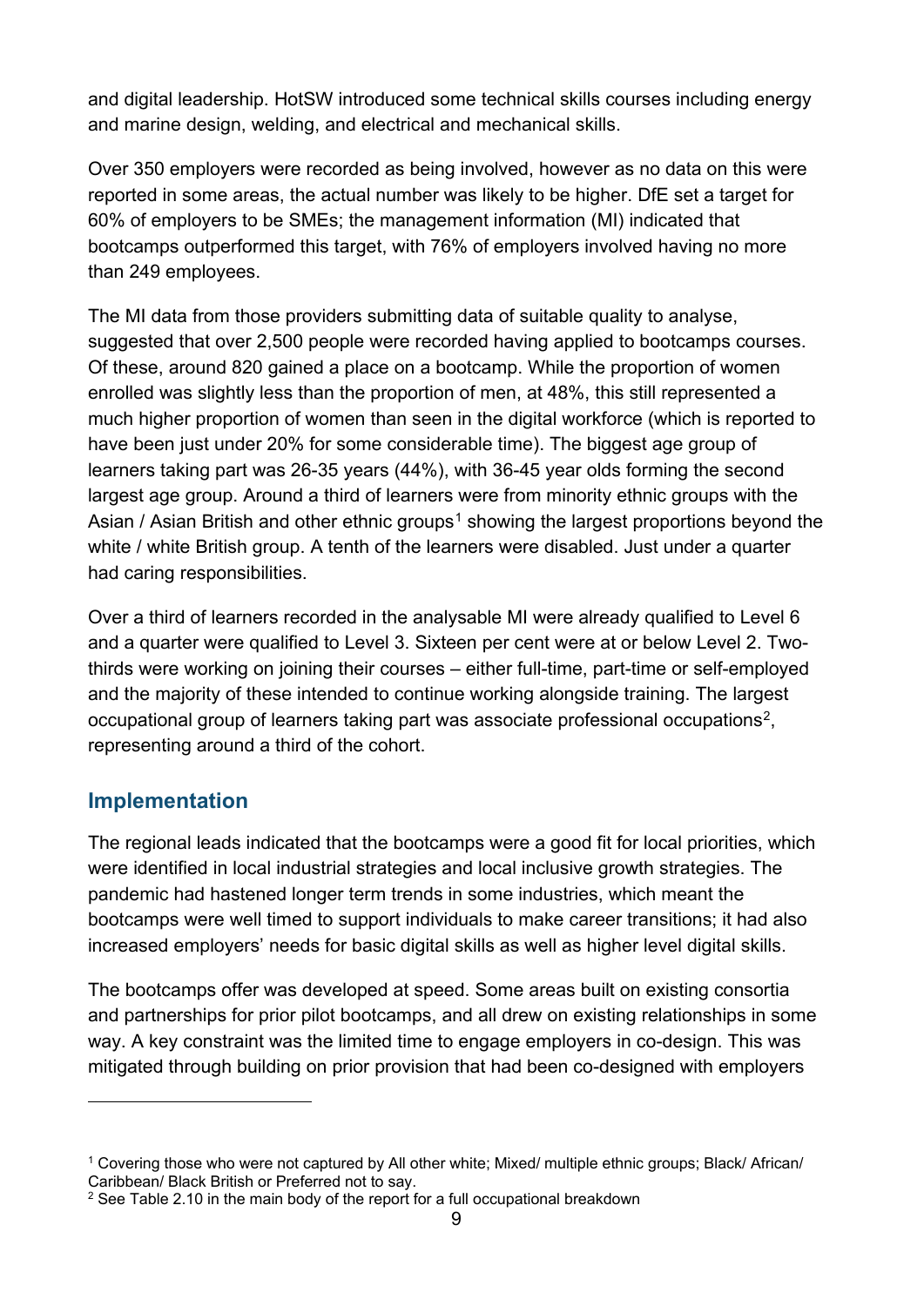and digital leadership. HotSW introduced some technical skills courses including energy and marine design, welding, and electrical and mechanical skills.

Over 350 employers were recorded as being involved, however as no data on this were reported in some areas, the actual number was likely to be higher. DfE set a target for 60% of employers to be SMEs; the management information (MI) indicated that bootcamps outperformed this target, with 76% of employers involved having no more than 249 employees.

The MI data from those providers submitting data of suitable quality to analyse, suggested that over 2,500 people were recorded having applied to bootcamps courses. Of these, around 820 gained a place on a bootcamp. While the proportion of women enrolled was slightly less than the proportion of men, at 48%, this still represented a much higher proportion of women than seen in the digital workforce (which is reported to have been just under 20% for some considerable time). The biggest age group of learners taking part was 26-35 years (44%), with 36-45 year olds forming the second largest age group. Around a third of learners were from minority ethnic groups with the Asian / Asian British and other ethnic groups[1] showing the largest proportions beyond the white / white British group. A tenth of the learners were disabled. Just under a quarter had caring responsibilities.

Over a third of learners recorded in the analysable MI were already qualified to Level 6 and a quarter were qualified to Level 3. Sixteen per cent were at or below Level 2. Two-thirds were working on joining their courses – either full-time, part-time or self-employed and the majority of these intended to continue working alongside training. The largest occupational group of learners taking part was associate professional occupations[2], representing around a third of the cohort.

## Implementation

The regional leads indicated that the bootcamps were a good fit for local priorities, which were identified in local industrial strategies and local inclusive growth strategies. The pandemic had hastened longer term trends in some industries, which meant the bootcamps were well timed to support individuals to make career transitions; it had also increased employers' needs for basic digital skills as well as higher level digital skills.

The bootcamps offer was developed at speed. Some areas built on existing consortia and partnerships for prior pilot bootcamps, and all drew on existing relationships in some way. A key constraint was the limited time to engage employers in co-design. This was mitigated through building on prior provision that had been co-designed with employers

---

[1] Covering those who were not captured by All other white; Mixed/ multiple ethnic groups; Black/ African/ Caribbean/ Black British or Preferred not to say.

[2] See Table 2.10 in the main body of the report for a full occupational breakdown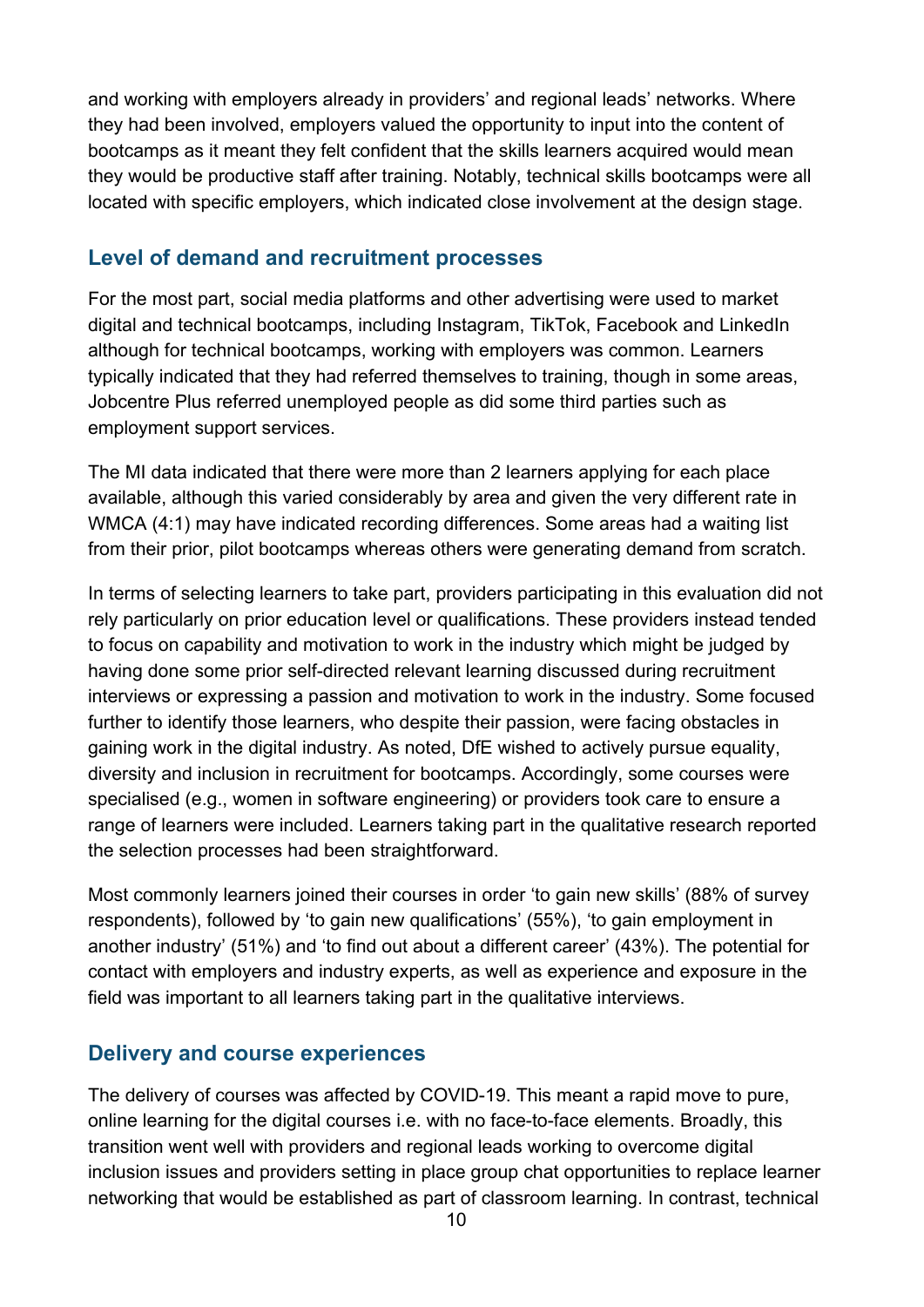and working with employers already in providers' and regional leads' networks. Where they had been involved, employers valued the opportunity to input into the content of bootcamps as it meant they felt confident that the skills learners acquired would mean they would be productive staff after training. Notably, technical skills bootcamps were all located with specific employers, which indicated close involvement at the design stage.

## Level of demand and recruitment processes

For the most part, social media platforms and other advertising were used to market digital and technical bootcamps, including Instagram, TikTok, Facebook and LinkedIn although for technical bootcamps, working with employers was common. Learners typically indicated that they had referred themselves to training, though in some areas, Jobcentre Plus referred unemployed people as did some third parties such as employment support services.

The MI data indicated that there were more than 2 learners applying for each place available, although this varied considerably by area and given the very different rate in WMCA (4:1) may have indicated recording differences. Some areas had a waiting list from their prior, pilot bootcamps whereas others were generating demand from scratch.

In terms of selecting learners to take part, providers participating in this evaluation did not rely particularly on prior education level or qualifications. These providers instead tended to focus on capability and motivation to work in the industry which might be judged by having done some prior self-directed relevant learning discussed during recruitment interviews or expressing a passion and motivation to work in the industry. Some focused further to identify those learners, who despite their passion, were facing obstacles in gaining work in the digital industry. As noted, DfE wished to actively pursue equality, diversity and inclusion in recruitment for bootcamps. Accordingly, some courses were specialised (e.g., women in software engineering) or providers took care to ensure a range of learners were included. Learners taking part in the qualitative research reported the selection processes had been straightforward.

Most commonly learners joined their courses in order 'to gain new skills' (88% of survey respondents), followed by 'to gain new qualifications' (55%), 'to gain employment in another industry' (51%) and 'to find out about a different career' (43%). The potential for contact with employers and industry experts, as well as experience and exposure in the field was important to all learners taking part in the qualitative interviews.

## Delivery and course experiences

The delivery of courses was affected by COVID-19. This meant a rapid move to pure, online learning for the digital courses i.e. with no face-to-face elements. Broadly, this transition went well with providers and regional leads working to overcome digital inclusion issues and providers setting in place group chat opportunities to replace learner networking that would be established as part of classroom learning. In contrast, technical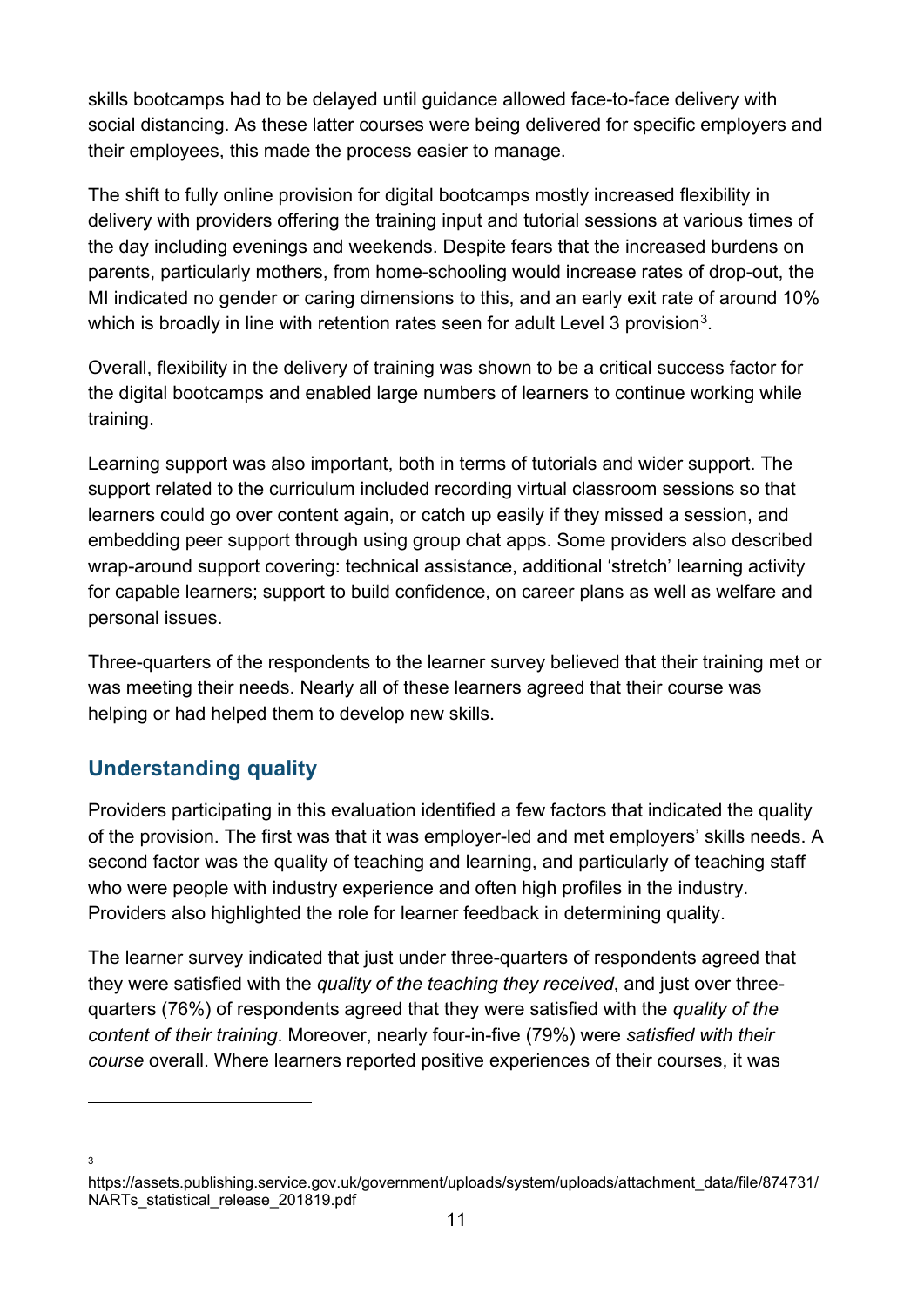skills bootcamps had to be delayed until guidance allowed face-to-face delivery with social distancing. As these latter courses were being delivered for specific employers and their employees, this made the process easier to manage.

The shift to fully online provision for digital bootcamps mostly increased flexibility in delivery with providers offering the training input and tutorial sessions at various times of the day including evenings and weekends. Despite fears that the increased burdens on parents, particularly mothers, from home-schooling would increase rates of drop-out, the MI indicated no gender or caring dimensions to this, and an early exit rate of around 10% which is broadly in line with retention rates seen for adult Level 3 provision[3].

Overall, flexibility in the delivery of training was shown to be a critical success factor for the digital bootcamps and enabled large numbers of learners to continue working while training.

Learning support was also important, both in terms of tutorials and wider support. The support related to the curriculum included recording virtual classroom sessions so that learners could go over content again, or catch up easily if they missed a session, and embedding peer support through using group chat apps. Some providers also described wrap-around support covering: technical assistance, additional 'stretch' learning activity for capable learners; support to build confidence, on career plans as well as welfare and personal issues.

Three-quarters of the respondents to the learner survey believed that their training met or was meeting their needs. Nearly all of these learners agreed that their course was helping or had helped them to develop new skills.

## Understanding quality

Providers participating in this evaluation identified a few factors that indicated the quality of the provision. The first was that it was employer-led and met employers' skills needs. A second factor was the quality of teaching and learning, and particularly of teaching staff who were people with industry experience and often high profiles in the industry. Providers also highlighted the role for learner feedback in determining quality.

The learner survey indicated that just under three-quarters of respondents agreed that they were satisfied with the *quality of the teaching they received*, and just over three-quarters (76%) of respondents agreed that they were satisfied with the *quality of the content of their training*. Moreover, nearly four-in-five (79%) were *satisfied with their course* overall. Where learners reported positive experiences of their courses, it was

---

[3] https://assets.publishing.service.gov.uk/government/uploads/system/uploads/attachment_data/file/874731/NARTs_statistical_release_201819.pdf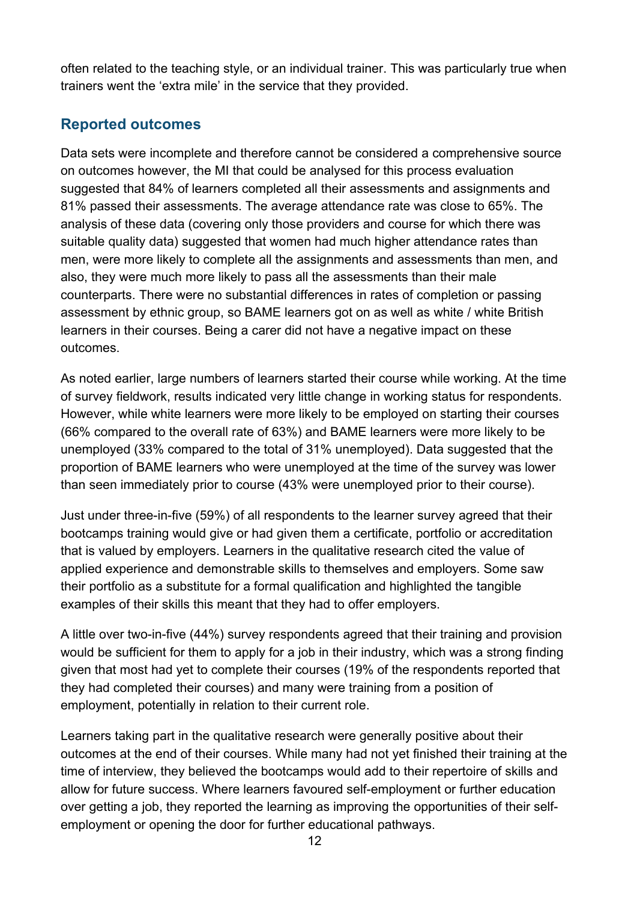often related to the teaching style, or an individual trainer. This was particularly true when trainers went the 'extra mile' in the service that they provided.

## Reported outcomes

Data sets were incomplete and therefore cannot be considered a comprehensive source on outcomes however, the MI that could be analysed for this process evaluation suggested that 84% of learners completed all their assessments and assignments and 81% passed their assessments. The average attendance rate was close to 65%. The analysis of these data (covering only those providers and course for which there was suitable quality data) suggested that women had much higher attendance rates than men, were more likely to complete all the assignments and assessments than men, and also, they were much more likely to pass all the assessments than their male counterparts. There were no substantial differences in rates of completion or passing assessment by ethnic group, so BAME learners got on as well as white / white British learners in their courses. Being a carer did not have a negative impact on these outcomes.

As noted earlier, large numbers of learners started their course while working. At the time of survey fieldwork, results indicated very little change in working status for respondents. However, while white learners were more likely to be employed on starting their courses (66% compared to the overall rate of 63%) and BAME learners were more likely to be unemployed (33% compared to the total of 31% unemployed). Data suggested that the proportion of BAME learners who were unemployed at the time of the survey was lower than seen immediately prior to course (43% were unemployed prior to their course).

Just under three-in-five (59%) of all respondents to the learner survey agreed that their bootcamps training would give or had given them a certificate, portfolio or accreditation that is valued by employers. Learners in the qualitative research cited the value of applied experience and demonstrable skills to themselves and employers. Some saw their portfolio as a substitute for a formal qualification and highlighted the tangible examples of their skills this meant that they had to offer employers.

A little over two-in-five (44%) survey respondents agreed that their training and provision would be sufficient for them to apply for a job in their industry, which was a strong finding given that most had yet to complete their courses (19% of the respondents reported that they had completed their courses) and many were training from a position of employment, potentially in relation to their current role.

Learners taking part in the qualitative research were generally positive about their outcomes at the end of their courses. While many had not yet finished their training at the time of interview, they believed the bootcamps would add to their repertoire of skills and allow for future success. Where learners favoured self-employment or further education over getting a job, they reported the learning as improving the opportunities of their self-employment or opening the door for further educational pathways.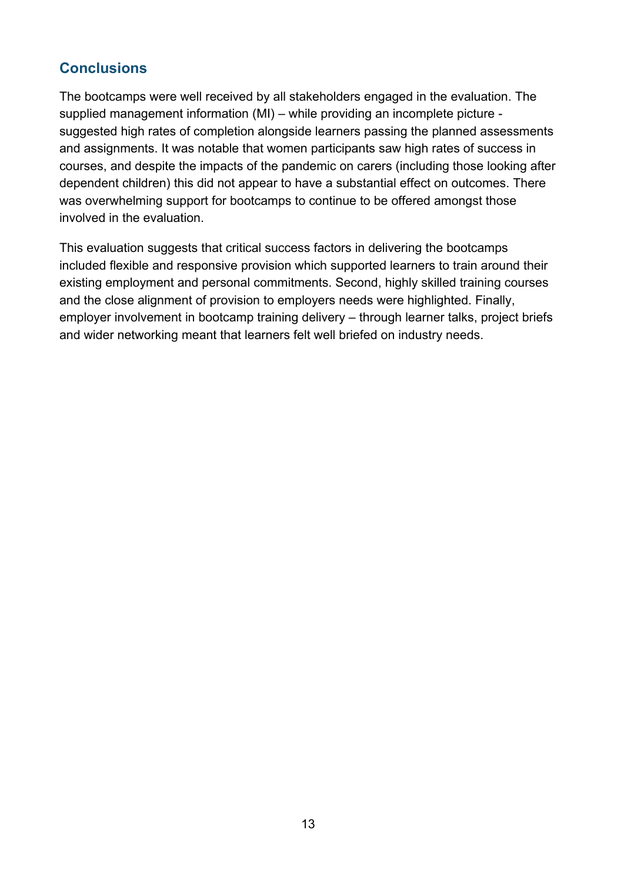## Conclusions

The bootcamps were well received by all stakeholders engaged in the evaluation. The supplied management information (MI) – while providing an incomplete picture - suggested high rates of completion alongside learners passing the planned assessments and assignments. It was notable that women participants saw high rates of success in courses, and despite the impacts of the pandemic on carers (including those looking after dependent children) this did not appear to have a substantial effect on outcomes. There was overwhelming support for bootcamps to continue to be offered amongst those involved in the evaluation.

This evaluation suggests that critical success factors in delivering the bootcamps included flexible and responsive provision which supported learners to train around their existing employment and personal commitments. Second, highly skilled training courses and the close alignment of provision to employers needs were highlighted. Finally, employer involvement in bootcamp training delivery – through learner talks, project briefs and wider networking meant that learners felt well briefed on industry needs.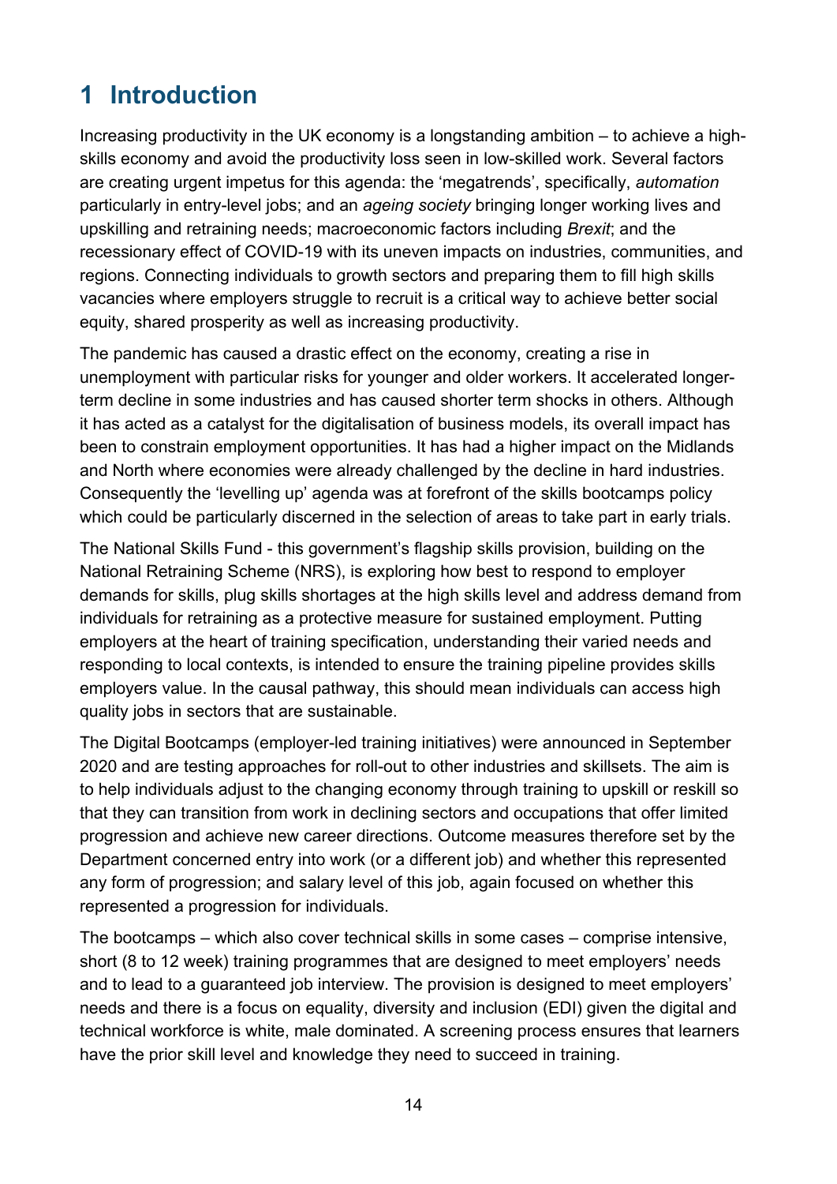# 1 Introduction

Increasing productivity in the UK economy is a longstanding ambition – to achieve a high-skills economy and avoid the productivity loss seen in low-skilled work. Several factors are creating urgent impetus for this agenda: the 'megatrends', specifically, *automation* particularly in entry-level jobs; and an *ageing society* bringing longer working lives and upskilling and retraining needs; macroeconomic factors including *Brexit*; and the recessionary effect of COVID-19 with its uneven impacts on industries, communities, and regions. Connecting individuals to growth sectors and preparing them to fill high skills vacancies where employers struggle to recruit is a critical way to achieve better social equity, shared prosperity as well as increasing productivity.

The pandemic has caused a drastic effect on the economy, creating a rise in unemployment with particular risks for younger and older workers. It accelerated longer-term decline in some industries and has caused shorter term shocks in others. Although it has acted as a catalyst for the digitalisation of business models, its overall impact has been to constrain employment opportunities. It has had a higher impact on the Midlands and North where economies were already challenged by the decline in hard industries. Consequently the 'levelling up' agenda was at forefront of the skills bootcamps policy which could be particularly discerned in the selection of areas to take part in early trials.

The National Skills Fund - this government's flagship skills provision, building on the National Retraining Scheme (NRS), is exploring how best to respond to employer demands for skills, plug skills shortages at the high skills level and address demand from individuals for retraining as a protective measure for sustained employment. Putting employers at the heart of training specification, understanding their varied needs and responding to local contexts, is intended to ensure the training pipeline provides skills employers value. In the causal pathway, this should mean individuals can access high quality jobs in sectors that are sustainable.

The Digital Bootcamps (employer-led training initiatives) were announced in September 2020 and are testing approaches for roll-out to other industries and skillsets. The aim is to help individuals adjust to the changing economy through training to upskill or reskill so that they can transition from work in declining sectors and occupations that offer limited progression and achieve new career directions. Outcome measures therefore set by the Department concerned entry into work (or a different job) and whether this represented any form of progression; and salary level of this job, again focused on whether this represented a progression for individuals.

The bootcamps – which also cover technical skills in some cases – comprise intensive, short (8 to 12 week) training programmes that are designed to meet employers' needs and to lead to a guaranteed job interview. The provision is designed to meet employers' needs and there is a focus on equality, diversity and inclusion (EDI) given the digital and technical workforce is white, male dominated. A screening process ensures that learners have the prior skill level and knowledge they need to succeed in training.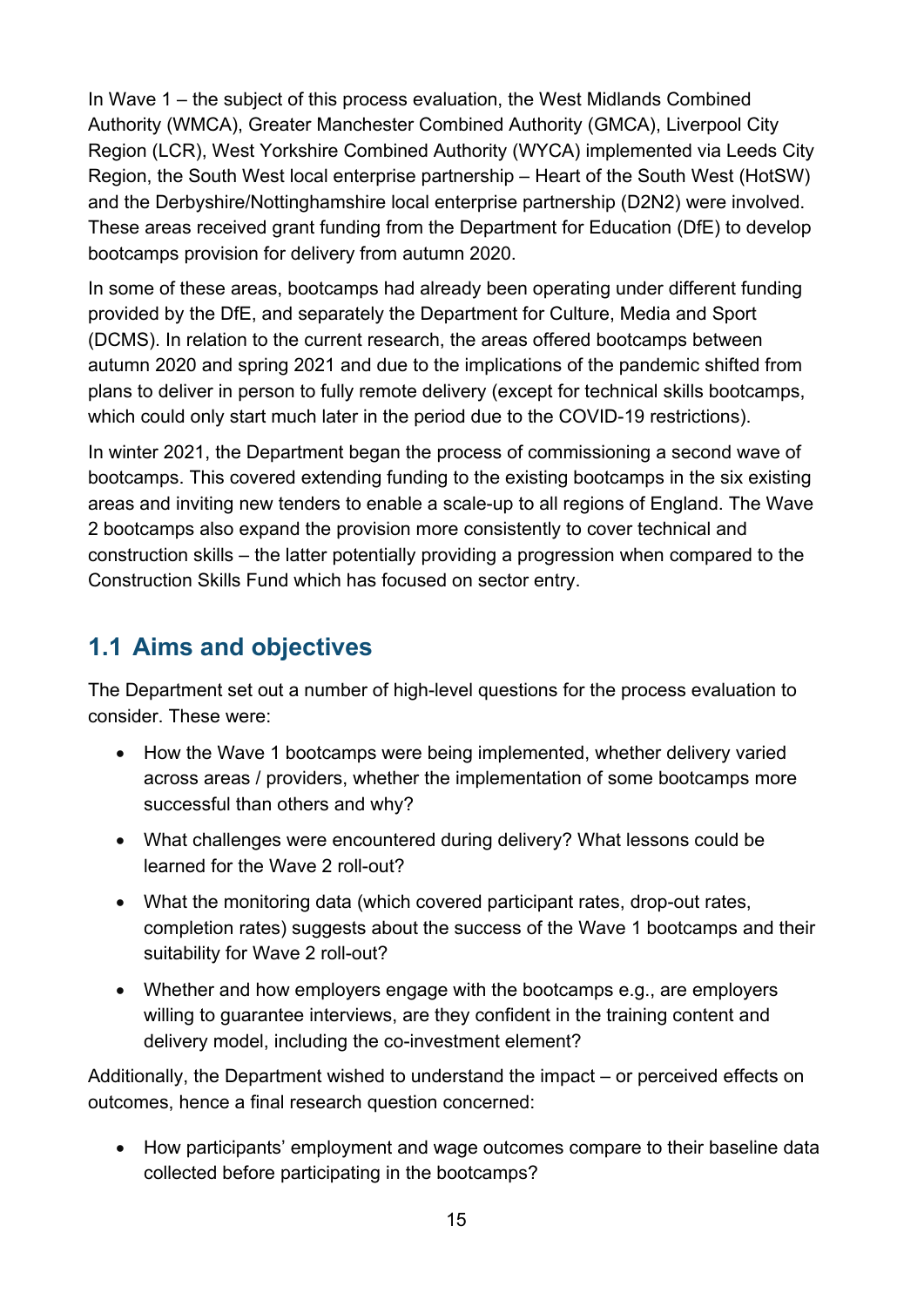In Wave 1 – the subject of this process evaluation, the West Midlands Combined Authority (WMCA), Greater Manchester Combined Authority (GMCA), Liverpool City Region (LCR), West Yorkshire Combined Authority (WYCA) implemented via Leeds City Region, the South West local enterprise partnership – Heart of the South West (HotSW) and the Derbyshire/Nottinghamshire local enterprise partnership (D2N2) were involved. These areas received grant funding from the Department for Education (DfE) to develop bootcamps provision for delivery from autumn 2020.

In some of these areas, bootcamps had already been operating under different funding provided by the DfE, and separately the Department for Culture, Media and Sport (DCMS). In relation to the current research, the areas offered bootcamps between autumn 2020 and spring 2021 and due to the implications of the pandemic shifted from plans to deliver in person to fully remote delivery (except for technical skills bootcamps, which could only start much later in the period due to the COVID-19 restrictions).

In winter 2021, the Department began the process of commissioning a second wave of bootcamps. This covered extending funding to the existing bootcamps in the six existing areas and inviting new tenders to enable a scale-up to all regions of England. The Wave 2 bootcamps also expand the provision more consistently to cover technical and construction skills – the latter potentially providing a progression when compared to the Construction Skills Fund which has focused on sector entry.

## 1.1 Aims and objectives

The Department set out a number of high-level questions for the process evaluation to consider. These were:

- How the Wave 1 bootcamps were being implemented, whether delivery varied across areas / providers, whether the implementation of some bootcamps more successful than others and why?
- What challenges were encountered during delivery? What lessons could be learned for the Wave 2 roll-out?
- What the monitoring data (which covered participant rates, drop-out rates, completion rates) suggests about the success of the Wave 1 bootcamps and their suitability for Wave 2 roll-out?
- Whether and how employers engage with the bootcamps e.g., are employers willing to guarantee interviews, are they confident in the training content and delivery model, including the co-investment element?

Additionally, the Department wished to understand the impact – or perceived effects on outcomes, hence a final research question concerned:

- How participants' employment and wage outcomes compare to their baseline data collected before participating in the bootcamps?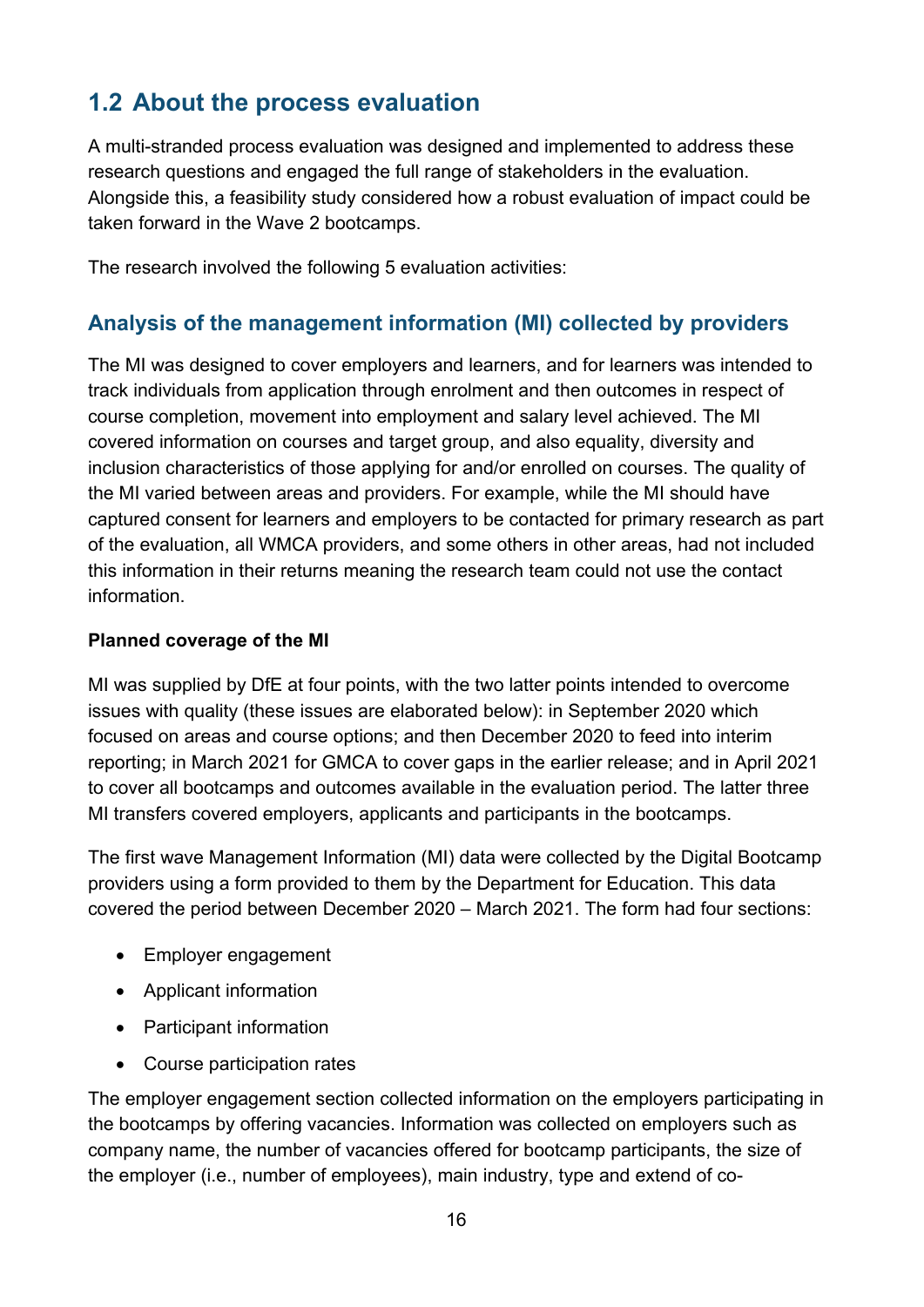## 1.2 About the process evaluation

A multi-stranded process evaluation was designed and implemented to address these research questions and engaged the full range of stakeholders in the evaluation. Alongside this, a feasibility study considered how a robust evaluation of impact could be taken forward in the Wave 2 bootcamps.

The research involved the following 5 evaluation activities:

### Analysis of the management information (MI) collected by providers

The MI was designed to cover employers and learners, and for learners was intended to track individuals from application through enrolment and then outcomes in respect of course completion, movement into employment and salary level achieved. The MI covered information on courses and target group, and also equality, diversity and inclusion characteristics of those applying for and/or enrolled on courses. The quality of the MI varied between areas and providers. For example, while the MI should have captured consent for learners and employers to be contacted for primary research as part of the evaluation, all WMCA providers, and some others in other areas, had not included this information in their returns meaning the research team could not use the contact information.

**Planned coverage of the MI**

MI was supplied by DfE at four points, with the two latter points intended to overcome issues with quality (these issues are elaborated below): in September 2020 which focused on areas and course options; and then December 2020 to feed into interim reporting; in March 2021 for GMCA to cover gaps in the earlier release; and in April 2021 to cover all bootcamps and outcomes available in the evaluation period. The latter three MI transfers covered employers, applicants and participants in the bootcamps.

The first wave Management Information (MI) data were collected by the Digital Bootcamp providers using a form provided to them by the Department for Education. This data covered the period between December 2020 – March 2021. The form had four sections:

- Employer engagement
- Applicant information
- Participant information
- Course participation rates

The employer engagement section collected information on the employers participating in the bootcamps by offering vacancies. Information was collected on employers such as company name, the number of vacancies offered for bootcamp participants, the size of the employer (i.e., number of employees), main industry, type and extend of co-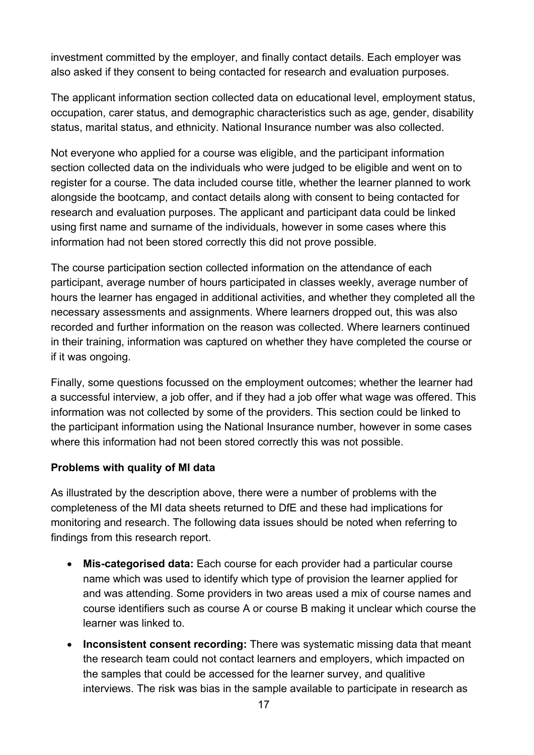investment committed by the employer, and finally contact details. Each employer was also asked if they consent to being contacted for research and evaluation purposes.

The applicant information section collected data on educational level, employment status, occupation, carer status, and demographic characteristics such as age, gender, disability status, marital status, and ethnicity. National Insurance number was also collected.

Not everyone who applied for a course was eligible, and the participant information section collected data on the individuals who were judged to be eligible and went on to register for a course. The data included course title, whether the learner planned to work alongside the bootcamp, and contact details along with consent to being contacted for research and evaluation purposes. The applicant and participant data could be linked using first name and surname of the individuals, however in some cases where this information had not been stored correctly this did not prove possible.

The course participation section collected information on the attendance of each participant, average number of hours participated in classes weekly, average number of hours the learner has engaged in additional activities, and whether they completed all the necessary assessments and assignments. Where learners dropped out, this was also recorded and further information on the reason was collected. Where learners continued in their training, information was captured on whether they have completed the course or if it was ongoing.

Finally, some questions focussed on the employment outcomes; whether the learner had a successful interview, a job offer, and if they had a job offer what wage was offered. This information was not collected by some of the providers. This section could be linked to the participant information using the National Insurance number, however in some cases where this information had not been stored correctly this was not possible.

**Problems with quality of MI data**

As illustrated by the description above, there were a number of problems with the completeness of the MI data sheets returned to DfE and these had implications for monitoring and research. The following data issues should be noted when referring to findings from this research report.

- **Mis-categorised data:** Each course for each provider had a particular course name which was used to identify which type of provision the learner applied for and was attending. Some providers in two areas used a mix of course names and course identifiers such as course A or course B making it unclear which course the learner was linked to.
- **Inconsistent consent recording:** There was systematic missing data that meant the research team could not contact learners and employers, which impacted on the samples that could be accessed for the learner survey, and qualitive interviews. The risk was bias in the sample available to participate in research as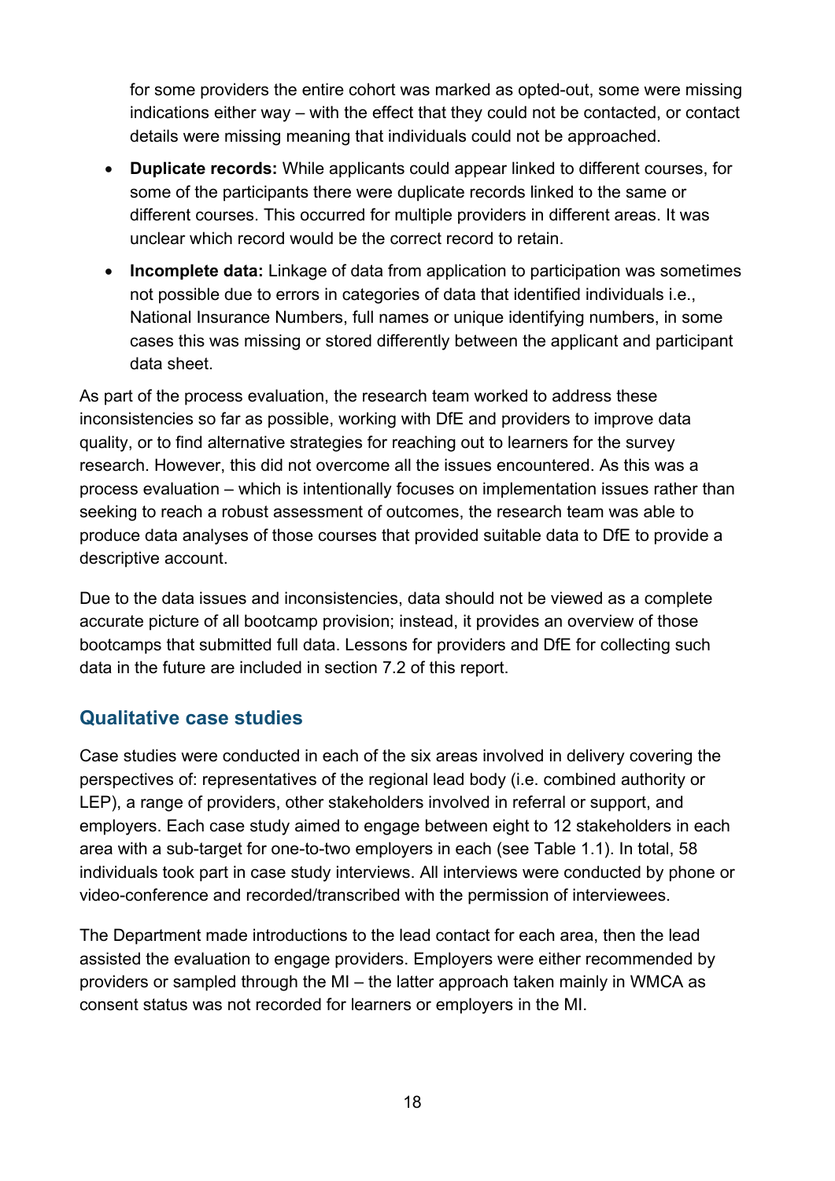for some providers the entire cohort was marked as opted-out, some were missing indications either way – with the effect that they could not be contacted, or contact details were missing meaning that individuals could not be approached.

- **Duplicate records:** While applicants could appear linked to different courses, for some of the participants there were duplicate records linked to the same or different courses. This occurred for multiple providers in different areas. It was unclear which record would be the correct record to retain.
- **Incomplete data:** Linkage of data from application to participation was sometimes not possible due to errors in categories of data that identified individuals i.e., National Insurance Numbers, full names or unique identifying numbers, in some cases this was missing or stored differently between the applicant and participant data sheet.

As part of the process evaluation, the research team worked to address these inconsistencies so far as possible, working with DfE and providers to improve data quality, or to find alternative strategies for reaching out to learners for the survey research. However, this did not overcome all the issues encountered. As this was a process evaluation – which is intentionally focuses on implementation issues rather than seeking to reach a robust assessment of outcomes, the research team was able to produce data analyses of those courses that provided suitable data to DfE to provide a descriptive account.

Due to the data issues and inconsistencies, data should not be viewed as a complete accurate picture of all bootcamp provision; instead, it provides an overview of those bootcamps that submitted full data. Lessons for providers and DfE for collecting such data in the future are included in section 7.2 of this report.

## Qualitative case studies

Case studies were conducted in each of the six areas involved in delivery covering the perspectives of: representatives of the regional lead body (i.e. combined authority or LEP), a range of providers, other stakeholders involved in referral or support, and employers. Each case study aimed to engage between eight to 12 stakeholders in each area with a sub-target for one-to-two employers in each (see Table 1.1). In total, 58 individuals took part in case study interviews. All interviews were conducted by phone or video-conference and recorded/transcribed with the permission of interviewees.

The Department made introductions to the lead contact for each area, then the lead assisted the evaluation to engage providers. Employers were either recommended by providers or sampled through the MI – the latter approach taken mainly in WMCA as consent status was not recorded for learners or employers in the MI.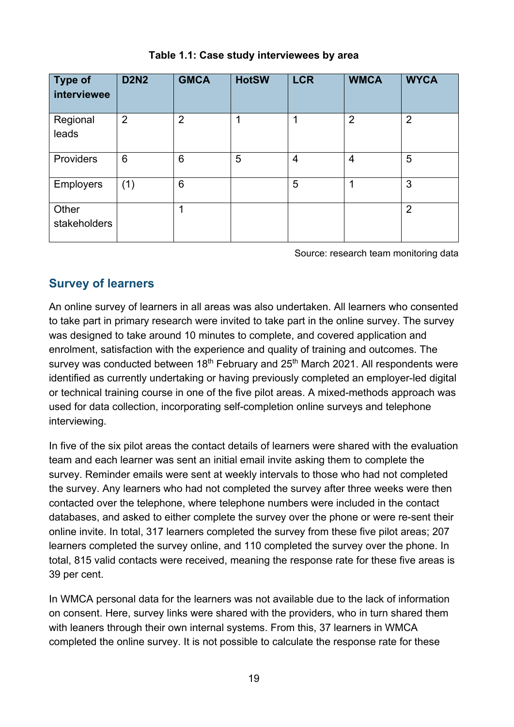**Table 1.1: Case study interviewees by area**

| Type of interviewee | D2N2 | GMCA | HotSW | LCR | WMCA | WYCA |
|---|---|---|---|---|---|---|
| Regional leads | 2 | 2 | 1 | 1 | 2 | 2 |
| Providers | 6 | 6 | 5 | 4 | 4 | 5 |
| Employers | (1) | 6 | | 5 | 1 | 3 |
| Other stakeholders | | 1 | | | | 2 |

Source: research team monitoring data

## Survey of learners

An online survey of learners in all areas was also undertaken. All learners who consented to take part in primary research were invited to take part in the online survey. The survey was designed to take around 10 minutes to complete, and covered application and enrolment, satisfaction with the experience and quality of training and outcomes. The survey was conducted between 18th February and 25th March 2021. All respondents were identified as currently undertaking or having previously completed an employer-led digital or technical training course in one of the five pilot areas. A mixed-methods approach was used for data collection, incorporating self-completion online surveys and telephone interviewing.

In five of the six pilot areas the contact details of learners were shared with the evaluation team and each learner was sent an initial email invite asking them to complete the survey. Reminder emails were sent at weekly intervals to those who had not completed the survey. Any learners who had not completed the survey after three weeks were then contacted over the telephone, where telephone numbers were included in the contact databases, and asked to either complete the survey over the phone or were re-sent their online invite. In total, 317 learners completed the survey from these five pilot areas; 207 learners completed the survey online, and 110 completed the survey over the phone. In total, 815 valid contacts were received, meaning the response rate for these five areas is 39 per cent.

In WMCA personal data for the learners was not available due to the lack of information on consent. Here, survey links were shared with the providers, who in turn shared them with leaners through their own internal systems. From this, 37 learners in WMCA completed the online survey. It is not possible to calculate the response rate for these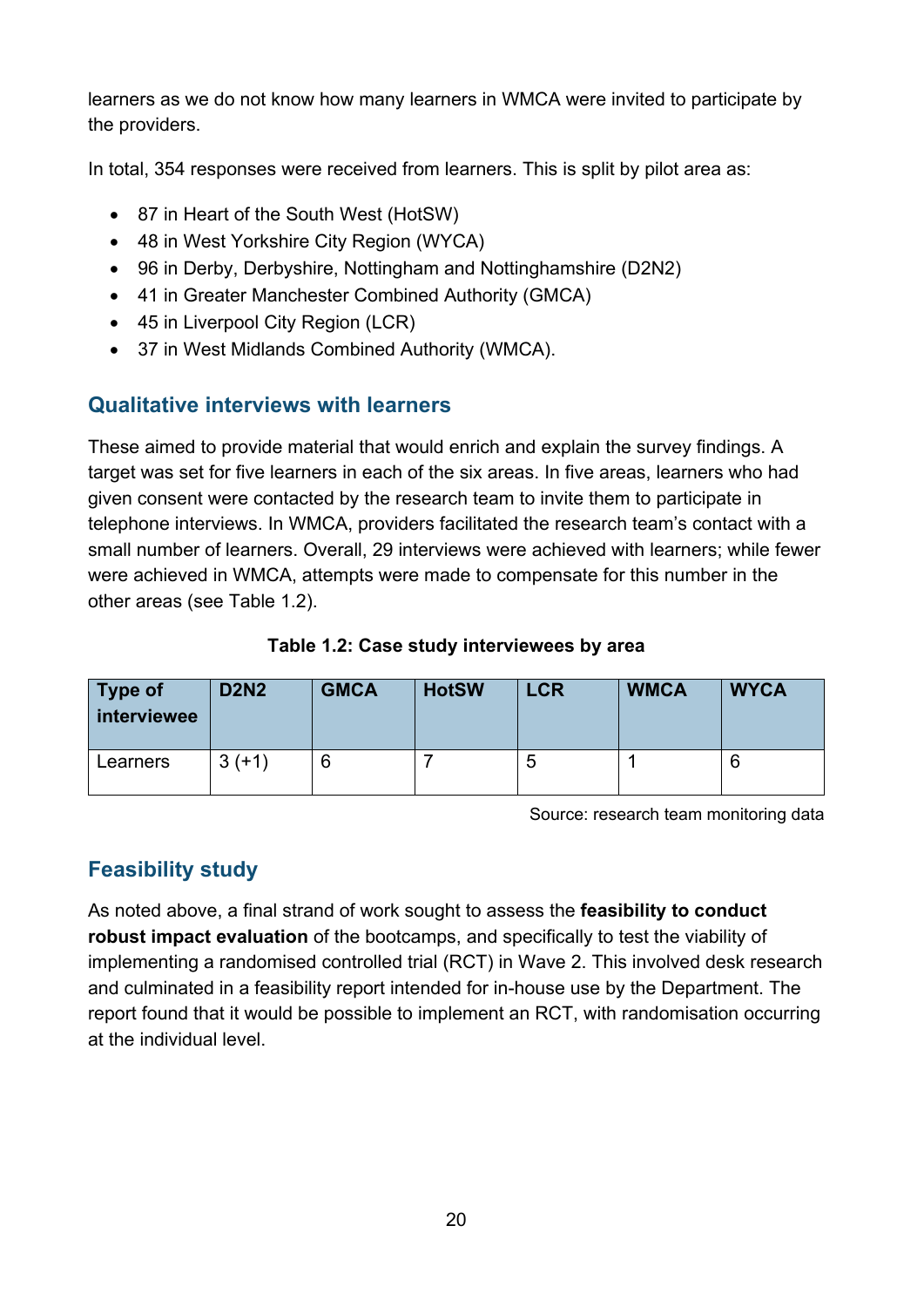learners as we do not know how many learners in WMCA were invited to participate by the providers.

In total, 354 responses were received from learners. This is split by pilot area as:

- 87 in Heart of the South West (HotSW)
- 48 in West Yorkshire City Region (WYCA)
- 96 in Derby, Derbyshire, Nottingham and Nottinghamshire (D2N2)
- 41 in Greater Manchester Combined Authority (GMCA)
- 45 in Liverpool City Region (LCR)
- 37 in West Midlands Combined Authority (WMCA).

## Qualitative interviews with learners

These aimed to provide material that would enrich and explain the survey findings. A target was set for five learners in each of the six areas. In five areas, learners who had given consent were contacted by the research team to invite them to participate in telephone interviews. In WMCA, providers facilitated the research team's contact with a small number of learners. Overall, 29 interviews were achieved with learners; while fewer were achieved in WMCA, attempts were made to compensate for this number in the other areas (see Table 1.2).

**Table 1.2: Case study interviewees by area**

| Type of interviewee | D2N2 | GMCA | HotSW | LCR | WMCA | WYCA |
|---|---|---|---|---|---|---|
| Learners | 3 (+1) | 6 | 7 | 5 | 1 | 6 |

Source: research team monitoring data

## Feasibility study

As noted above, a final strand of work sought to assess the **feasibility to conduct robust impact evaluation** of the bootcamps, and specifically to test the viability of implementing a randomised controlled trial (RCT) in Wave 2. This involved desk research and culminated in a feasibility report intended for in-house use by the Department. The report found that it would be possible to implement an RCT, with randomisation occurring at the individual level.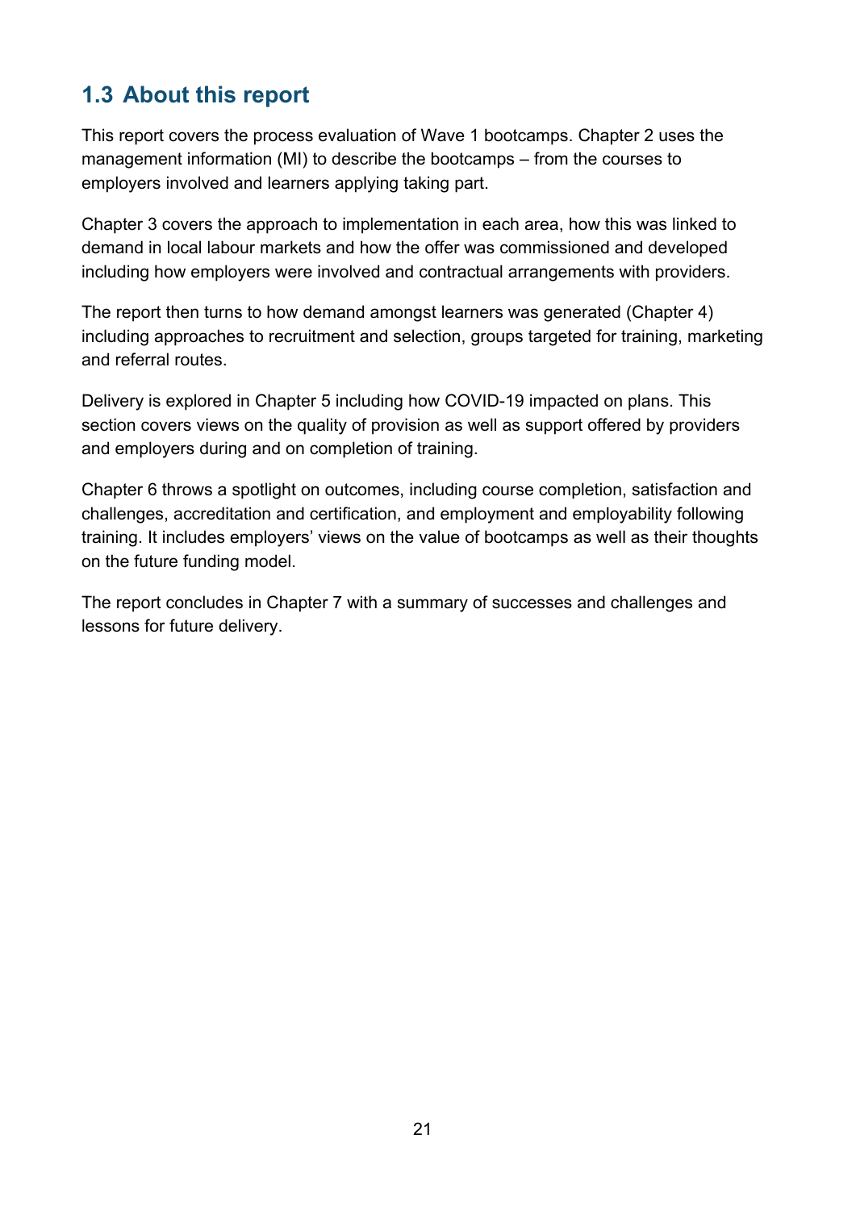## 1.3 About this report

This report covers the process evaluation of Wave 1 bootcamps. Chapter 2 uses the management information (MI) to describe the bootcamps – from the courses to employers involved and learners applying taking part.

Chapter 3 covers the approach to implementation in each area, how this was linked to demand in local labour markets and how the offer was commissioned and developed including how employers were involved and contractual arrangements with providers.

The report then turns to how demand amongst learners was generated (Chapter 4) including approaches to recruitment and selection, groups targeted for training, marketing and referral routes.

Delivery is explored in Chapter 5 including how COVID-19 impacted on plans. This section covers views on the quality of provision as well as support offered by providers and employers during and on completion of training.

Chapter 6 throws a spotlight on outcomes, including course completion, satisfaction and challenges, accreditation and certification, and employment and employability following training. It includes employers' views on the value of bootcamps as well as their thoughts on the future funding model.

The report concludes in Chapter 7 with a summary of successes and challenges and lessons for future delivery.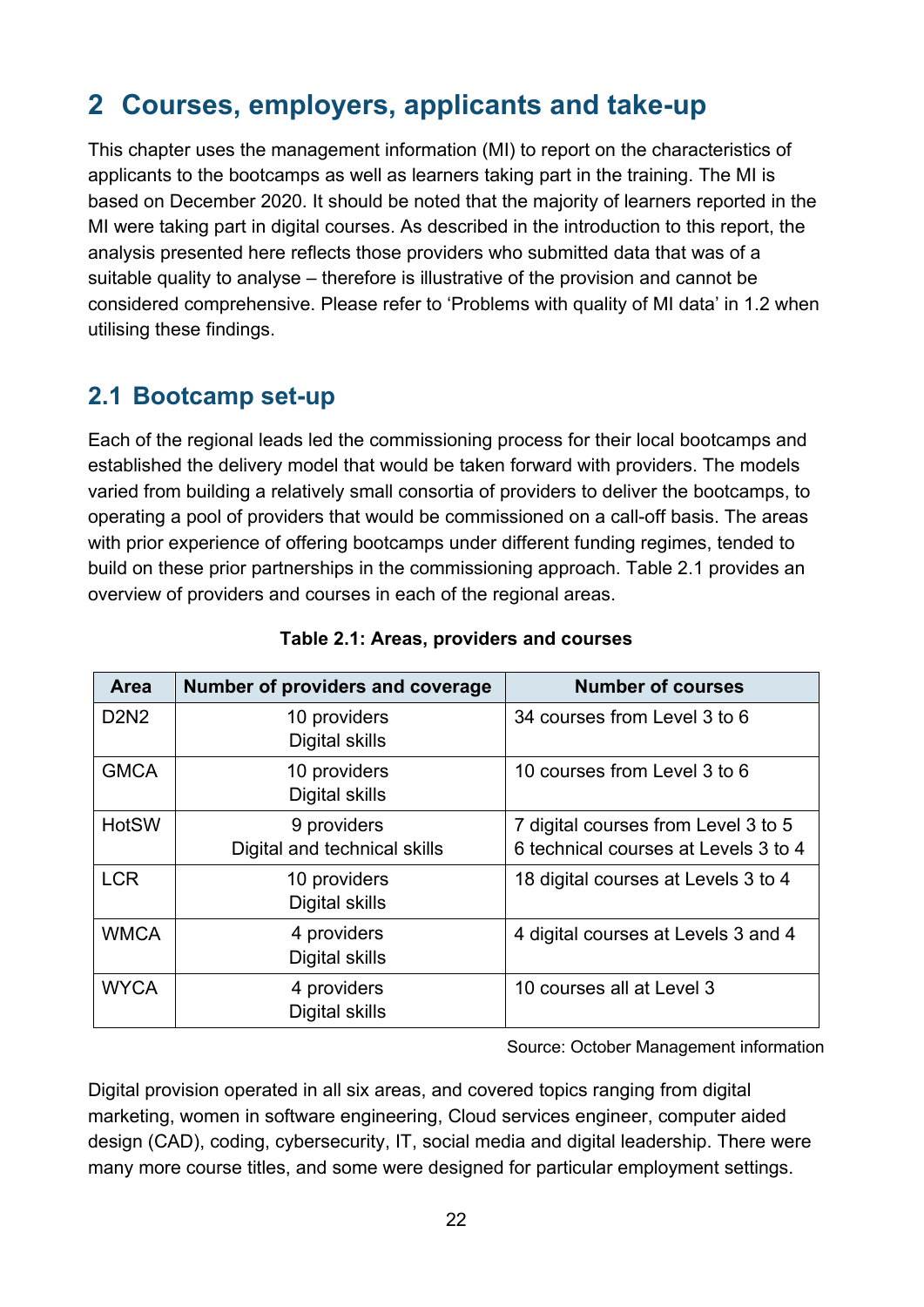# 2 Courses, employers, applicants and take-up

This chapter uses the management information (MI) to report on the characteristics of applicants to the bootcamps as well as learners taking part in the training. The MI is based on December 2020. It should be noted that the majority of learners reported in the MI were taking part in digital courses. As described in the introduction to this report, the analysis presented here reflects those providers who submitted data that was of a suitable quality to analyse – therefore is illustrative of the provision and cannot be considered comprehensive. Please refer to 'Problems with quality of MI data' in 1.2 when utilising these findings.

## 2.1 Bootcamp set-up

Each of the regional leads led the commissioning process for their local bootcamps and established the delivery model that would be taken forward with providers. The models varied from building a relatively small consortia of providers to deliver the bootcamps, to operating a pool of providers that would be commissioned on a call-off basis. The areas with prior experience of offering bootcamps under different funding regimes, tended to build on these prior partnerships in the commissioning approach. Table 2.1 provides an overview of providers and courses in each of the regional areas.

**Table 2.1: Areas, providers and courses**

| Area | Number of providers and coverage | Number of courses |
|---|---|---|
| D2N2 | 10 providers<br>Digital skills | 34 courses from Level 3 to 6 |
| GMCA | 10 providers<br>Digital skills | 10 courses from Level 3 to 6 |
| HotSW | 9 providers<br>Digital and technical skills | 7 digital courses from Level 3 to 5<br>6 technical courses at Levels 3 to 4 |
| LCR | 10 providers<br>Digital skills | 18 digital courses at Levels 3 to 4 |
| WMCA | 4 providers<br>Digital skills | 4 digital courses at Levels 3 and 4 |
| WYCA | 4 providers<br>Digital skills | 10 courses all at Level 3 |

Source: October Management information

Digital provision operated in all six areas, and covered topics ranging from digital marketing, women in software engineering, Cloud services engineer, computer aided design (CAD), coding, cybersecurity, IT, social media and digital leadership. There were many more course titles, and some were designed for particular employment settings.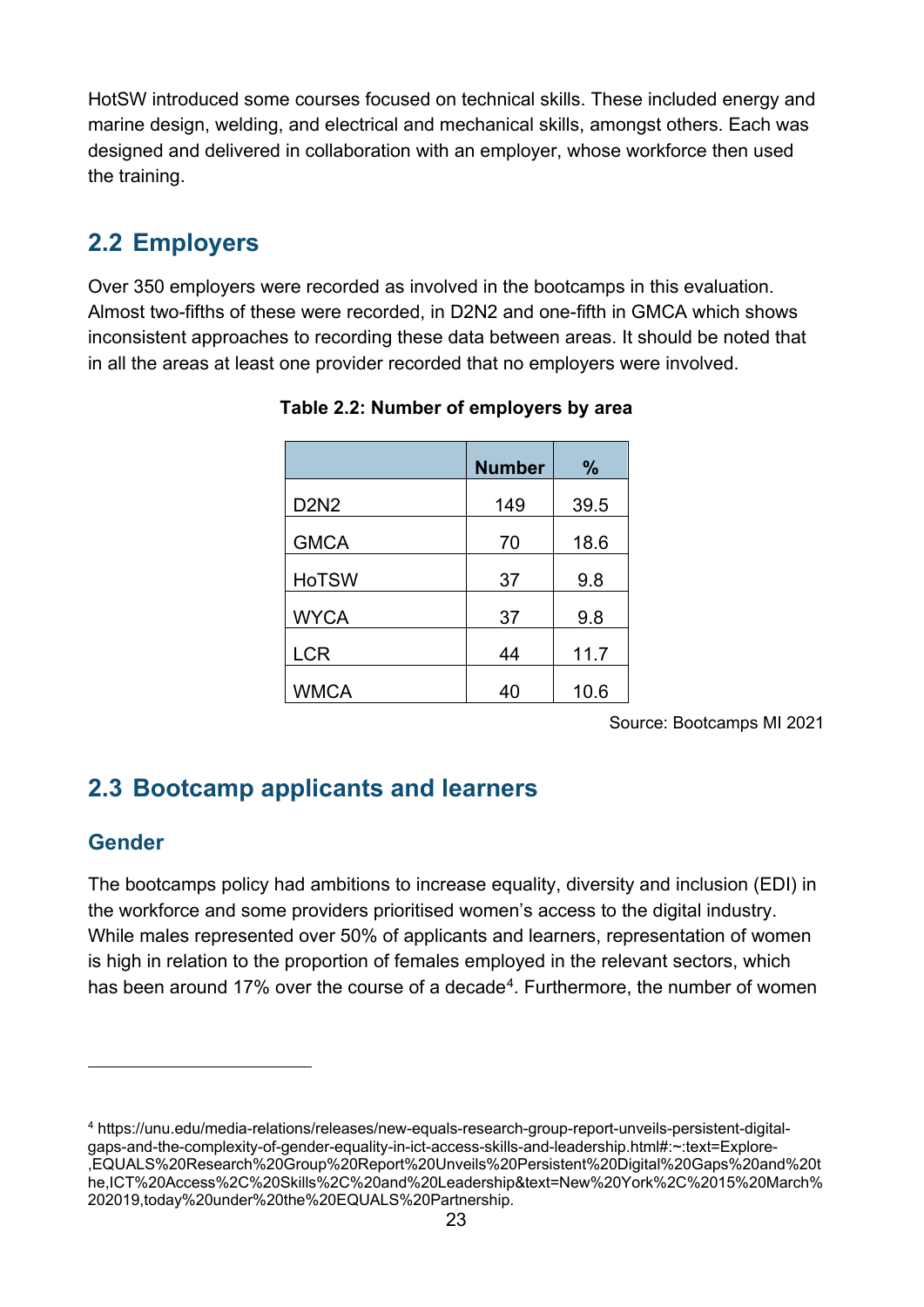HotSW introduced some courses focused on technical skills. These included energy and marine design, welding, and electrical and mechanical skills, amongst others. Each was designed and delivered in collaboration with an employer, whose workforce then used the training.

## 2.2 Employers

Over 350 employers were recorded as involved in the bootcamps in this evaluation. Almost two-fifths of these were recorded, in D2N2 and one-fifth in GMCA which shows inconsistent approaches to recording these data between areas. It should be noted that in all the areas at least one provider recorded that no employers were involved.

**Table 2.2: Number of employers by area**

| | Number | % |
|---|---|---|
| D2N2 | 149 | 39.5 |
| GMCA | 70 | 18.6 |
| HoTSW | 37 | 9.8 |
| WYCA | 37 | 9.8 |
| LCR | 44 | 11.7 |
| WMCA | 40 | 10.6 |

Source: Bootcamps MI 2021

## 2.3 Bootcamp applicants and learners

### Gender

The bootcamps policy had ambitions to increase equality, diversity and inclusion (EDI) in the workforce and some providers prioritised women's access to the digital industry. While males represented over 50% of applicants and learners, representation of women is high in relation to the proportion of females employed in the relevant sectors, which has been around 17% over the course of a decade[4]. Furthermore, the number of women

[4] https://unu.edu/media-relations/releases/new-equals-research-group-report-unveils-persistent-digital-gaps-and-the-complexity-of-gender-equality-in-ict-access-skills-and-leadership.html#:~:text=Explore-,EQUALS%20Research%20Group%20Report%20Unveils%20Persistent%20Digital%20Gaps%20and%20the,ICT%20Access%2C%20Skills%2C%20and%20Leadership&text=New%20York%2C%2015%20March%202019,today%20under%20the%20EQUALS%20Partnership.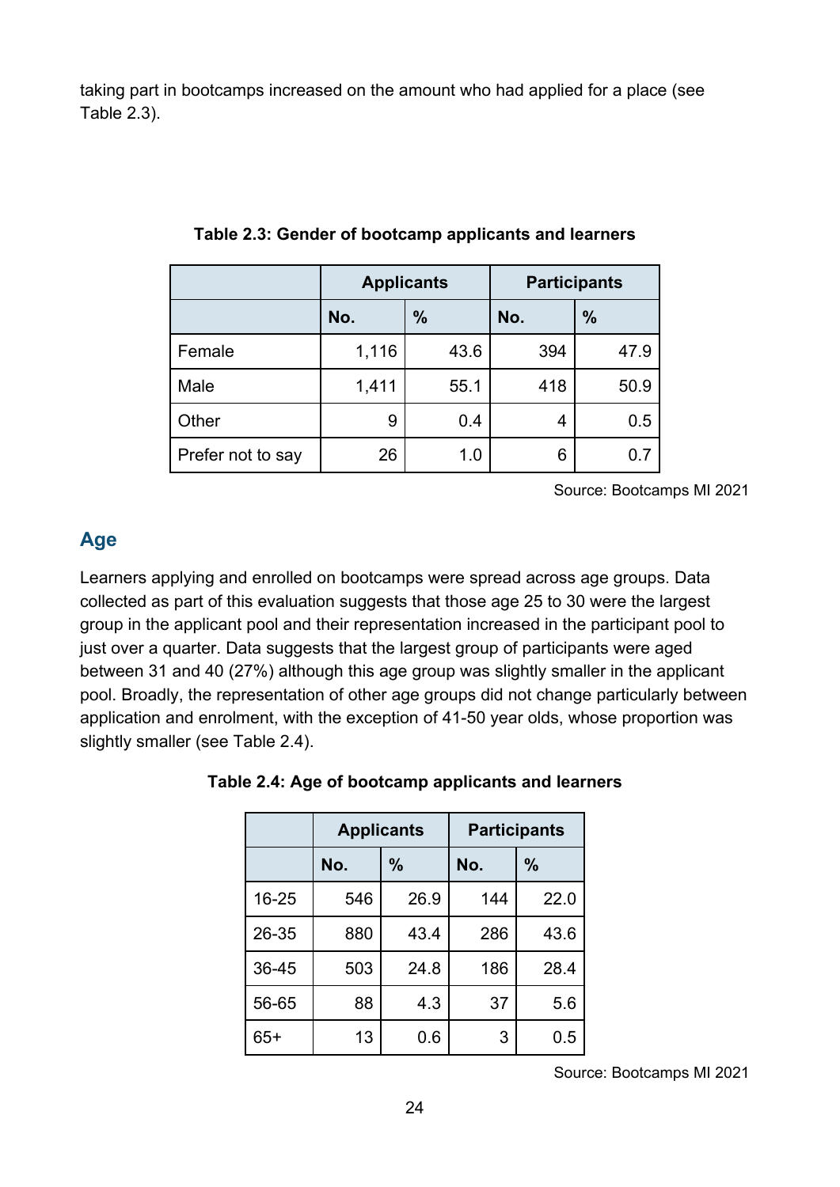taking part in bootcamps increased on the amount who had applied for a place (see Table 2.3).

**Table 2.3: Gender of bootcamp applicants and learners**

| | Applicants | | Participants | |
|---|---|---|---|---|
| | No. | % | No. | % |
| Female | 1,116 | 43.6 | 394 | 47.9 |
| Male | 1,411 | 55.1 | 418 | 50.9 |
| Other | 9 | 0.4 | 4 | 0.5 |
| Prefer not to say | 26 | 1.0 | 6 | 0.7 |

Source: Bootcamps MI 2021

## Age

Learners applying and enrolled on bootcamps were spread across age groups. Data collected as part of this evaluation suggests that those age 25 to 30 were the largest group in the applicant pool and their representation increased in the participant pool to just over a quarter. Data suggests that the largest group of participants were aged between 31 and 40 (27%) although this age group was slightly smaller in the applicant pool. Broadly, the representation of other age groups did not change particularly between application and enrolment, with the exception of 41-50 year olds, whose proportion was slightly smaller (see Table 2.4).

**Table 2.4: Age of bootcamp applicants and learners**

| | Applicants | | Participants | |
|---|---|---|---|---|
| | No. | % | No. | % |
| 16-25 | 546 | 26.9 | 144 | 22.0 |
| 26-35 | 880 | 43.4 | 286 | 43.6 |
| 36-45 | 503 | 24.8 | 186 | 28.4 |
| 56-65 | 88 | 4.3 | 37 | 5.6 |
| 65+ | 13 | 0.6 | 3 | 0.5 |

Source: Bootcamps MI 2021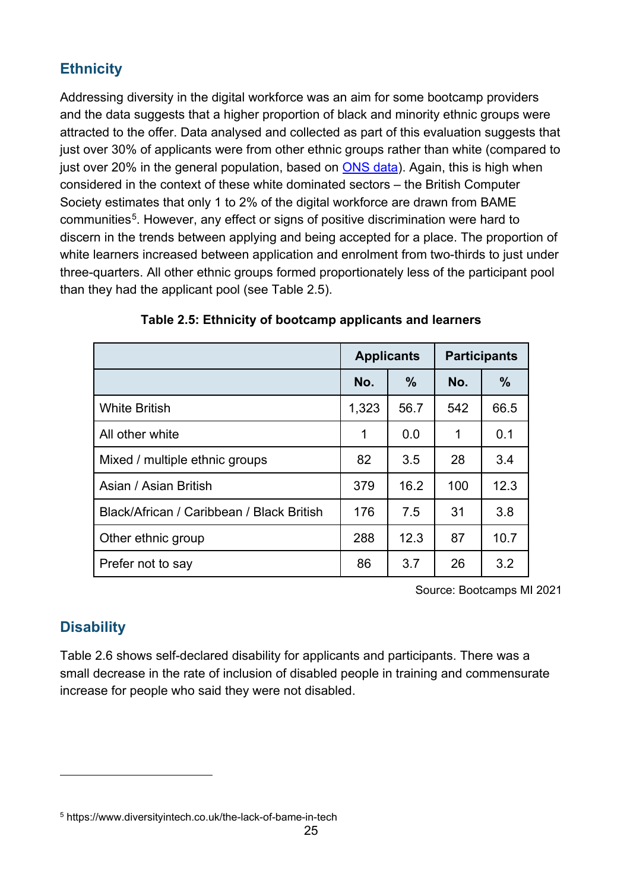## Ethnicity

Addressing diversity in the digital workforce was an aim for some bootcamp providers and the data suggests that a higher proportion of black and minority ethnic groups were attracted to the offer. Data analysed and collected as part of this evaluation suggests that just over 30% of applicants were from other ethnic groups rather than white (compared to just over 20% in the general population, based on [ONS data](ONS data)). Again, this is high when considered in the context of these white dominated sectors – the British Computer Society estimates that only 1 to 2% of the digital workforce are drawn from BAME communities[5]. However, any effect or signs of positive discrimination were hard to discern in the trends between applying and being accepted for a place. The proportion of white learners increased between application and enrolment from two-thirds to just under three-quarters. All other ethnic groups formed proportionately less of the participant pool than they had the applicant pool (see Table 2.5).

**Table 2.5: Ethnicity of bootcamp applicants and learners**

| | Applicants | | Participants | |
|---|---|---|---|---|
| | **No.** | **%** | **No.** | **%** |
| White British | 1,323 | 56.7 | 542 | 66.5 |
| All other white | 1 | 0.0 | 1 | 0.1 |
| Mixed / multiple ethnic groups | 82 | 3.5 | 28 | 3.4 |
| Asian / Asian British | 379 | 16.2 | 100 | 12.3 |
| Black/African / Caribbean / Black British | 176 | 7.5 | 31 | 3.8 |
| Other ethnic group | 288 | 12.3 | 87 | 10.7 |
| Prefer not to say | 86 | 3.7 | 26 | 3.2 |

Source: Bootcamps MI 2021

## Disability

Table 2.6 shows self-declared disability for applicants and participants. There was a small decrease in the rate of inclusion of disabled people in training and commensurate increase for people who said they were not disabled.

[5] https://www.diversityintech.co.uk/the-lack-of-bame-in-tech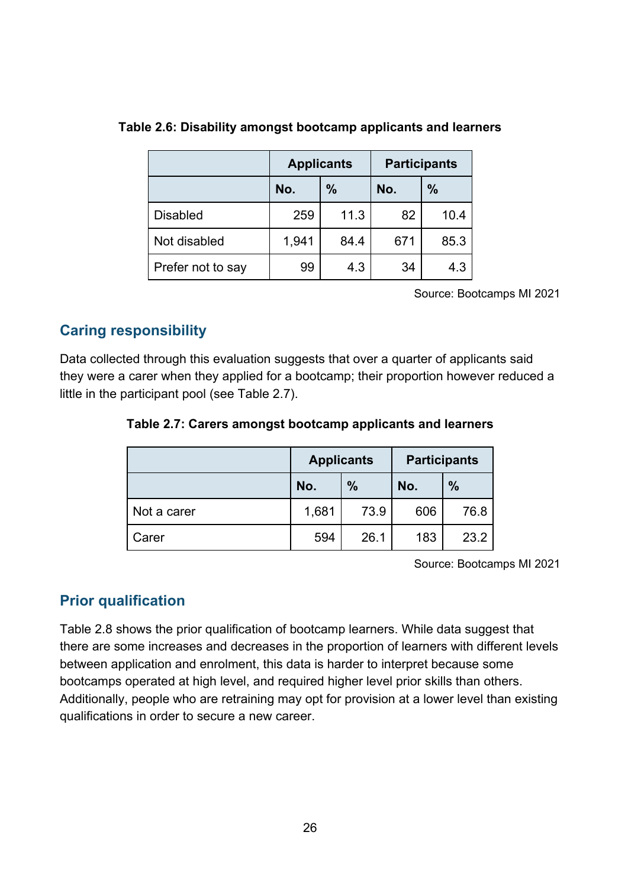**Table 2.6: Disability amongst bootcamp applicants and learners**

| | Applicants | | Participants | |
|---|---|---|---|---|
| | No. | % | No. | % |
| Disabled | 259 | 11.3 | 82 | 10.4 |
| Not disabled | 1,941 | 84.4 | 671 | 85.3 |
| Prefer not to say | 99 | 4.3 | 34 | 4.3 |

Source: Bootcamps MI 2021

## Caring responsibility

Data collected through this evaluation suggests that over a quarter of applicants said they were a carer when they applied for a bootcamp; their proportion however reduced a little in the participant pool (see Table 2.7).

**Table 2.7: Carers amongst bootcamp applicants and learners**

| | Applicants | | Participants | |
|---|---|---|---|---|
| | No. | % | No. | % |
| Not a carer | 1,681 | 73.9 | 606 | 76.8 |
| Carer | 594 | 26.1 | 183 | 23.2 |

Source: Bootcamps MI 2021

## Prior qualification

Table 2.8 shows the prior qualification of bootcamp learners. While data suggest that there are some increases and decreases in the proportion of learners with different levels between application and enrolment, this data is harder to interpret because some bootcamps operated at high level, and required higher level prior skills than others. Additionally, people who are retraining may opt for provision at a lower level than existing qualifications in order to secure a new career.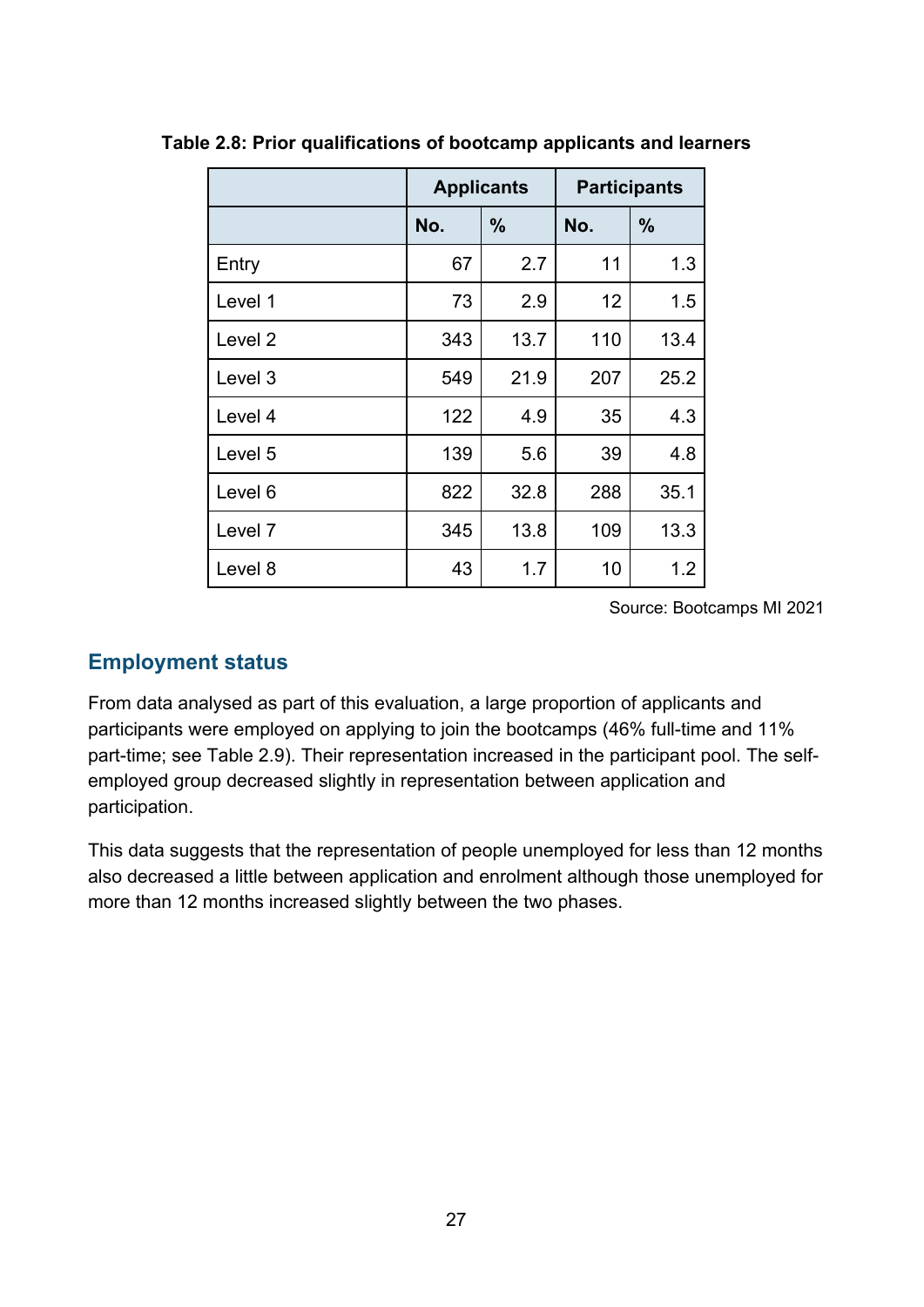**Table 2.8: Prior qualifications of bootcamp applicants and learners**

| | Applicants | | Participants | |
|---|---|---|---|---|
| | No. | % | No. | % |
| Entry | 67 | 2.7 | 11 | 1.3 |
| Level 1 | 73 | 2.9 | 12 | 1.5 |
| Level 2 | 343 | 13.7 | 110 | 13.4 |
| Level 3 | 549 | 21.9 | 207 | 25.2 |
| Level 4 | 122 | 4.9 | 35 | 4.3 |
| Level 5 | 139 | 5.6 | 39 | 4.8 |
| Level 6 | 822 | 32.8 | 288 | 35.1 |
| Level 7 | 345 | 13.8 | 109 | 13.3 |
| Level 8 | 43 | 1.7 | 10 | 1.2 |

Source: Bootcamps MI 2021

## Employment status

From data analysed as part of this evaluation, a large proportion of applicants and participants were employed on applying to join the bootcamps (46% full-time and 11% part-time; see Table 2.9). Their representation increased in the participant pool. The self-employed group decreased slightly in representation between application and participation.

This data suggests that the representation of people unemployed for less than 12 months also decreased a little between application and enrolment although those unemployed for more than 12 months increased slightly between the two phases.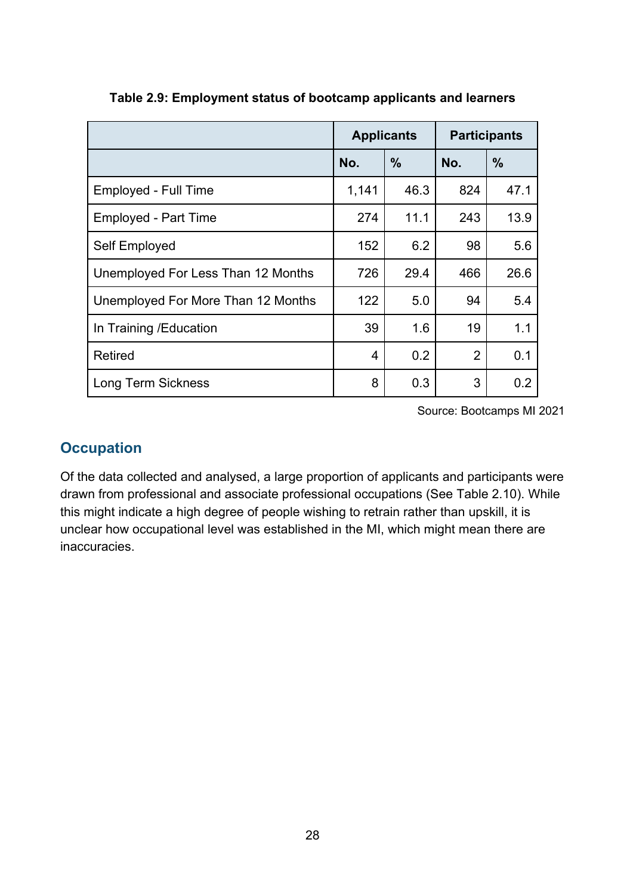**Table 2.9: Employment status of bootcamp applicants and learners**

| | Applicants | | Participants | |
|---|---|---|---|---|
| | No. | % | No. | % |
| Employed - Full Time | 1,141 | 46.3 | 824 | 47.1 |
| Employed - Part Time | 274 | 11.1 | 243 | 13.9 |
| Self Employed | 152 | 6.2 | 98 | 5.6 |
| Unemployed For Less Than 12 Months | 726 | 29.4 | 466 | 26.6 |
| Unemployed For More Than 12 Months | 122 | 5.0 | 94 | 5.4 |
| In Training /Education | 39 | 1.6 | 19 | 1.1 |
| Retired | 4 | 0.2 | 2 | 0.1 |
| Long Term Sickness | 8 | 0.3 | 3 | 0.2 |

Source: Bootcamps MI 2021

## Occupation

Of the data collected and analysed, a large proportion of applicants and participants were drawn from professional and associate professional occupations (See Table 2.10). While this might indicate a high degree of people wishing to retrain rather than upskill, it is unclear how occupational level was established in the MI, which might mean there are inaccuracies.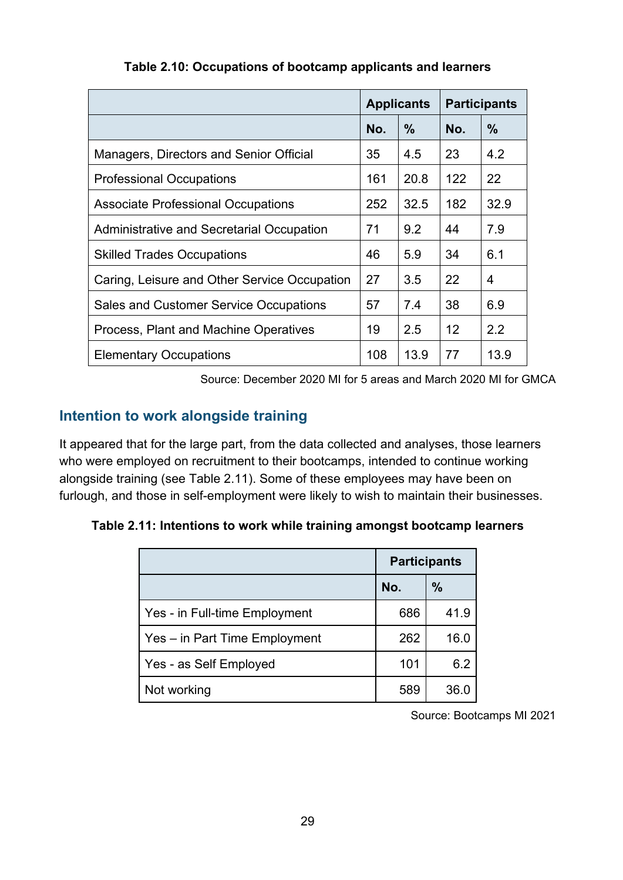**Table 2.10: Occupations of bootcamp applicants and learners**

| | Applicants | | Participants | |
|---|---|---|---|---|
| | No. | % | No. | % |
| Managers, Directors and Senior Official | 35 | 4.5 | 23 | 4.2 |
| Professional Occupations | 161 | 20.8 | 122 | 22 |
| Associate Professional Occupations | 252 | 32.5 | 182 | 32.9 |
| Administrative and Secretarial Occupation | 71 | 9.2 | 44 | 7.9 |
| Skilled Trades Occupations | 46 | 5.9 | 34 | 6.1 |
| Caring, Leisure and Other Service Occupation | 27 | 3.5 | 22 | 4 |
| Sales and Customer Service Occupations | 57 | 7.4 | 38 | 6.9 |
| Process, Plant and Machine Operatives | 19 | 2.5 | 12 | 2.2 |
| Elementary Occupations | 108 | 13.9 | 77 | 13.9 |

Source: December 2020 MI for 5 areas and March 2020 MI for GMCA

## Intention to work alongside training

It appeared that for the large part, from the data collected and analyses, those learners who were employed on recruitment to their bootcamps, intended to continue working alongside training (see Table 2.11). Some of these employees may have been on furlough, and those in self-employment were likely to wish to maintain their businesses.

**Table 2.11: Intentions to work while training amongst bootcamp learners**

| | Participants | |
|---|---|---|
| | No. | % |
| Yes - in Full-time Employment | 686 | 41.9 |
| Yes – in Part Time Employment | 262 | 16.0 |
| Yes - as Self Employed | 101 | 6.2 |
| Not working | 589 | 36.0 |

Source: Bootcamps MI 2021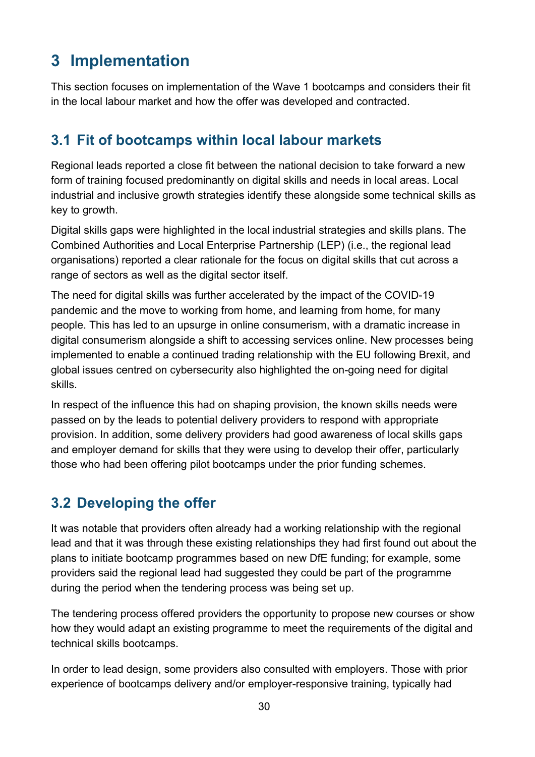# 3 Implementation

This section focuses on implementation of the Wave 1 bootcamps and considers their fit in the local labour market and how the offer was developed and contracted.

## 3.1 Fit of bootcamps within local labour markets

Regional leads reported a close fit between the national decision to take forward a new form of training focused predominantly on digital skills and needs in local areas. Local industrial and inclusive growth strategies identify these alongside some technical skills as key to growth.

Digital skills gaps were highlighted in the local industrial strategies and skills plans. The Combined Authorities and Local Enterprise Partnership (LEP) (i.e., the regional lead organisations) reported a clear rationale for the focus on digital skills that cut across a range of sectors as well as the digital sector itself.

The need for digital skills was further accelerated by the impact of the COVID-19 pandemic and the move to working from home, and learning from home, for many people. This has led to an upsurge in online consumerism, with a dramatic increase in digital consumerism alongside a shift to accessing services online. New processes being implemented to enable a continued trading relationship with the EU following Brexit, and global issues centred on cybersecurity also highlighted the on-going need for digital skills.

In respect of the influence this had on shaping provision, the known skills needs were passed on by the leads to potential delivery providers to respond with appropriate provision. In addition, some delivery providers had good awareness of local skills gaps and employer demand for skills that they were using to develop their offer, particularly those who had been offering pilot bootcamps under the prior funding schemes.

## 3.2 Developing the offer

It was notable that providers often already had a working relationship with the regional lead and that it was through these existing relationships they had first found out about the plans to initiate bootcamp programmes based on new DfE funding; for example, some providers said the regional lead had suggested they could be part of the programme during the period when the tendering process was being set up.

The tendering process offered providers the opportunity to propose new courses or show how they would adapt an existing programme to meet the requirements of the digital and technical skills bootcamps.

In order to lead design, some providers also consulted with employers. Those with prior experience of bootcamps delivery and/or employer-responsive training, typically had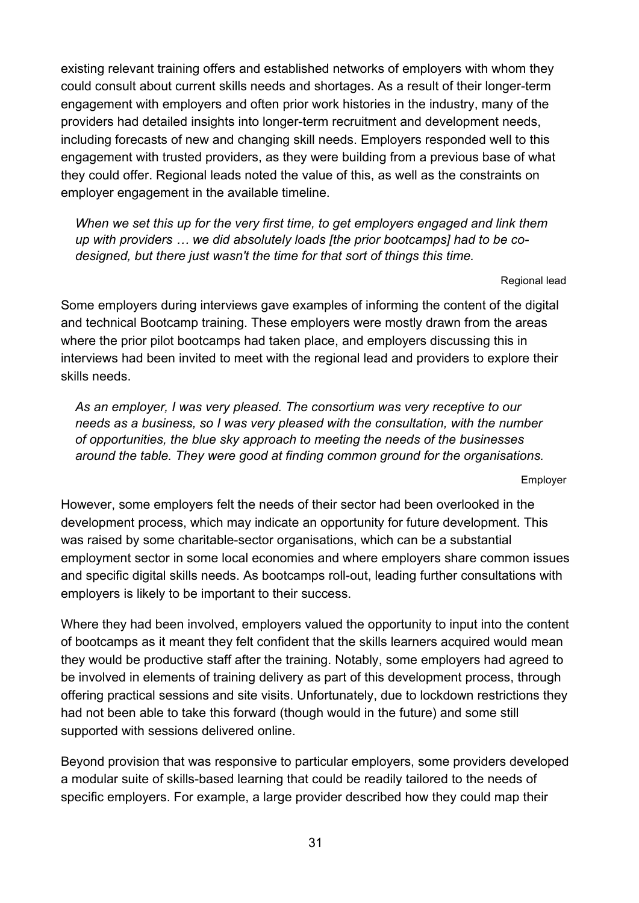existing relevant training offers and established networks of employers with whom they could consult about current skills needs and shortages. As a result of their longer-term engagement with employers and often prior work histories in the industry, many of the providers had detailed insights into longer-term recruitment and development needs, including forecasts of new and changing skill needs. Employers responded well to this engagement with trusted providers, as they were building from a previous base of what they could offer. Regional leads noted the value of this, as well as the constraints on employer engagement in the available timeline.

> *When we set this up for the very first time, to get employers engaged and link them up with providers … we did absolutely loads [the prior bootcamps] had to be co-designed, but there just wasn't the time for that sort of things this time.*
>
> Regional lead

Some employers during interviews gave examples of informing the content of the digital and technical Bootcamp training. These employers were mostly drawn from the areas where the prior pilot bootcamps had taken place, and employers discussing this in interviews had been invited to meet with the regional lead and providers to explore their skills needs.

> *As an employer, I was very pleased. The consortium was very receptive to our needs as a business, so I was very pleased with the consultation, with the number of opportunities, the blue sky approach to meeting the needs of the businesses around the table. They were good at finding common ground for the organisations.*
>
> Employer

However, some employers felt the needs of their sector had been overlooked in the development process, which may indicate an opportunity for future development. This was raised by some charitable-sector organisations, which can be a substantial employment sector in some local economies and where employers share common issues and specific digital skills needs. As bootcamps roll-out, leading further consultations with employers is likely to be important to their success.

Where they had been involved, employers valued the opportunity to input into the content of bootcamps as it meant they felt confident that the skills learners acquired would mean they would be productive staff after the training. Notably, some employers had agreed to be involved in elements of training delivery as part of this development process, through offering practical sessions and site visits. Unfortunately, due to lockdown restrictions they had not been able to take this forward (though would in the future) and some still supported with sessions delivered online.

Beyond provision that was responsive to particular employers, some providers developed a modular suite of skills-based learning that could be readily tailored to the needs of specific employers. For example, a large provider described how they could map their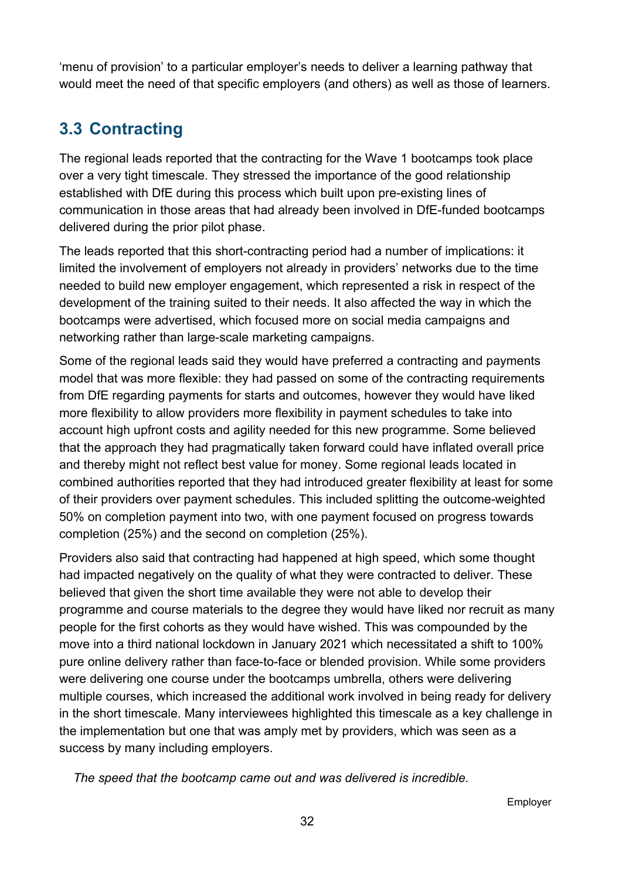'menu of provision' to a particular employer's needs to deliver a learning pathway that would meet the need of that specific employers (and others) as well as those of learners.

## 3.3 Contracting

The regional leads reported that the contracting for the Wave 1 bootcamps took place over a very tight timescale. They stressed the importance of the good relationship established with DfE during this process which built upon pre-existing lines of communication in those areas that had already been involved in DfE-funded bootcamps delivered during the prior pilot phase.

The leads reported that this short-contracting period had a number of implications: it limited the involvement of employers not already in providers' networks due to the time needed to build new employer engagement, which represented a risk in respect of the development of the training suited to their needs. It also affected the way in which the bootcamps were advertised, which focused more on social media campaigns and networking rather than large-scale marketing campaigns.

Some of the regional leads said they would have preferred a contracting and payments model that was more flexible: they had passed on some of the contracting requirements from DfE regarding payments for starts and outcomes, however they would have liked more flexibility to allow providers more flexibility in payment schedules to take into account high upfront costs and agility needed for this new programme. Some believed that the approach they had pragmatically taken forward could have inflated overall price and thereby might not reflect best value for money. Some regional leads located in combined authorities reported that they had introduced greater flexibility at least for some of their providers over payment schedules. This included splitting the outcome-weighted 50% on completion payment into two, with one payment focused on progress towards completion (25%) and the second on completion (25%).

Providers also said that contracting had happened at high speed, which some thought had impacted negatively on the quality of what they were contracted to deliver. These believed that given the short time available they were not able to develop their programme and course materials to the degree they would have liked nor recruit as many people for the first cohorts as they would have wished. This was compounded by the move into a third national lockdown in January 2021 which necessitated a shift to 100% pure online delivery rather than face-to-face or blended provision. While some providers were delivering one course under the bootcamps umbrella, others were delivering multiple courses, which increased the additional work involved in being ready for delivery in the short timescale. Many interviewees highlighted this timescale as a key challenge in the implementation but one that was amply met by providers, which was seen as a success by many including employers.

> *The speed that the bootcamp came out and was delivered is incredible.*
>
> Employer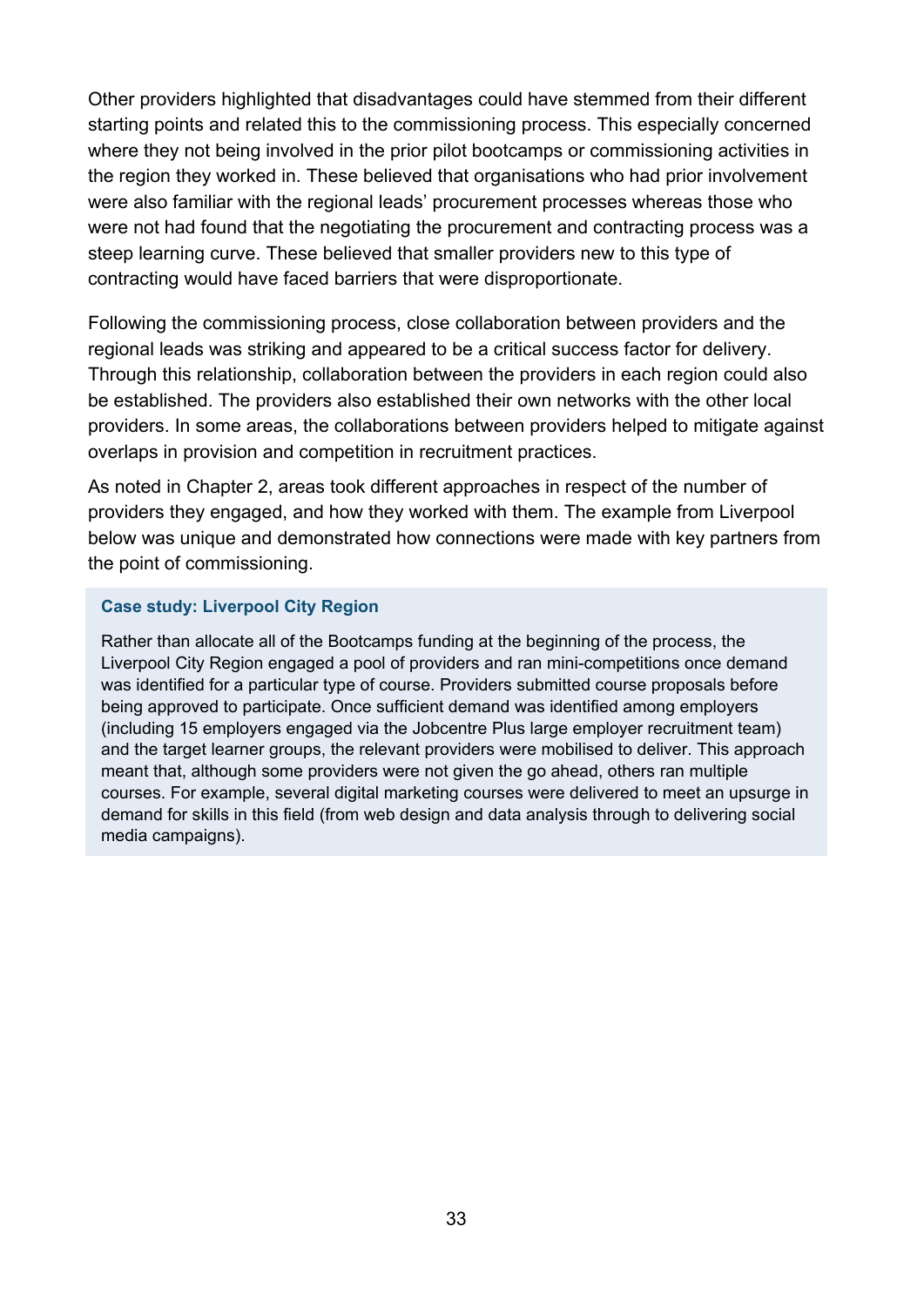Other providers highlighted that disadvantages could have stemmed from their different starting points and related this to the commissioning process. This especially concerned where they not being involved in the prior pilot bootcamps or commissioning activities in the region they worked in. These believed that organisations who had prior involvement were also familiar with the regional leads' procurement processes whereas those who were not had found that the negotiating the procurement and contracting process was a steep learning curve. These believed that smaller providers new to this type of contracting would have faced barriers that were disproportionate.

Following the commissioning process, close collaboration between providers and the regional leads was striking and appeared to be a critical success factor for delivery. Through this relationship, collaboration between the providers in each region could also be established. The providers also established their own networks with the other local providers. In some areas, the collaborations between providers helped to mitigate against overlaps in provision and competition in recruitment practices.

As noted in Chapter 2, areas took different approaches in respect of the number of providers they engaged, and how they worked with them. The example from Liverpool below was unique and demonstrated how connections were made with key partners from the point of commissioning.

**Case study: Liverpool City Region**

Rather than allocate all of the Bootcamps funding at the beginning of the process, the Liverpool City Region engaged a pool of providers and ran mini-competitions once demand was identified for a particular type of course. Providers submitted course proposals before being approved to participate. Once sufficient demand was identified among employers (including 15 employers engaged via the Jobcentre Plus large employer recruitment team) and the target learner groups, the relevant providers were mobilised to deliver. This approach meant that, although some providers were not given the go ahead, others ran multiple courses. For example, several digital marketing courses were delivered to meet an upsurge in demand for skills in this field (from web design and data analysis through to delivering social media campaigns).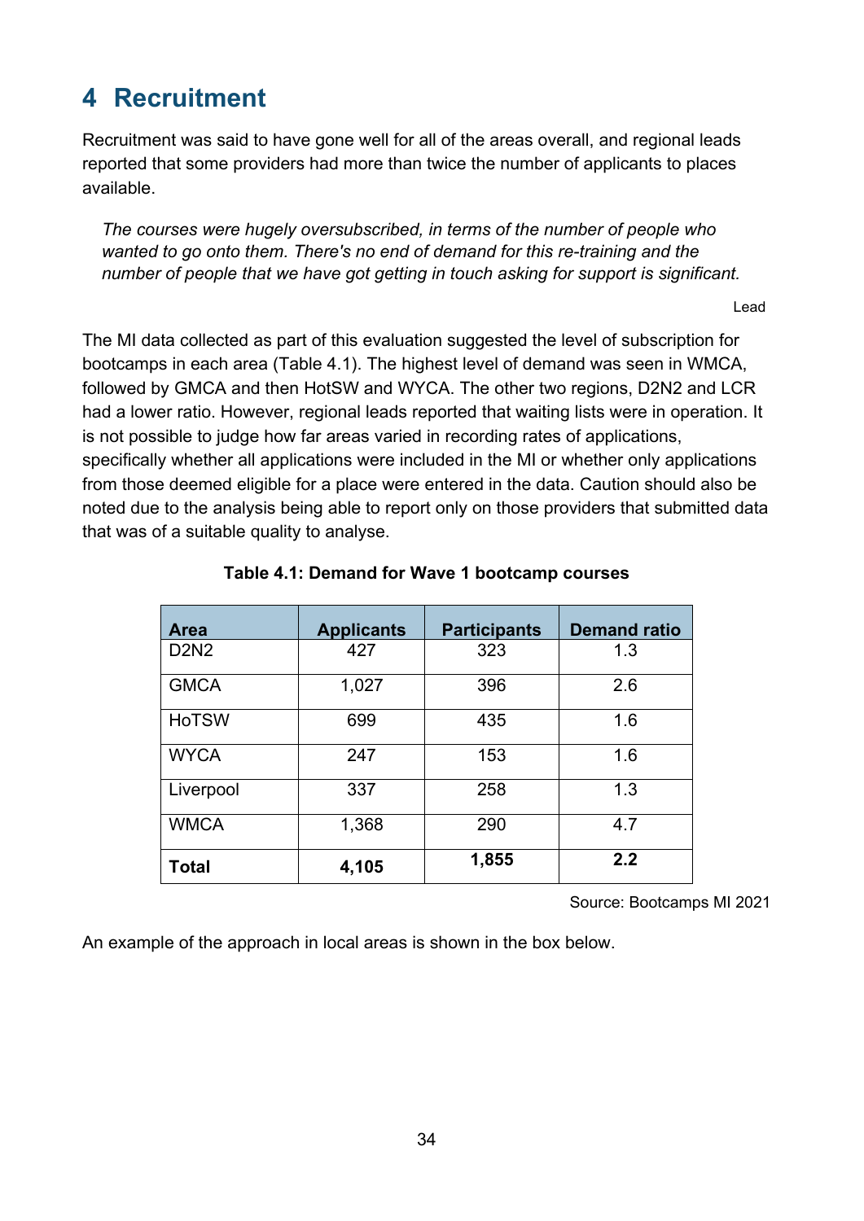# 4 Recruitment

Recruitment was said to have gone well for all of the areas overall, and regional leads reported that some providers had more than twice the number of applicants to places available.

> *The courses were hugely oversubscribed, in terms of the number of people who wanted to go onto them. There's no end of demand for this re-training and the number of people that we have got getting in touch asking for support is significant.*
>
> Lead

The MI data collected as part of this evaluation suggested the level of subscription for bootcamps in each area (Table 4.1). The highest level of demand was seen in WMCA, followed by GMCA and then HotSW and WYCA. The other two regions, D2N2 and LCR had a lower ratio. However, regional leads reported that waiting lists were in operation. It is not possible to judge how far areas varied in recording rates of applications, specifically whether all applications were included in the MI or whether only applications from those deemed eligible for a place were entered in the data. Caution should also be noted due to the analysis being able to report only on those providers that submitted data that was of a suitable quality to analyse.

**Table 4.1: Demand for Wave 1 bootcamp courses**

| Area | Applicants | Participants | Demand ratio |
|---|---|---|---|
| D2N2 | 427 | 323 | 1.3 |
| GMCA | 1,027 | 396 | 2.6 |
| HoTSW | 699 | 435 | 1.6 |
| WYCA | 247 | 153 | 1.6 |
| Liverpool | 337 | 258 | 1.3 |
| WMCA | 1,368 | 290 | 4.7 |
| **Total** | **4,105** | **1,855** | **2.2** |

Source: Bootcamps MI 2021

An example of the approach in local areas is shown in the box below.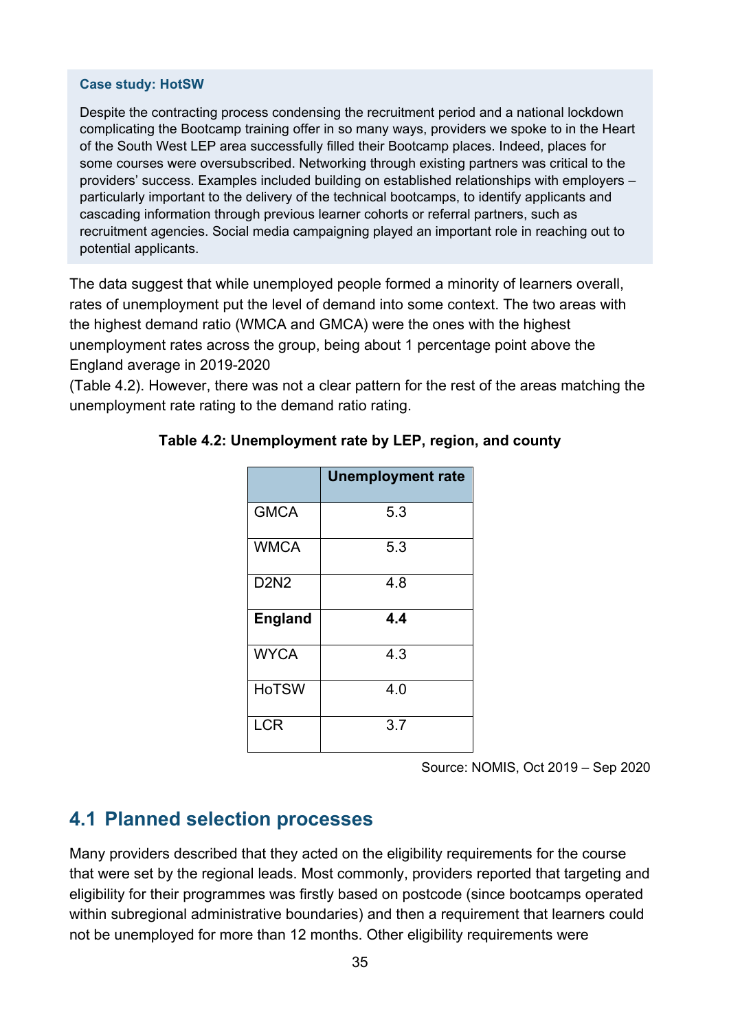**Case study: HotSW**

Despite the contracting process condensing the recruitment period and a national lockdown complicating the Bootcamp training offer in so many ways, providers we spoke to in the Heart of the South West LEP area successfully filled their Bootcamp places. Indeed, places for some courses were oversubscribed. Networking through existing partners was critical to the providers' success. Examples included building on established relationships with employers – particularly important to the delivery of the technical bootcamps, to identify applicants and cascading information through previous learner cohorts or referral partners, such as recruitment agencies. Social media campaigning played an important role in reaching out to potential applicants.

The data suggest that while unemployed people formed a minority of learners overall, rates of unemployment put the level of demand into some context. The two areas with the highest demand ratio (WMCA and GMCA) were the ones with the highest unemployment rates across the group, being about 1 percentage point above the England average in 2019-2020
(Table 4.2). However, there was not a clear pattern for the rest of the areas matching the unemployment rate rating to the demand ratio rating.

**Table 4.2: Unemployment rate by LEP, region, and county**

| | Unemployment rate |
|---|---|
| GMCA | 5.3 |
| WMCA | 5.3 |
| D2N2 | 4.8 |
| **England** | **4.4** |
| WYCA | 4.3 |
| HoTSW | 4.0 |
| LCR | 3.7 |

Source: NOMIS, Oct 2019 – Sep 2020

## 4.1 Planned selection processes

Many providers described that they acted on the eligibility requirements for the course that were set by the regional leads. Most commonly, providers reported that targeting and eligibility for their programmes was firstly based on postcode (since bootcamps operated within subregional administrative boundaries) and then a requirement that learners could not be unemployed for more than 12 months. Other eligibility requirements were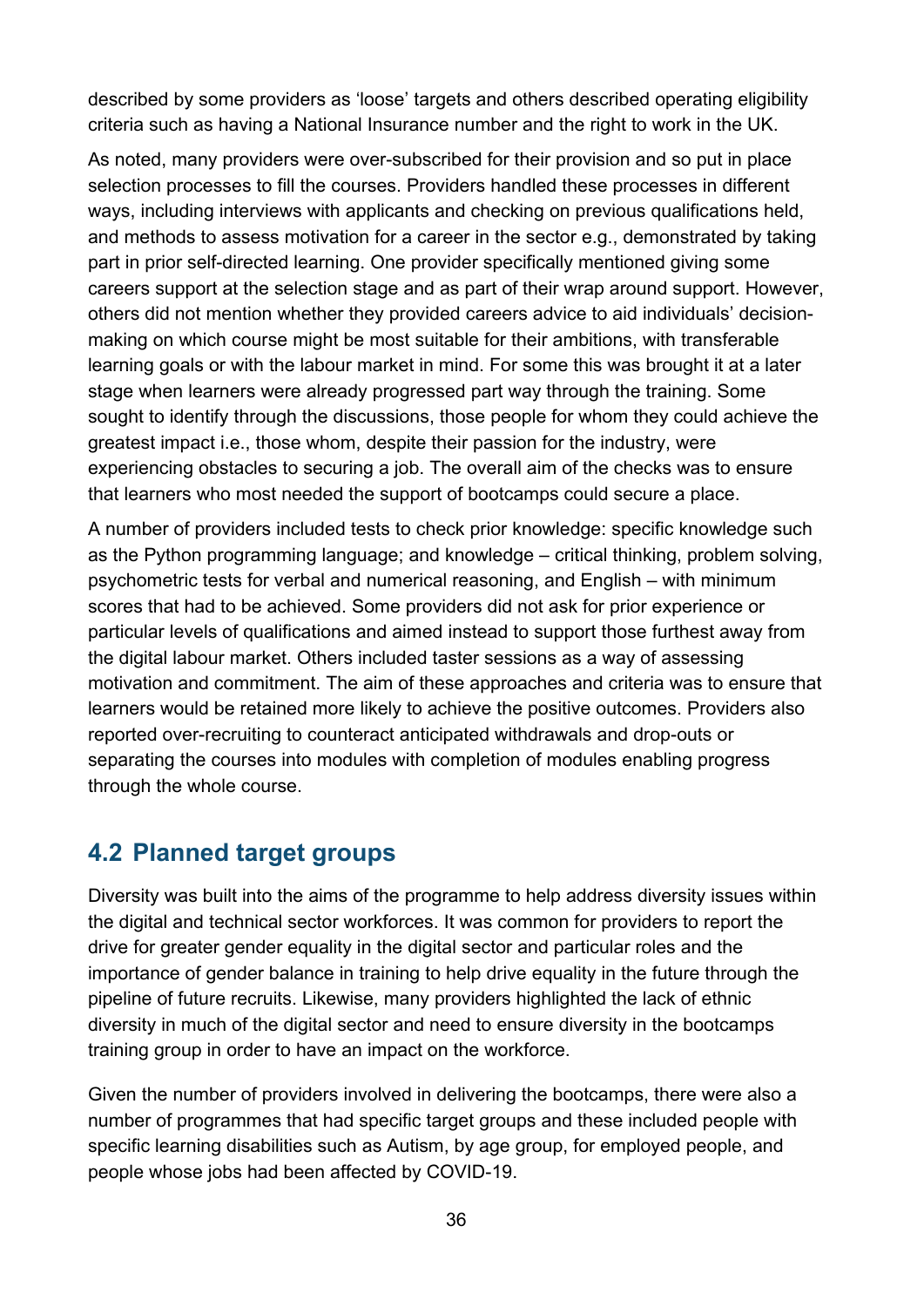described by some providers as 'loose' targets and others described operating eligibility criteria such as having a National Insurance number and the right to work in the UK.

As noted, many providers were over-subscribed for their provision and so put in place selection processes to fill the courses. Providers handled these processes in different ways, including interviews with applicants and checking on previous qualifications held, and methods to assess motivation for a career in the sector e.g., demonstrated by taking part in prior self-directed learning. One provider specifically mentioned giving some careers support at the selection stage and as part of their wrap around support. However, others did not mention whether they provided careers advice to aid individuals' decision-making on which course might be most suitable for their ambitions, with transferable learning goals or with the labour market in mind. For some this was brought it at a later stage when learners were already progressed part way through the training. Some sought to identify through the discussions, those people for whom they could achieve the greatest impact i.e., those whom, despite their passion for the industry, were experiencing obstacles to securing a job. The overall aim of the checks was to ensure that learners who most needed the support of bootcamps could secure a place.

A number of providers included tests to check prior knowledge: specific knowledge such as the Python programming language; and knowledge – critical thinking, problem solving, psychometric tests for verbal and numerical reasoning, and English – with minimum scores that had to be achieved. Some providers did not ask for prior experience or particular levels of qualifications and aimed instead to support those furthest away from the digital labour market. Others included taster sessions as a way of assessing motivation and commitment. The aim of these approaches and criteria was to ensure that learners would be retained more likely to achieve the positive outcomes. Providers also reported over-recruiting to counteract anticipated withdrawals and drop-outs or separating the courses into modules with completion of modules enabling progress through the whole course.

## 4.2 Planned target groups

Diversity was built into the aims of the programme to help address diversity issues within the digital and technical sector workforces. It was common for providers to report the drive for greater gender equality in the digital sector and particular roles and the importance of gender balance in training to help drive equality in the future through the pipeline of future recruits. Likewise, many providers highlighted the lack of ethnic diversity in much of the digital sector and need to ensure diversity in the bootcamps training group in order to have an impact on the workforce.

Given the number of providers involved in delivering the bootcamps, there were also a number of programmes that had specific target groups and these included people with specific learning disabilities such as Autism, by age group, for employed people, and people whose jobs had been affected by COVID-19.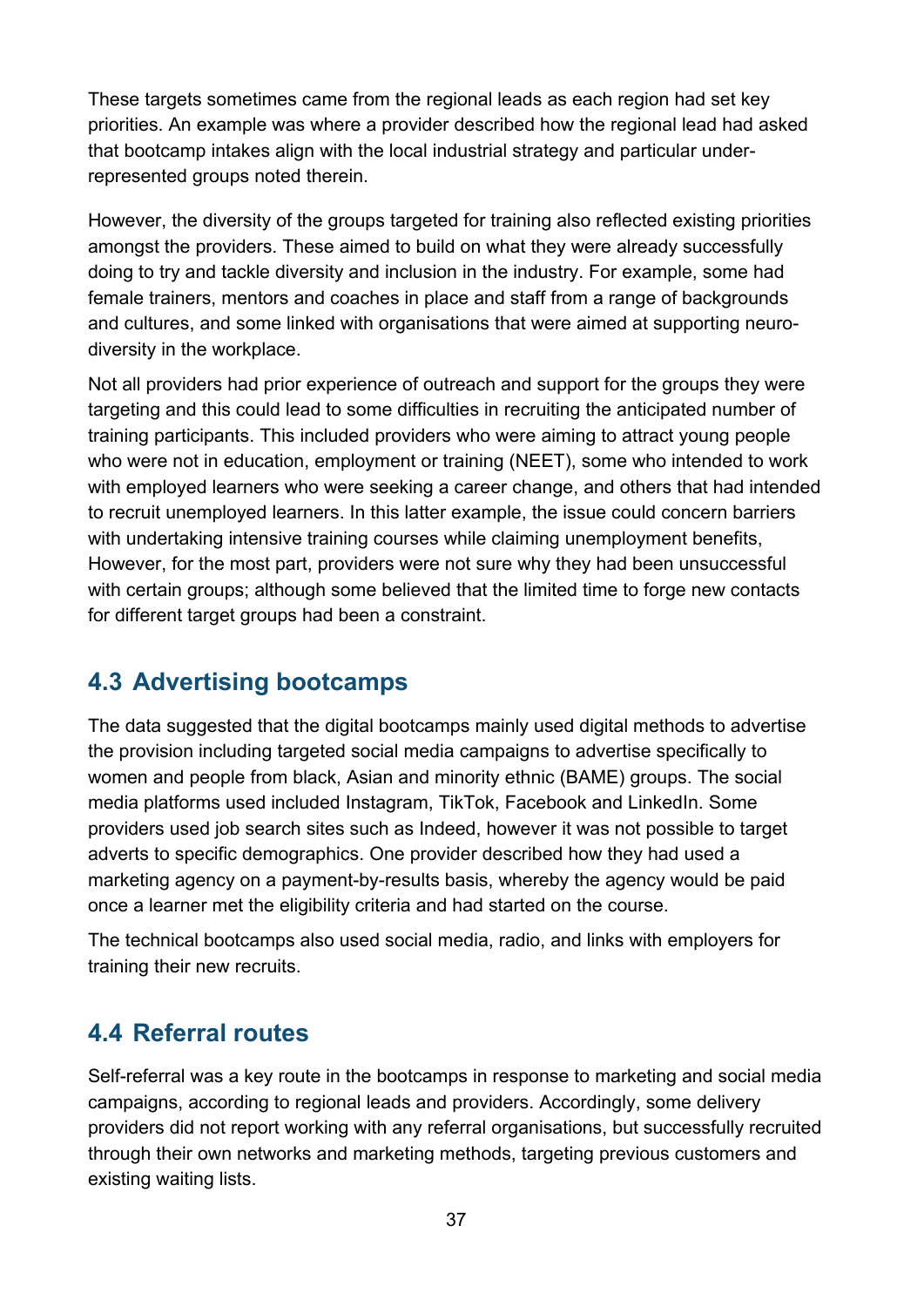These targets sometimes came from the regional leads as each region had set key priorities. An example was where a provider described how the regional lead had asked that bootcamp intakes align with the local industrial strategy and particular under-represented groups noted therein.

However, the diversity of the groups targeted for training also reflected existing priorities amongst the providers. These aimed to build on what they were already successfully doing to try and tackle diversity and inclusion in the industry. For example, some had female trainers, mentors and coaches in place and staff from a range of backgrounds and cultures, and some linked with organisations that were aimed at supporting neuro-diversity in the workplace.

Not all providers had prior experience of outreach and support for the groups they were targeting and this could lead to some difficulties in recruiting the anticipated number of training participants. This included providers who were aiming to attract young people who were not in education, employment or training (NEET), some who intended to work with employed learners who were seeking a career change, and others that had intended to recruit unemployed learners. In this latter example, the issue could concern barriers with undertaking intensive training courses while claiming unemployment benefits, However, for the most part, providers were not sure why they had been unsuccessful with certain groups; although some believed that the limited time to forge new contacts for different target groups had been a constraint.

## 4.3 Advertising bootcamps

The data suggested that the digital bootcamps mainly used digital methods to advertise the provision including targeted social media campaigns to advertise specifically to women and people from black, Asian and minority ethnic (BAME) groups. The social media platforms used included Instagram, TikTok, Facebook and LinkedIn. Some providers used job search sites such as Indeed, however it was not possible to target adverts to specific demographics. One provider described how they had used a marketing agency on a payment-by-results basis, whereby the agency would be paid once a learner met the eligibility criteria and had started on the course.

The technical bootcamps also used social media, radio, and links with employers for training their new recruits.

## 4.4 Referral routes

Self-referral was a key route in the bootcamps in response to marketing and social media campaigns, according to regional leads and providers. Accordingly, some delivery providers did not report working with any referral organisations, but successfully recruited through their own networks and marketing methods, targeting previous customers and existing waiting lists.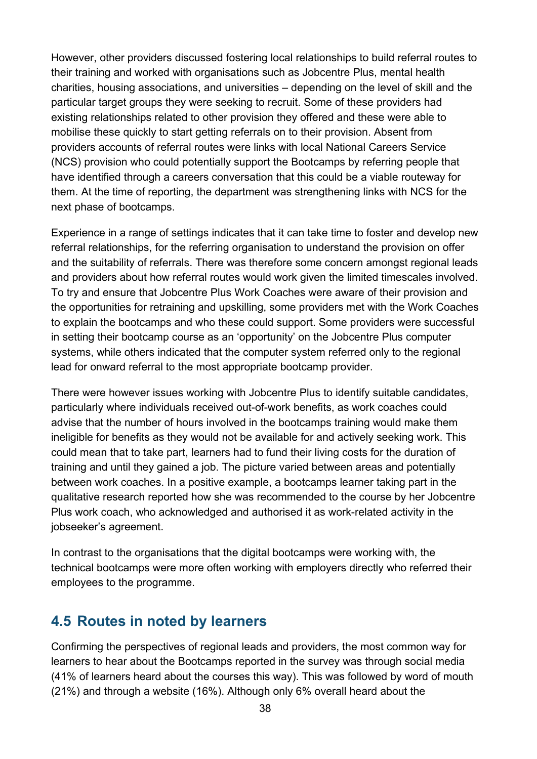However, other providers discussed fostering local relationships to build referral routes to their training and worked with organisations such as Jobcentre Plus, mental health charities, housing associations, and universities – depending on the level of skill and the particular target groups they were seeking to recruit. Some of these providers had existing relationships related to other provision they offered and these were able to mobilise these quickly to start getting referrals on to their provision. Absent from providers accounts of referral routes were links with local National Careers Service (NCS) provision who could potentially support the Bootcamps by referring people that have identified through a careers conversation that this could be a viable routeway for them. At the time of reporting, the department was strengthening links with NCS for the next phase of bootcamps.

Experience in a range of settings indicates that it can take time to foster and develop new referral relationships, for the referring organisation to understand the provision on offer and the suitability of referrals. There was therefore some concern amongst regional leads and providers about how referral routes would work given the limited timescales involved. To try and ensure that Jobcentre Plus Work Coaches were aware of their provision and the opportunities for retraining and upskilling, some providers met with the Work Coaches to explain the bootcamps and who these could support. Some providers were successful in setting their bootcamp course as an 'opportunity' on the Jobcentre Plus computer systems, while others indicated that the computer system referred only to the regional lead for onward referral to the most appropriate bootcamp provider.

There were however issues working with Jobcentre Plus to identify suitable candidates, particularly where individuals received out-of-work benefits, as work coaches could advise that the number of hours involved in the bootcamps training would make them ineligible for benefits as they would not be available for and actively seeking work. This could mean that to take part, learners had to fund their living costs for the duration of training and until they gained a job. The picture varied between areas and potentially between work coaches. In a positive example, a bootcamps learner taking part in the qualitative research reported how she was recommended to the course by her Jobcentre Plus work coach, who acknowledged and authorised it as work-related activity in the jobseeker's agreement.

In contrast to the organisations that the digital bootcamps were working with, the technical bootcamps were more often working with employers directly who referred their employees to the programme.

## 4.5 Routes in noted by learners

Confirming the perspectives of regional leads and providers, the most common way for learners to hear about the Bootcamps reported in the survey was through social media (41% of learners heard about the courses this way). This was followed by word of mouth (21%) and through a website (16%). Although only 6% overall heard about the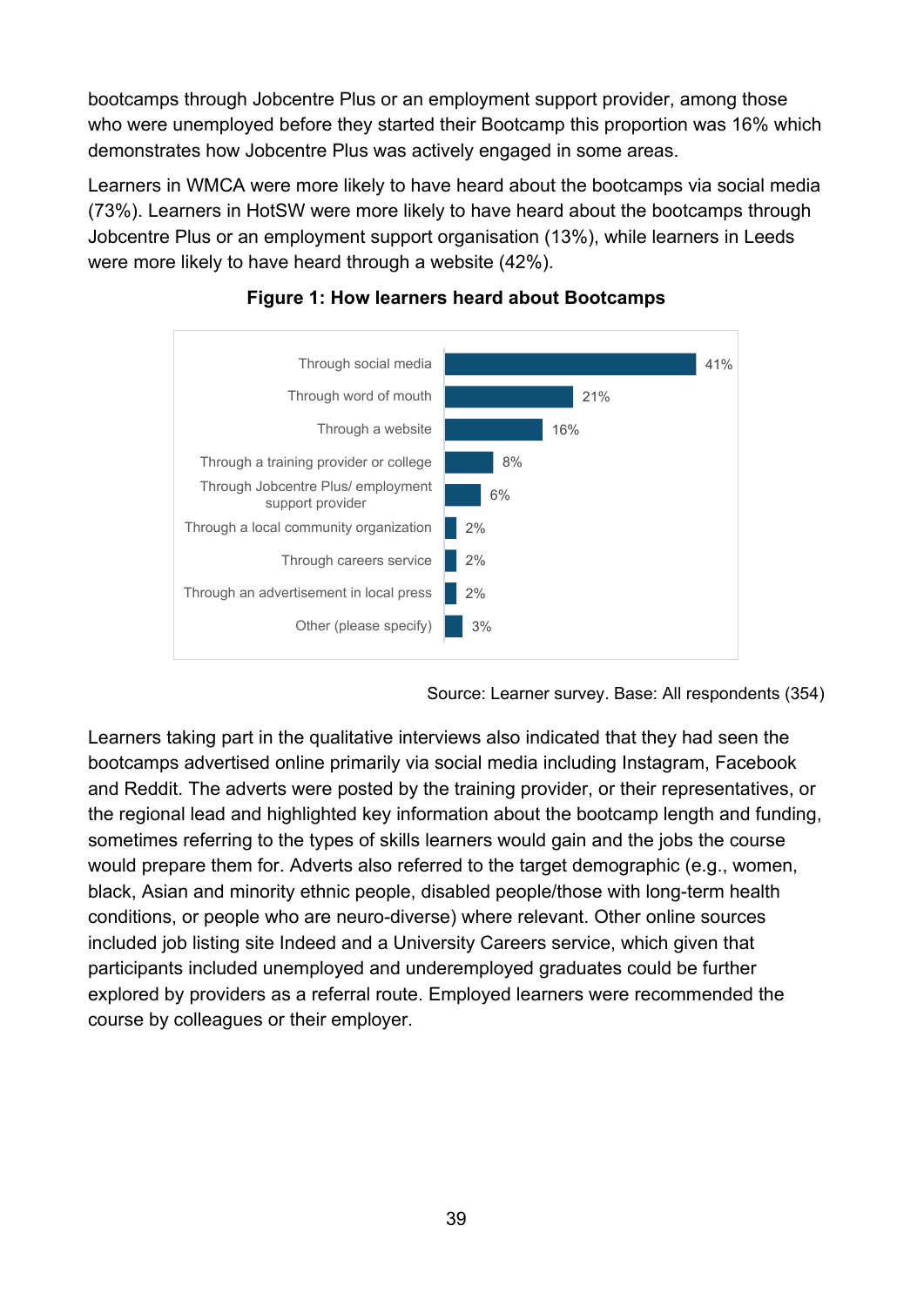bootcamps through Jobcentre Plus or an employment support provider, among those who were unemployed before they started their Bootcamp this proportion was 16% which demonstrates how Jobcentre Plus was actively engaged in some areas.

Learners in WMCA were more likely to have heard about the bootcamps via social media (73%). Learners in HotSW were more likely to have heard about the bootcamps through Jobcentre Plus or an employment support organisation (13%), while learners in Leeds were more likely to have heard through a website (42%).

**Figure 1: How learners heard about Bootcamps**

| How learners heard | % |
|---|---|
| Through social media | 41% |
| Through word of mouth | 21% |
| Through a website | 16% |
| Through a training provider or college | 8% |
| Through Jobcentre Plus/ employment support provider | 6% |
| Through a local community organization | 2% |
| Through careers service | 2% |
| Through an advertisement in local press | 2% |
| Other (please specify) | 3% |

Source: Learner survey. Base: All respondents (354)

Learners taking part in the qualitative interviews also indicated that they had seen the bootcamps advertised online primarily via social media including Instagram, Facebook and Reddit. The adverts were posted by the training provider, or their representatives, or the regional lead and highlighted key information about the bootcamp length and funding, sometimes referring to the types of skills learners would gain and the jobs the course would prepare them for. Adverts also referred to the target demographic (e.g., women, black, Asian and minority ethnic people, disabled people/those with long-term health conditions, or people who are neuro-diverse) where relevant. Other online sources included job listing site Indeed and a University Careers service, which given that participants included unemployed and underemployed graduates could be further explored by providers as a referral route. Employed learners were recommended the course by colleagues or their employer.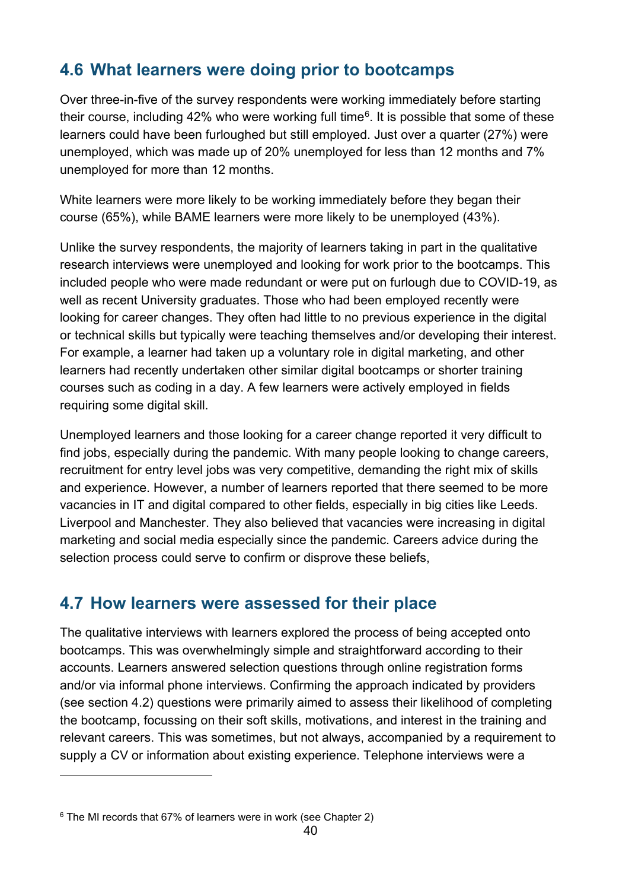## 4.6 What learners were doing prior to bootcamps

Over three-in-five of the survey respondents were working immediately before starting their course, including 42% who were working full time[6]. It is possible that some of these learners could have been furloughed but still employed. Just over a quarter (27%) were unemployed, which was made up of 20% unemployed for less than 12 months and 7% unemployed for more than 12 months.

White learners were more likely to be working immediately before they began their course (65%), while BAME learners were more likely to be unemployed (43%).

Unlike the survey respondents, the majority of learners taking in part in the qualitative research interviews were unemployed and looking for work prior to the bootcamps. This included people who were made redundant or were put on furlough due to COVID-19, as well as recent University graduates. Those who had been employed recently were looking for career changes. They often had little to no previous experience in the digital or technical skills but typically were teaching themselves and/or developing their interest. For example, a learner had taken up a voluntary role in digital marketing, and other learners had recently undertaken other similar digital bootcamps or shorter training courses such as coding in a day. A few learners were actively employed in fields requiring some digital skill.

Unemployed learners and those looking for a career change reported it very difficult to find jobs, especially during the pandemic. With many people looking to change careers, recruitment for entry level jobs was very competitive, demanding the right mix of skills and experience. However, a number of learners reported that there seemed to be more vacancies in IT and digital compared to other fields, especially in big cities like Leeds. Liverpool and Manchester. They also believed that vacancies were increasing in digital marketing and social media especially since the pandemic. Careers advice during the selection process could serve to confirm or disprove these beliefs,

## 4.7 How learners were assessed for their place

The qualitative interviews with learners explored the process of being accepted onto bootcamps. This was overwhelmingly simple and straightforward according to their accounts. Learners answered selection questions through online registration forms and/or via informal phone interviews. Confirming the approach indicated by providers (see section 4.2) questions were primarily aimed to assess their likelihood of completing the bootcamp, focussing on their soft skills, motivations, and interest in the training and relevant careers. This was sometimes, but not always, accompanied by a requirement to supply a CV or information about existing experience. Telephone interviews were a

[6] The MI records that 67% of learners were in work (see Chapter 2)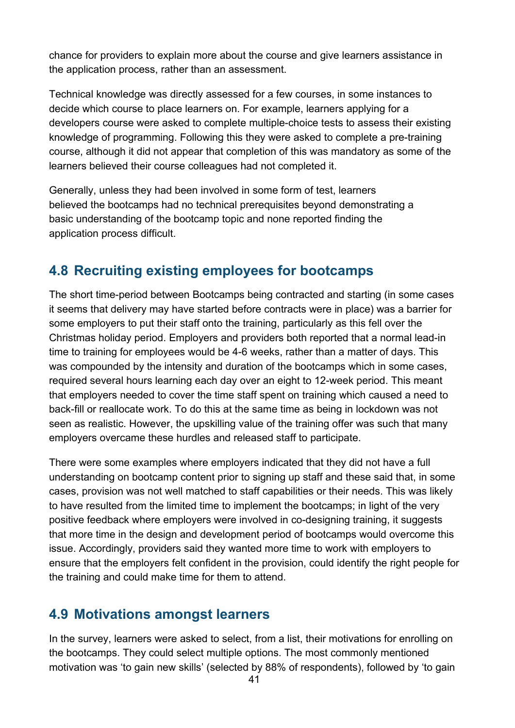chance for providers to explain more about the course and give learners assistance in the application process, rather than an assessment.

Technical knowledge was directly assessed for a few courses, in some instances to decide which course to place learners on. For example, learners applying for a developers course were asked to complete multiple-choice tests to assess their existing knowledge of programming. Following this they were asked to complete a pre-training course, although it did not appear that completion of this was mandatory as some of the learners believed their course colleagues had not completed it.

Generally, unless they had been involved in some form of test, learners believed the bootcamps had no technical prerequisites beyond demonstrating a basic understanding of the bootcamp topic and none reported finding the application process difficult.

## 4.8 Recruiting existing employees for bootcamps

The short time-period between Bootcamps being contracted and starting (in some cases it seems that delivery may have started before contracts were in place) was a barrier for some employers to put their staff onto the training, particularly as this fell over the Christmas holiday period. Employers and providers both reported that a normal lead-in time to training for employees would be 4-6 weeks, rather than a matter of days. This was compounded by the intensity and duration of the bootcamps which in some cases, required several hours learning each day over an eight to 12-week period. This meant that employers needed to cover the time staff spent on training which caused a need to back-fill or reallocate work. To do this at the same time as being in lockdown was not seen as realistic. However, the upskilling value of the training offer was such that many employers overcame these hurdles and released staff to participate.

There were some examples where employers indicated that they did not have a full understanding on bootcamp content prior to signing up staff and these said that, in some cases, provision was not well matched to staff capabilities or their needs. This was likely to have resulted from the limited time to implement the bootcamps; in light of the very positive feedback where employers were involved in co-designing training, it suggests that more time in the design and development period of bootcamps would overcome this issue. Accordingly, providers said they wanted more time to work with employers to ensure that the employers felt confident in the provision, could identify the right people for the training and could make time for them to attend.

## 4.9 Motivations amongst learners

In the survey, learners were asked to select, from a list, their motivations for enrolling on the bootcamps. They could select multiple options. The most commonly mentioned motivation was 'to gain new skills' (selected by 88% of respondents), followed by 'to gain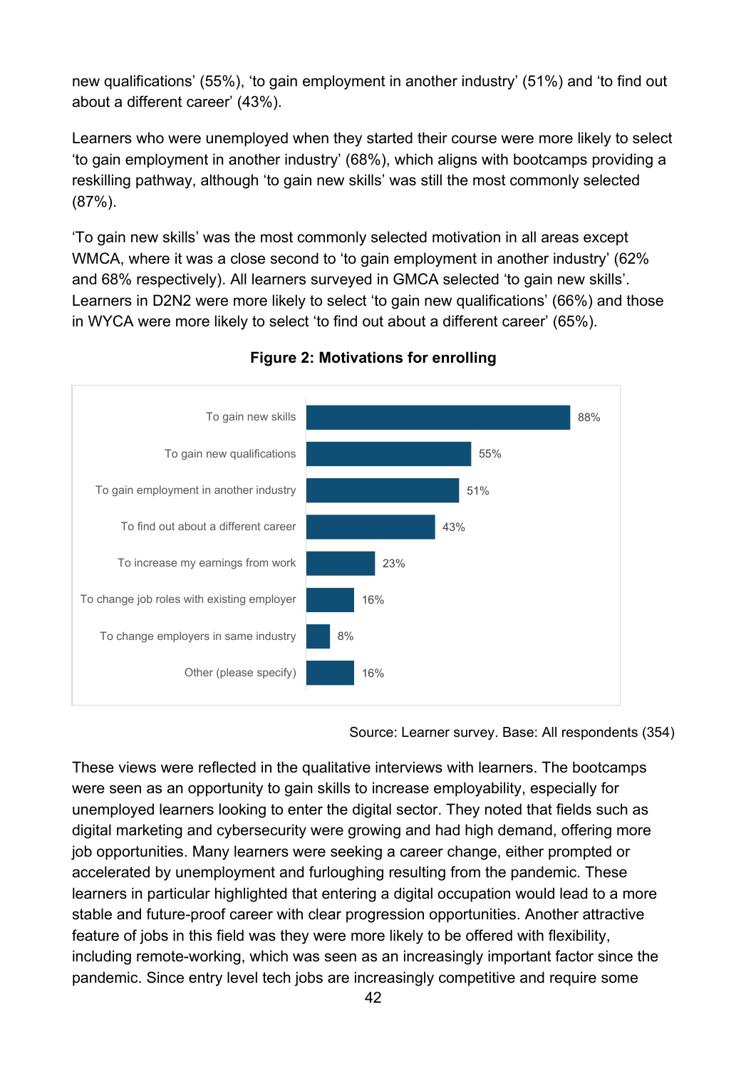new qualifications' (55%), 'to gain employment in another industry' (51%) and 'to find out about a different career' (43%).

Learners who were unemployed when they started their course were more likely to select 'to gain employment in another industry' (68%), which aligns with bootcamps providing a reskilling pathway, although 'to gain new skills' was still the most commonly selected (87%).

'To gain new skills' was the most commonly selected motivation in all areas except WMCA, where it was a close second to 'to gain employment in another industry' (62% and 68% respectively). All learners surveyed in GMCA selected 'to gain new skills'. Learners in D2N2 were more likely to select 'to gain new qualifications' (66%) and those in WYCA were more likely to select 'to find out about a different career' (65%).

**Figure 2: Motivations for enrolling**

| Motivation | % |
| --- | --- |
| To gain new skills | 88% |
| To gain new qualifications | 55% |
| To gain employment in another industry | 51% |
| To find out about a different career | 43% |
| To increase my earnings from work | 23% |
| To change job roles with existing employer | 16% |
| To change employers in same industry | 8% |
| Other (please specify) | 16% |

Source: Learner survey. Base: All respondents (354)

These views were reflected in the qualitative interviews with learners. The bootcamps were seen as an opportunity to gain skills to increase employability, especially for unemployed learners looking to enter the digital sector. They noted that fields such as digital marketing and cybersecurity were growing and had high demand, offering more job opportunities. Many learners were seeking a career change, either prompted or accelerated by unemployment and furloughing resulting from the pandemic. These learners in particular highlighted that entering a digital occupation would lead to a more stable and future-proof career with clear progression opportunities. Another attractive feature of jobs in this field was they were more likely to be offered with flexibility, including remote-working, which was seen as an increasingly important factor since the pandemic. Since entry level tech jobs are increasingly competitive and require some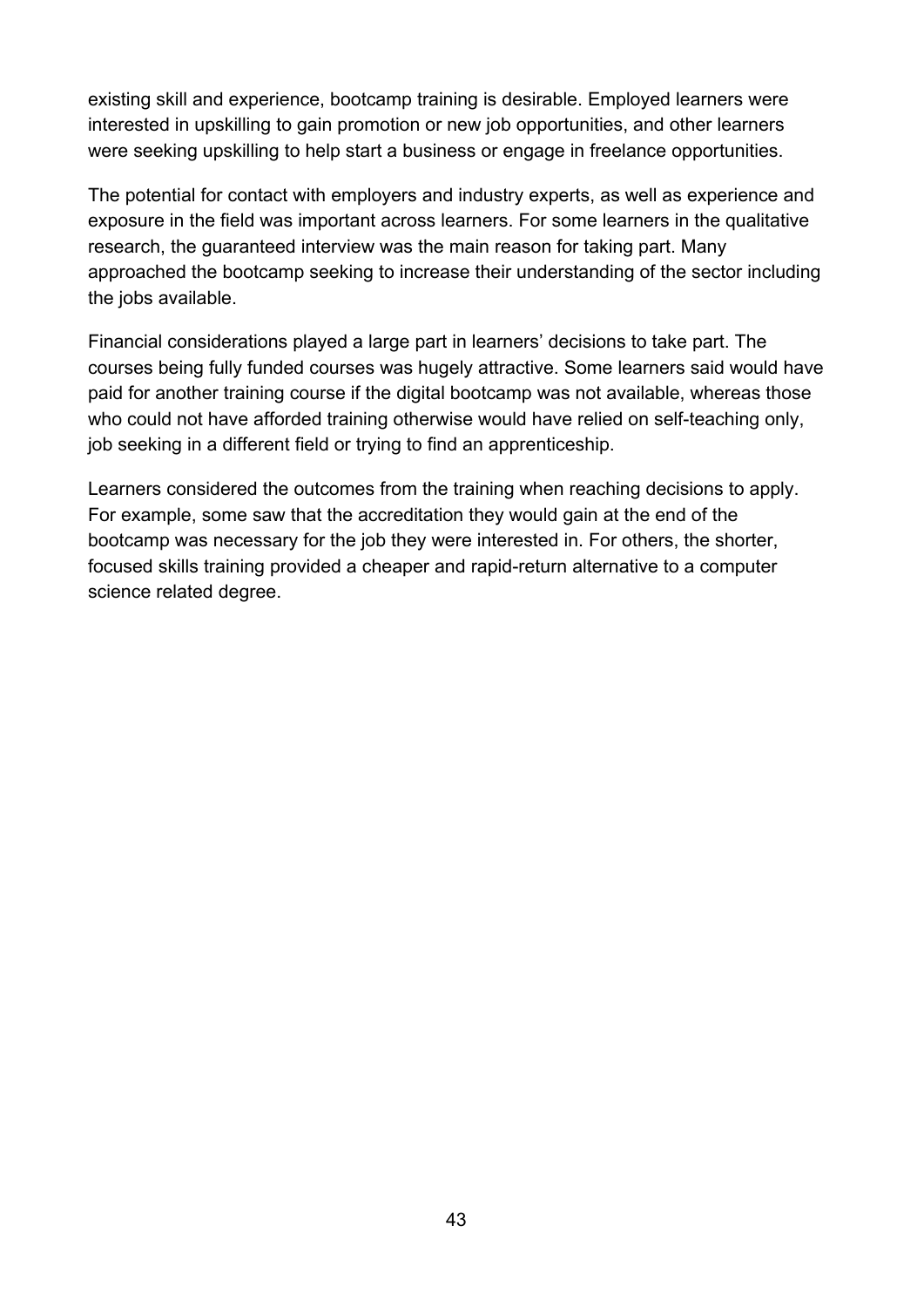existing skill and experience, bootcamp training is desirable. Employed learners were interested in upskilling to gain promotion or new job opportunities, and other learners were seeking upskilling to help start a business or engage in freelance opportunities.

The potential for contact with employers and industry experts, as well as experience and exposure in the field was important across learners. For some learners in the qualitative research, the guaranteed interview was the main reason for taking part. Many approached the bootcamp seeking to increase their understanding of the sector including the jobs available.

Financial considerations played a large part in learners' decisions to take part. The courses being fully funded courses was hugely attractive. Some learners said would have paid for another training course if the digital bootcamp was not available, whereas those who could not have afforded training otherwise would have relied on self-teaching only, job seeking in a different field or trying to find an apprenticeship.

Learners considered the outcomes from the training when reaching decisions to apply. For example, some saw that the accreditation they would gain at the end of the bootcamp was necessary for the job they were interested in. For others, the shorter, focused skills training provided a cheaper and rapid-return alternative to a computer science related degree.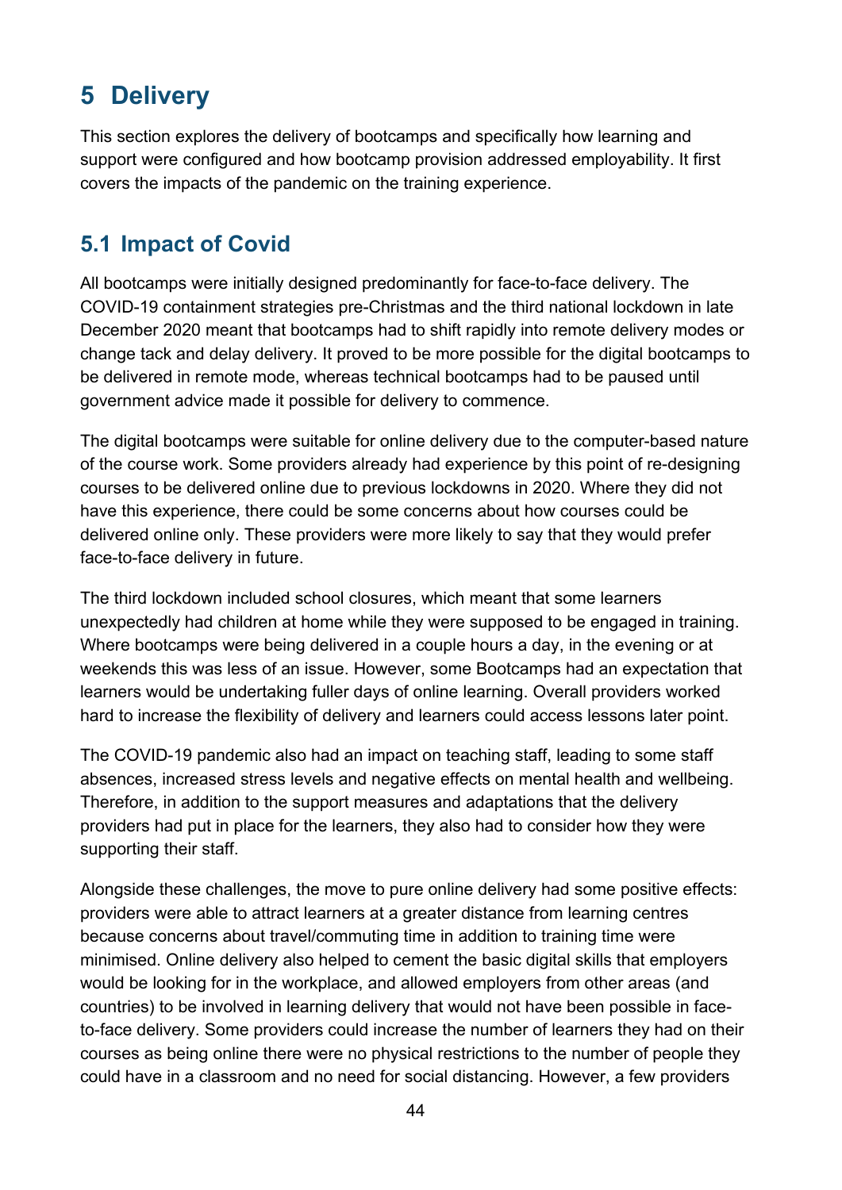# 5 Delivery

This section explores the delivery of bootcamps and specifically how learning and support were configured and how bootcamp provision addressed employability. It first covers the impacts of the pandemic on the training experience.

## 5.1 Impact of Covid

All bootcamps were initially designed predominantly for face-to-face delivery. The COVID-19 containment strategies pre-Christmas and the third national lockdown in late December 2020 meant that bootcamps had to shift rapidly into remote delivery modes or change tack and delay delivery. It proved to be more possible for the digital bootcamps to be delivered in remote mode, whereas technical bootcamps had to be paused until government advice made it possible for delivery to commence.

The digital bootcamps were suitable for online delivery due to the computer-based nature of the course work. Some providers already had experience by this point of re-designing courses to be delivered online due to previous lockdowns in 2020. Where they did not have this experience, there could be some concerns about how courses could be delivered online only. These providers were more likely to say that they would prefer face-to-face delivery in future.

The third lockdown included school closures, which meant that some learners unexpectedly had children at home while they were supposed to be engaged in training. Where bootcamps were being delivered in a couple hours a day, in the evening or at weekends this was less of an issue. However, some Bootcamps had an expectation that learners would be undertaking fuller days of online learning. Overall providers worked hard to increase the flexibility of delivery and learners could access lessons later point.

The COVID-19 pandemic also had an impact on teaching staff, leading to some staff absences, increased stress levels and negative effects on mental health and wellbeing. Therefore, in addition to the support measures and adaptations that the delivery providers had put in place for the learners, they also had to consider how they were supporting their staff.

Alongside these challenges, the move to pure online delivery had some positive effects: providers were able to attract learners at a greater distance from learning centres because concerns about travel/commuting time in addition to training time were minimised. Online delivery also helped to cement the basic digital skills that employers would be looking for in the workplace, and allowed employers from other areas (and countries) to be involved in learning delivery that would not have been possible in face-to-face delivery. Some providers could increase the number of learners they had on their courses as being online there were no physical restrictions to the number of people they could have in a classroom and no need for social distancing. However, a few providers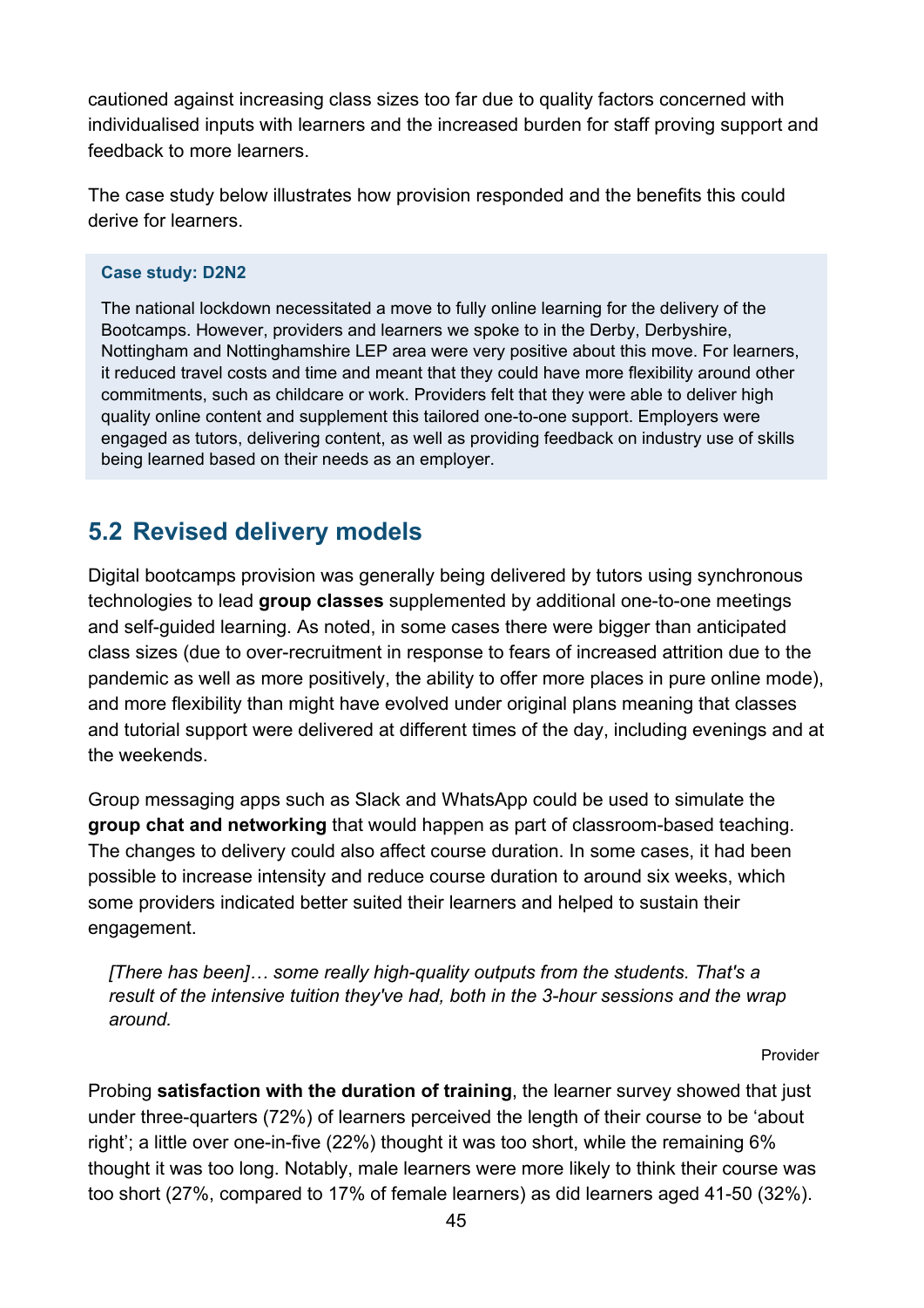cautioned against increasing class sizes too far due to quality factors concerned with individualised inputs with learners and the increased burden for staff proving support and feedback to more learners.

The case study below illustrates how provision responded and the benefits this could derive for learners.

> **Case study: D2N2**
>
> The national lockdown necessitated a move to fully online learning for the delivery of the Bootcamps. However, providers and learners we spoke to in the Derby, Derbyshire, Nottingham and Nottinghamshire LEP area were very positive about this move. For learners, it reduced travel costs and time and meant that they could have more flexibility around other commitments, such as childcare or work. Providers felt that they were able to deliver high quality online content and supplement this tailored one-to-one support. Employers were engaged as tutors, delivering content, as well as providing feedback on industry use of skills being learned based on their needs as an employer.

## 5.2 Revised delivery models

Digital bootcamps provision was generally being delivered by tutors using synchronous technologies to lead **group classes** supplemented by additional one-to-one meetings and self-guided learning. As noted, in some cases there were bigger than anticipated class sizes (due to over-recruitment in response to fears of increased attrition due to the pandemic as well as more positively, the ability to offer more places in pure online mode), and more flexibility than might have evolved under original plans meaning that classes and tutorial support were delivered at different times of the day, including evenings and at the weekends.

Group messaging apps such as Slack and WhatsApp could be used to simulate the **group chat and networking** that would happen as part of classroom-based teaching. The changes to delivery could also affect course duration. In some cases, it had been possible to increase intensity and reduce course duration to around six weeks, which some providers indicated better suited their learners and helped to sustain their engagement.

> *[There has been]… some really high-quality outputs from the students. That's a result of the intensive tuition they've had, both in the 3-hour sessions and the wrap around.*
>
> Provider

Probing **satisfaction with the duration of training**, the learner survey showed that just under three-quarters (72%) of learners perceived the length of their course to be 'about right'; a little over one-in-five (22%) thought it was too short, while the remaining 6% thought it was too long. Notably, male learners were more likely to think their course was too short (27%, compared to 17% of female learners) as did learners aged 41-50 (32%).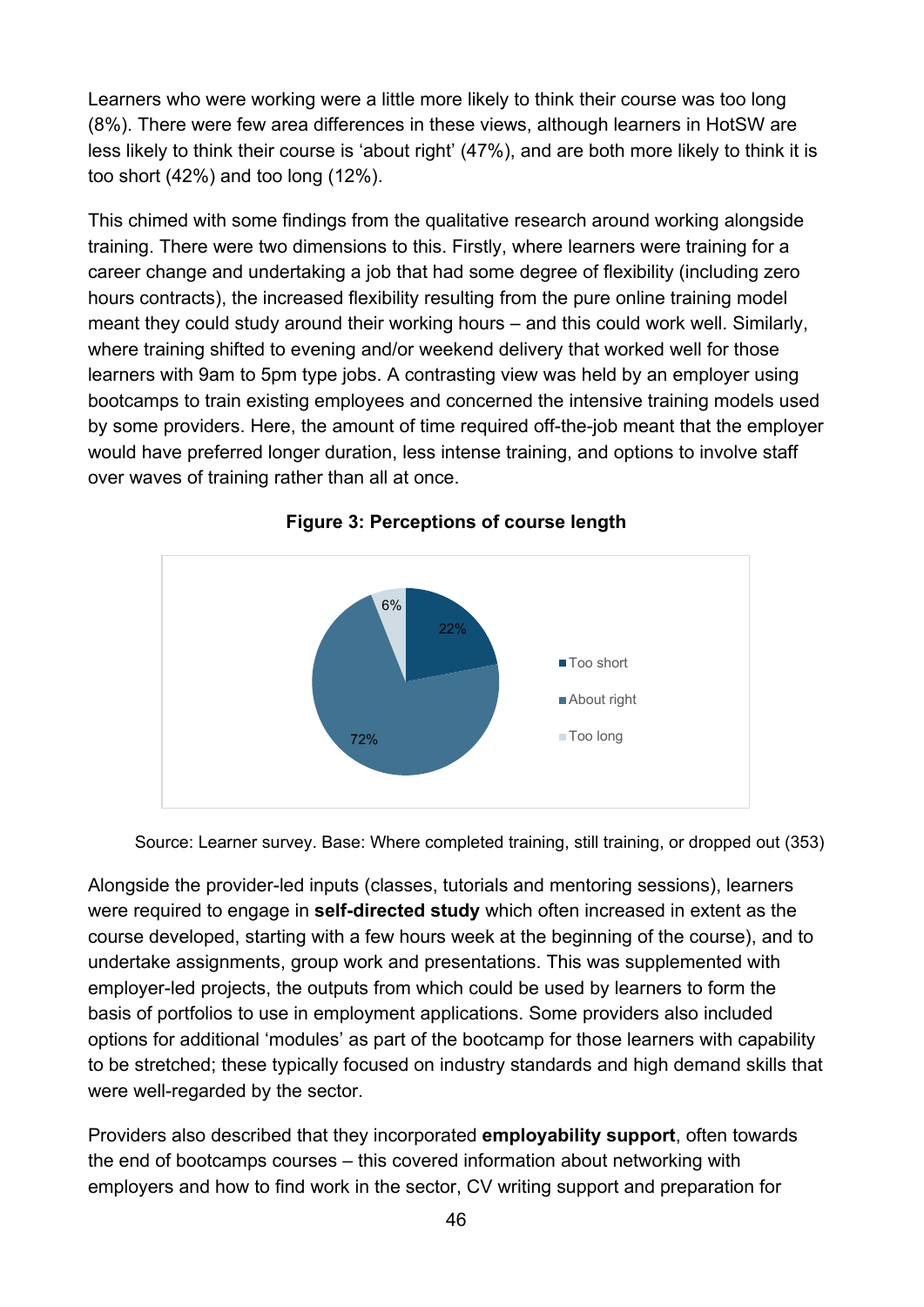Learners who were working were a little more likely to think their course was too long (8%). There were few area differences in these views, although learners in HotSW are less likely to think their course is 'about right' (47%), and are both more likely to think it is too short (42%) and too long (12%).

This chimed with some findings from the qualitative research around working alongside training. There were two dimensions to this. Firstly, where learners were training for a career change and undertaking a job that had some degree of flexibility (including zero hours contracts), the increased flexibility resulting from the pure online training model meant they could study around their working hours – and this could work well. Similarly, where training shifted to evening and/or weekend delivery that worked well for those learners with 9am to 5pm type jobs. A contrasting view was held by an employer using bootcamps to train existing employees and concerned the intensive training models used by some providers. Here, the amount of time required off-the-job meant that the employer would have preferred longer duration, less intense training, and options to involve staff over waves of training rather than all at once.

**Figure 3: Perceptions of course length**

| Response | Percentage |
| --- | --- |
| Too short | 22% |
| About right | 72% |
| Too long | 6% |

Source: Learner survey. Base: Where completed training, still training, or dropped out (353)

Alongside the provider-led inputs (classes, tutorials and mentoring sessions), learners were required to engage in **self-directed study** which often increased in extent as the course developed, starting with a few hours week at the beginning of the course), and to undertake assignments, group work and presentations. This was supplemented with employer-led projects, the outputs from which could be used by learners to form the basis of portfolios to use in employment applications. Some providers also included options for additional 'modules' as part of the bootcamp for those learners with capability to be stretched; these typically focused on industry standards and high demand skills that were well-regarded by the sector.

Providers also described that they incorporated **employability support**, often towards the end of bootcamps courses – this covered information about networking with employers and how to find work in the sector, CV writing support and preparation for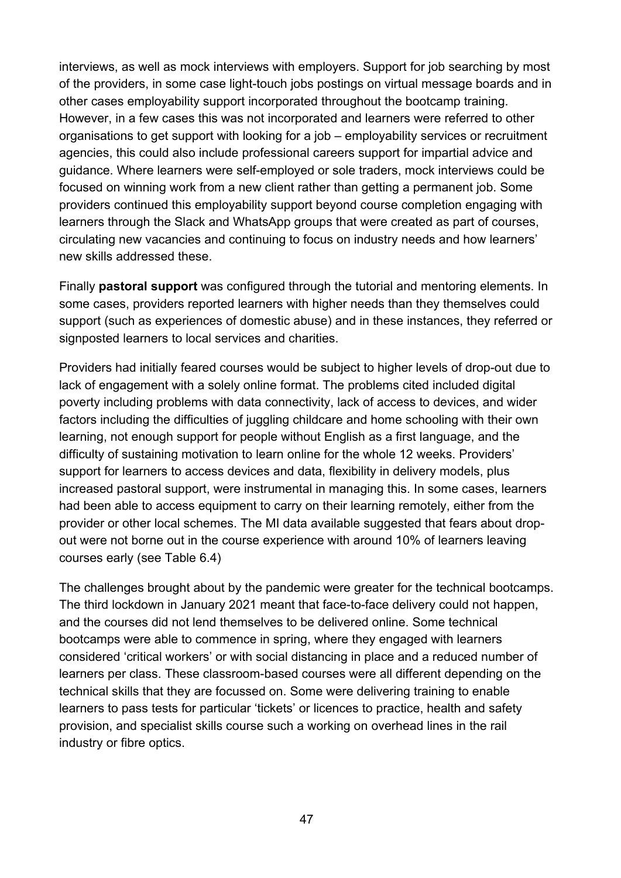interviews, as well as mock interviews with employers. Support for job searching by most of the providers, in some case light-touch jobs postings on virtual message boards and in other cases employability support incorporated throughout the bootcamp training. However, in a few cases this was not incorporated and learners were referred to other organisations to get support with looking for a job – employability services or recruitment agencies, this could also include professional careers support for impartial advice and guidance. Where learners were self-employed or sole traders, mock interviews could be focused on winning work from a new client rather than getting a permanent job. Some providers continued this employability support beyond course completion engaging with learners through the Slack and WhatsApp groups that were created as part of courses, circulating new vacancies and continuing to focus on industry needs and how learners' new skills addressed these.

Finally **pastoral support** was configured through the tutorial and mentoring elements. In some cases, providers reported learners with higher needs than they themselves could support (such as experiences of domestic abuse) and in these instances, they referred or signposted learners to local services and charities.

Providers had initially feared courses would be subject to higher levels of drop-out due to lack of engagement with a solely online format. The problems cited included digital poverty including problems with data connectivity, lack of access to devices, and wider factors including the difficulties of juggling childcare and home schooling with their own learning, not enough support for people without English as a first language, and the difficulty of sustaining motivation to learn online for the whole 12 weeks. Providers' support for learners to access devices and data, flexibility in delivery models, plus increased pastoral support, were instrumental in managing this. In some cases, learners had been able to access equipment to carry on their learning remotely, either from the provider or other local schemes. The MI data available suggested that fears about drop-out were not borne out in the course experience with around 10% of learners leaving courses early (see Table 6.4)

The challenges brought about by the pandemic were greater for the technical bootcamps. The third lockdown in January 2021 meant that face-to-face delivery could not happen, and the courses did not lend themselves to be delivered online. Some technical bootcamps were able to commence in spring, where they engaged with learners considered 'critical workers' or with social distancing in place and a reduced number of learners per class. These classroom-based courses were all different depending on the technical skills that they are focussed on. Some were delivering training to enable learners to pass tests for particular 'tickets' or licences to practice, health and safety provision, and specialist skills course such a working on overhead lines in the rail industry or fibre optics.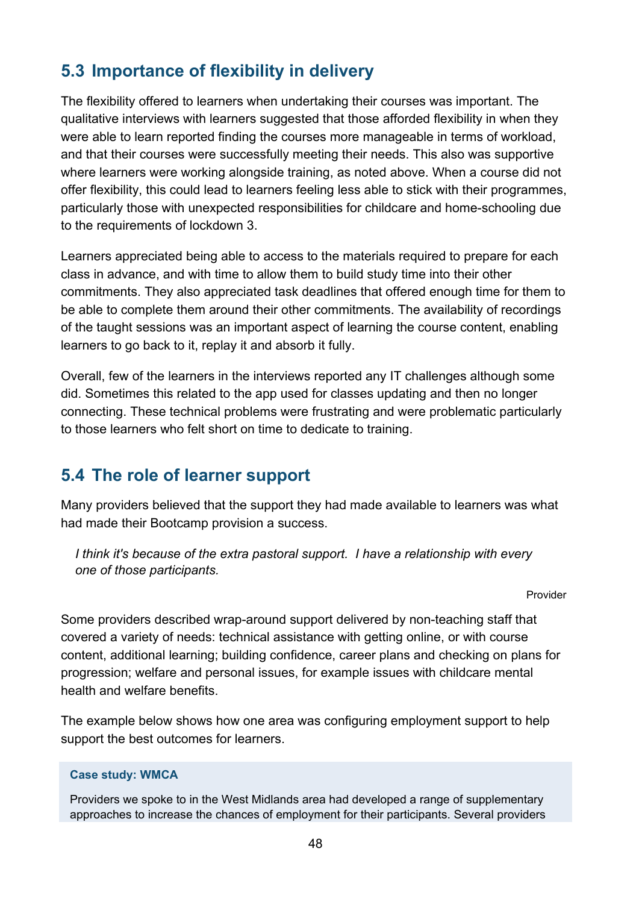## 5.3 Importance of flexibility in delivery

The flexibility offered to learners when undertaking their courses was important. The qualitative interviews with learners suggested that those afforded flexibility in when they were able to learn reported finding the courses more manageable in terms of workload, and that their courses were successfully meeting their needs. This also was supportive where learners were working alongside training, as noted above. When a course did not offer flexibility, this could lead to learners feeling less able to stick with their programmes, particularly those with unexpected responsibilities for childcare and home-schooling due to the requirements of lockdown 3.

Learners appreciated being able to access to the materials required to prepare for each class in advance, and with time to allow them to build study time into their other commitments. They also appreciated task deadlines that offered enough time for them to be able to complete them around their other commitments. The availability of recordings of the taught sessions was an important aspect of learning the course content, enabling learners to go back to it, replay it and absorb it fully.

Overall, few of the learners in the interviews reported any IT challenges although some did. Sometimes this related to the app used for classes updating and then no longer connecting. These technical problems were frustrating and were problematic particularly to those learners who felt short on time to dedicate to training.

## 5.4 The role of learner support

Many providers believed that the support they had made available to learners was what had made their Bootcamp provision a success.

> *I think it's because of the extra pastoral support. I have a relationship with every one of those participants.*
>
> Provider

Some providers described wrap-around support delivered by non-teaching staff that covered a variety of needs: technical assistance with getting online, or with course content, additional learning; building confidence, career plans and checking on plans for progression; welfare and personal issues, for example issues with childcare mental health and welfare benefits.

The example below shows how one area was configuring employment support to help support the best outcomes for learners.

**Case study: WMCA**

Providers we spoke to in the West Midlands area had developed a range of supplementary approaches to increase the chances of employment for their participants. Several providers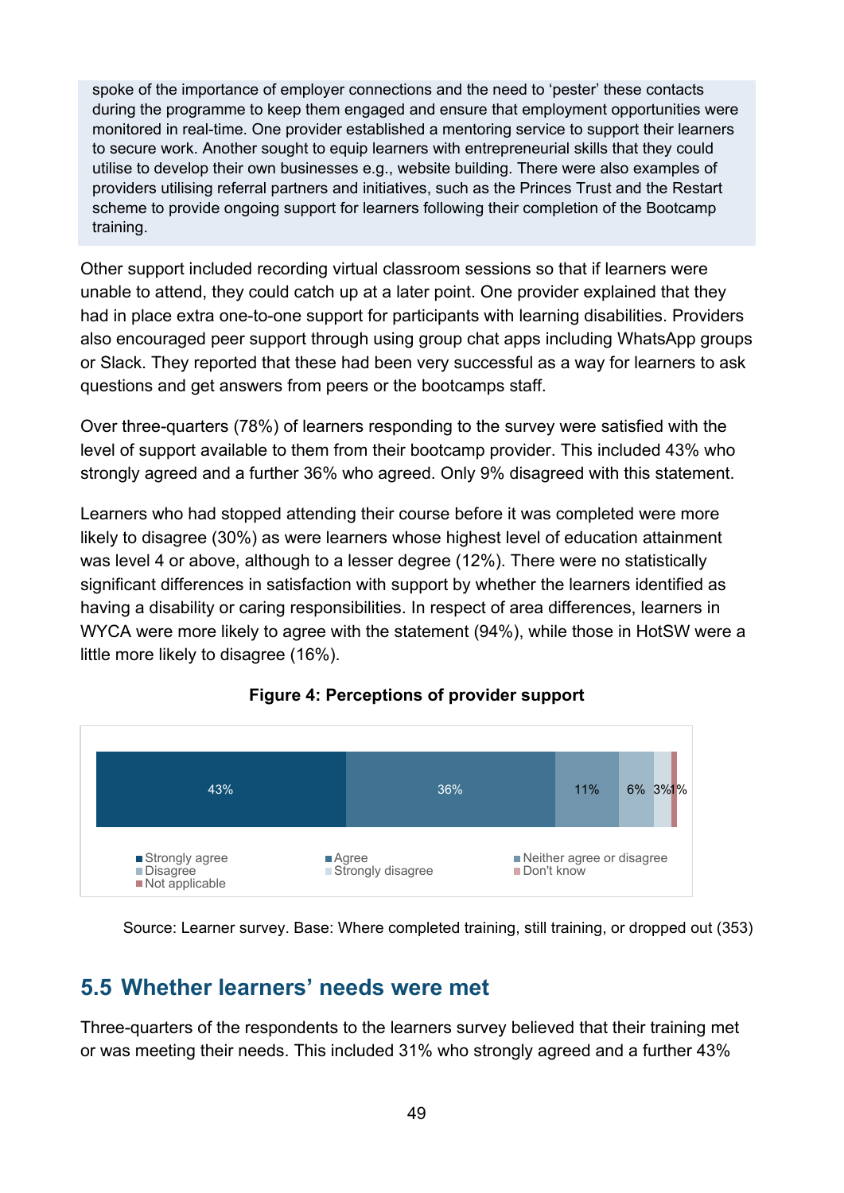spoke of the importance of employer connections and the need to 'pester' these contacts during the programme to keep them engaged and ensure that employment opportunities were monitored in real-time. One provider established a mentoring service to support their learners to secure work. Another sought to equip learners with entrepreneurial skills that they could utilise to develop their own businesses e.g., website building. There were also examples of providers utilising referral partners and initiatives, such as the Princes Trust and the Restart scheme to provide ongoing support for learners following their completion of the Bootcamp training.

Other support included recording virtual classroom sessions so that if learners were unable to attend, they could catch up at a later point. One provider explained that they had in place extra one-to-one support for participants with learning disabilities. Providers also encouraged peer support through using group chat apps including WhatsApp groups or Slack. They reported that these had been very successful as a way for learners to ask questions and get answers from peers or the bootcamps staff.

Over three-quarters (78%) of learners responding to the survey were satisfied with the level of support available to them from their bootcamp provider. This included 43% who strongly agreed and a further 36% who agreed. Only 9% disagreed with this statement.

Learners who had stopped attending their course before it was completed were more likely to disagree (30%) as were learners whose highest level of education attainment was level 4 or above, although to a lesser degree (12%). There were no statistically significant differences in satisfaction with support by whether the learners identified as having a disability or caring responsibilities. In respect of area differences, learners in WYCA were more likely to agree with the statement (94%), while those in HotSW were a little more likely to disagree (16%).

**Figure 4: Perceptions of provider support**

| Strongly agree | Agree | Neither agree or disagree | Disagree | Strongly disagree | Don't know | Not applicable |
|---|---|---|---|---|---|---|
| 43% | 36% | 11% | 6% | 3% | | 1% |

Source: Learner survey. Base: Where completed training, still training, or dropped out (353)

## 5.5 Whether learners' needs were met

Three-quarters of the respondents to the learners survey believed that their training met or was meeting their needs. This included 31% who strongly agreed and a further 43%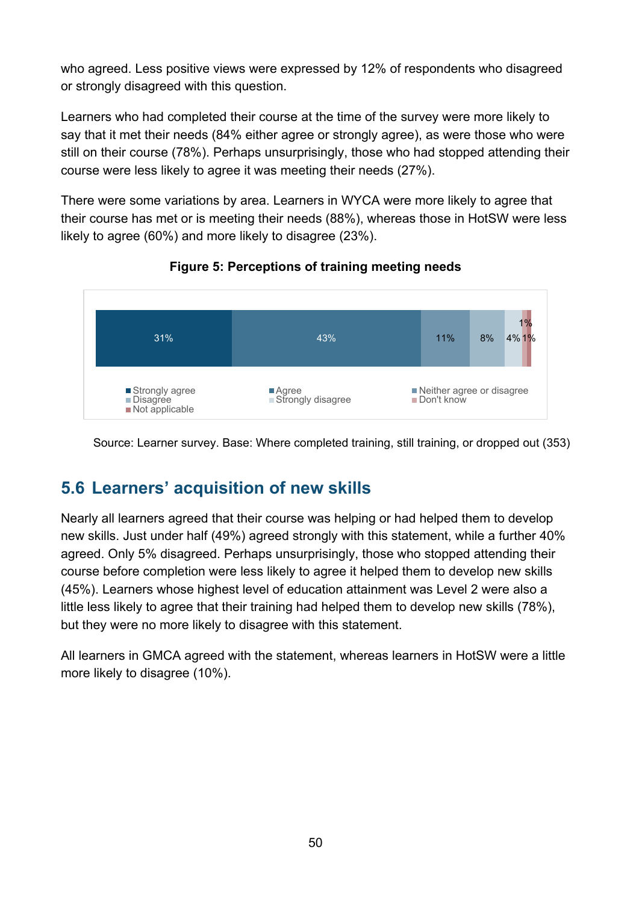who agreed. Less positive views were expressed by 12% of respondents who disagreed or strongly disagreed with this question.

Learners who had completed their course at the time of the survey were more likely to say that it met their needs (84% either agree or strongly agree), as were those who were still on their course (78%). Perhaps unsurprisingly, those who had stopped attending their course were less likely to agree it was meeting their needs (27%).

There were some variations by area. Learners in WYCA were more likely to agree that their course has met or is meeting their needs (88%), whereas those in HotSW were less likely to agree (60%) and more likely to disagree (23%).

**Figure 5: Perceptions of training meeting needs**

| Strongly agree | Agree | Neither agree or disagree | Disagree | Strongly disagree | Don't know | Not applicable |
|---|---|---|---|---|---|---|
| 31% | 43% | 11% | 8% | 4% | 1% | 1% |

Source: Learner survey. Base: Where completed training, still training, or dropped out (353)

## 5.6 Learners' acquisition of new skills

Nearly all learners agreed that their course was helping or had helped them to develop new skills. Just under half (49%) agreed strongly with this statement, while a further 40% agreed. Only 5% disagreed. Perhaps unsurprisingly, those who stopped attending their course before completion were less likely to agree it helped them to develop new skills (45%). Learners whose highest level of education attainment was Level 2 were also a little less likely to agree that their training had helped them to develop new skills (78%), but they were no more likely to disagree with this statement.

All learners in GMCA agreed with the statement, whereas learners in HotSW were a little more likely to disagree (10%).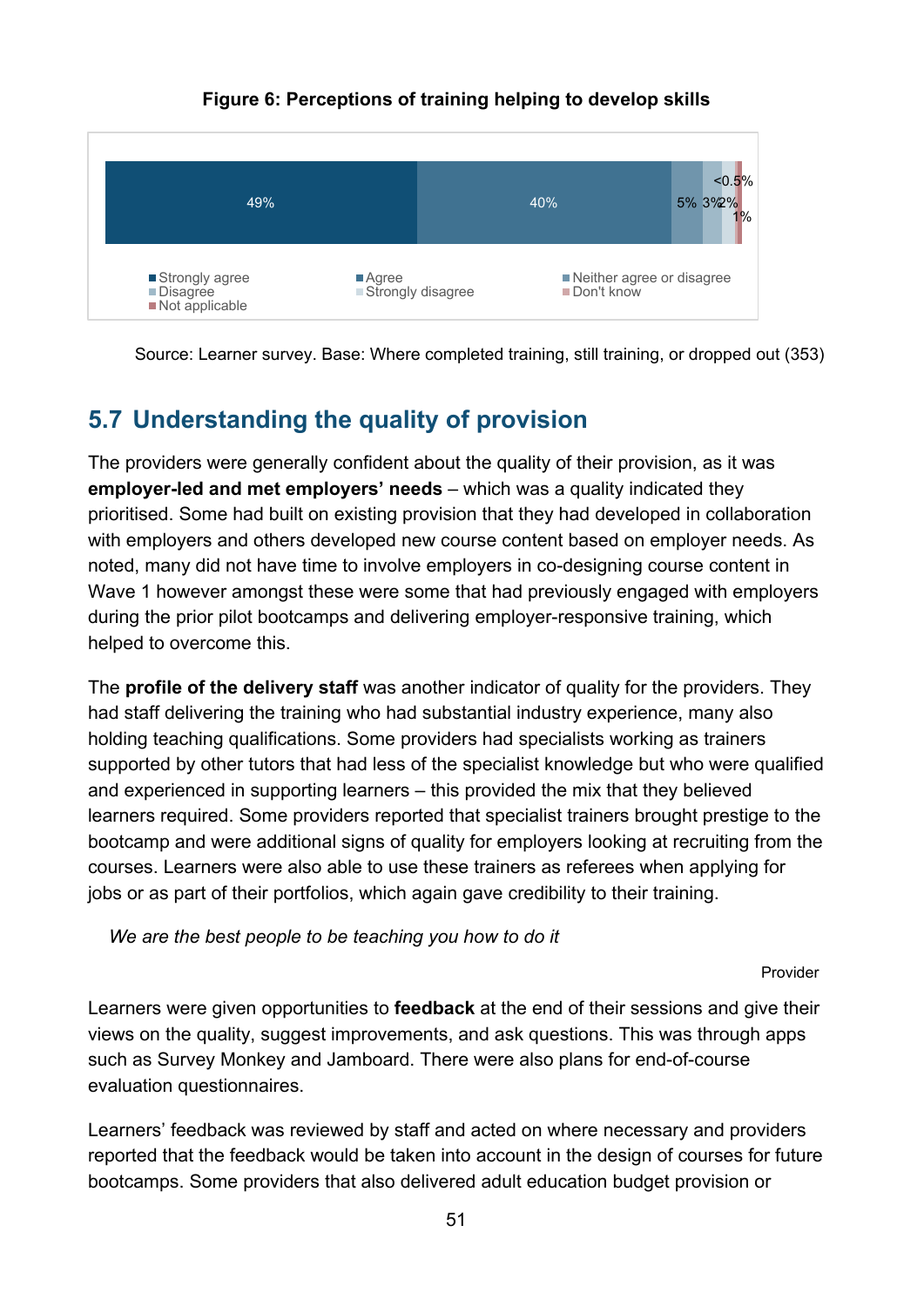**Figure 6: Perceptions of training helping to develop skills**

| Response | % |
|---|---|
| Strongly agree | 49% |
| Agree | 40% |
| Neither agree or disagree | 5% |
| Disagree | 3% |
| Strongly disagree | 2% |
| Don't know | <0.5% |
| Not applicable | 1% |

Source: Learner survey. Base: Where completed training, still training, or dropped out (353)

## 5.7 Understanding the quality of provision

The providers were generally confident about the quality of their provision, as it was **employer-led and met employers' needs** – which was a quality indicated they prioritised. Some had built on existing provision that they had developed in collaboration with employers and others developed new course content based on employer needs. As noted, many did not have time to involve employers in co-designing course content in Wave 1 however amongst these were some that had previously engaged with employers during the prior pilot bootcamps and delivering employer-responsive training, which helped to overcome this.

The **profile of the delivery staff** was another indicator of quality for the providers. They had staff delivering the training who had substantial industry experience, many also holding teaching qualifications. Some providers had specialists working as trainers supported by other tutors that had less of the specialist knowledge but who were qualified and experienced in supporting learners – this provided the mix that they believed learners required. Some providers reported that specialist trainers brought prestige to the bootcamp and were additional signs of quality for employers looking at recruiting from the courses. Learners were also able to use these trainers as referees when applying for jobs or as part of their portfolios, which again gave credibility to their training.

*We are the best people to be teaching you how to do it*

Provider

Learners were given opportunities to **feedback** at the end of their sessions and give their views on the quality, suggest improvements, and ask questions. This was through apps such as Survey Monkey and Jamboard. There were also plans for end-of-course evaluation questionnaires.

Learners' feedback was reviewed by staff and acted on where necessary and providers reported that the feedback would be taken into account in the design of courses for future bootcamps. Some providers that also delivered adult education budget provision or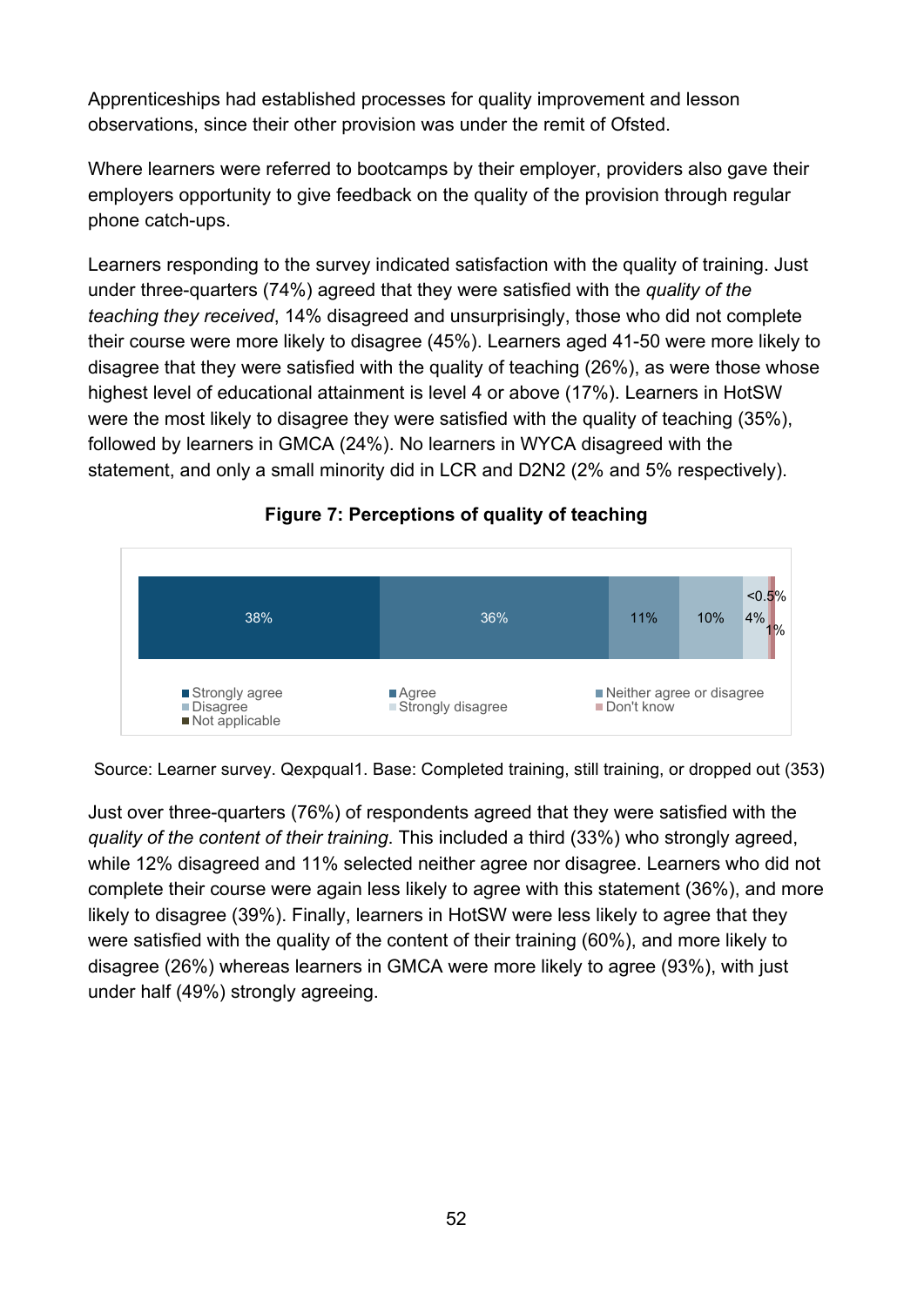Apprenticeships had established processes for quality improvement and lesson observations, since their other provision was under the remit of Ofsted.

Where learners were referred to bootcamps by their employer, providers also gave their employers opportunity to give feedback on the quality of the provision through regular phone catch-ups.

Learners responding to the survey indicated satisfaction with the quality of training. Just under three-quarters (74%) agreed that they were satisfied with the *quality of the teaching they received*, 14% disagreed and unsurprisingly, those who did not complete their course were more likely to disagree (45%). Learners aged 41-50 were more likely to disagree that they were satisfied with the quality of teaching (26%), as were those whose highest level of educational attainment is level 4 or above (17%). Learners in HotSW were the most likely to disagree they were satisfied with the quality of teaching (35%), followed by learners in GMCA (24%). No learners in WYCA disagreed with the statement, and only a small minority did in LCR and D2N2 (2% and 5% respectively).

**Figure 7: Perceptions of quality of teaching**

| Strongly agree | Agree | Neither agree or disagree | Disagree | Strongly disagree | Don't know | Not applicable |
|---|---|---|---|---|---|---|
| 38% | 36% | 11% | 10% | 4% | 1% | <0.5% |

Source: Learner survey. Qexpqual1. Base: Completed training, still training, or dropped out (353)

Just over three-quarters (76%) of respondents agreed that they were satisfied with the *quality of the content of their training*. This included a third (33%) who strongly agreed, while 12% disagreed and 11% selected neither agree nor disagree. Learners who did not complete their course were again less likely to agree with this statement (36%), and more likely to disagree (39%). Finally, learners in HotSW were less likely to agree that they were satisfied with the quality of the content of their training (60%), and more likely to disagree (26%) whereas learners in GMCA were more likely to agree (93%), with just under half (49%) strongly agreeing.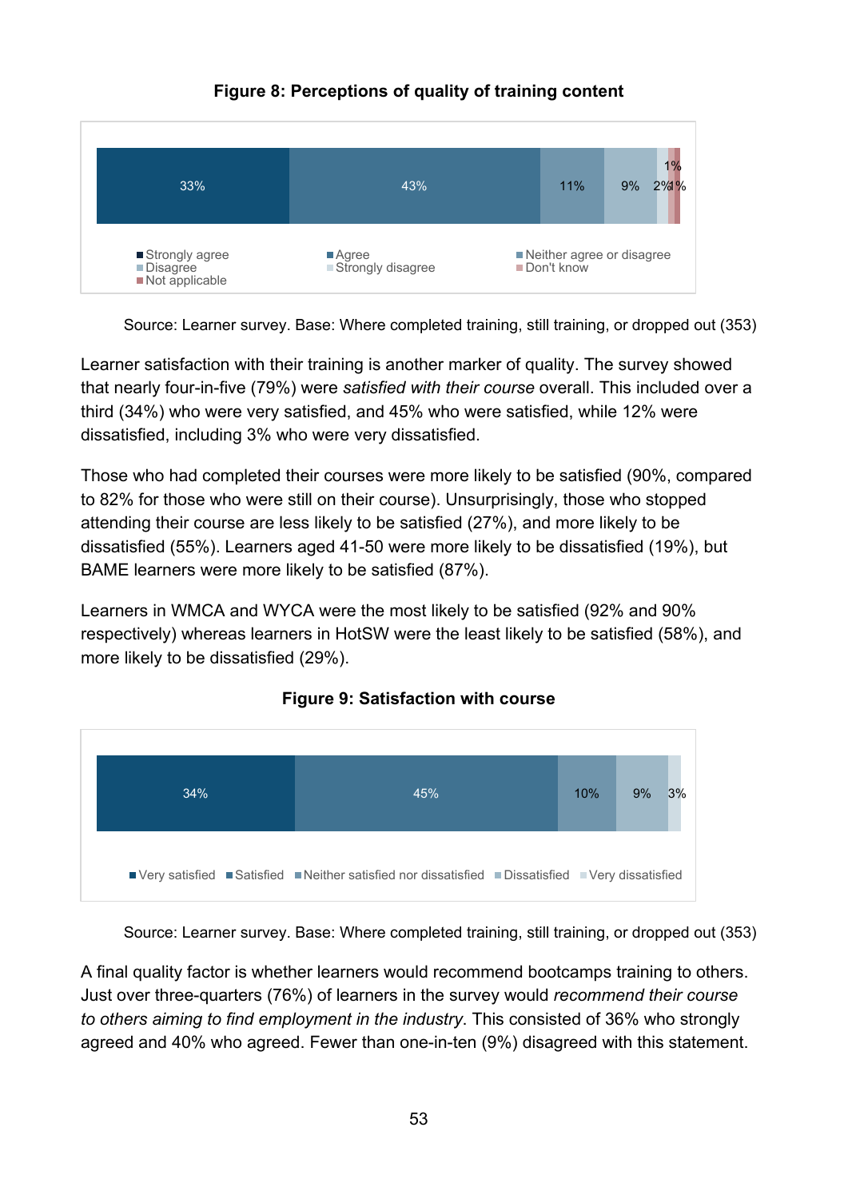**Figure 8: Perceptions of quality of training content**

| Strongly agree | Agree | Neither agree or disagree | Disagree | Strongly disagree | Don't know | Not applicable |
|---|---|---|---|---|---|---|
| 33% | 43% | 11% | 9% | 2% | 1% | 1% |

Source: Learner survey. Base: Where completed training, still training, or dropped out (353)

Learner satisfaction with their training is another marker of quality. The survey showed that nearly four-in-five (79%) were *satisfied with their course* overall. This included over a third (34%) who were very satisfied, and 45% who were satisfied, while 12% were dissatisfied, including 3% who were very dissatisfied.

Those who had completed their courses were more likely to be satisfied (90%, compared to 82% for those who were still on their course). Unsurprisingly, those who stopped attending their course are less likely to be satisfied (27%), and more likely to be dissatisfied (55%). Learners aged 41-50 were more likely to be dissatisfied (19%), but BAME learners were more likely to be satisfied (87%).

Learners in WMCA and WYCA were the most likely to be satisfied (92% and 90% respectively) whereas learners in HotSW were the least likely to be satisfied (58%), and more likely to be dissatisfied (29%).

**Figure 9: Satisfaction with course**

| Very satisfied | Satisfied | Neither satisfied nor dissatisfied | Dissatisfied | Very dissatisfied |
|---|---|---|---|---|
| 34% | 45% | 10% | 9% | 3% |

Source: Learner survey. Base: Where completed training, still training, or dropped out (353)

A final quality factor is whether learners would recommend bootcamps training to others. Just over three-quarters (76%) of learners in the survey would *recommend their course to others aiming to find employment in the industry*. This consisted of 36% who strongly agreed and 40% who agreed. Fewer than one-in-ten (9%) disagreed with this statement.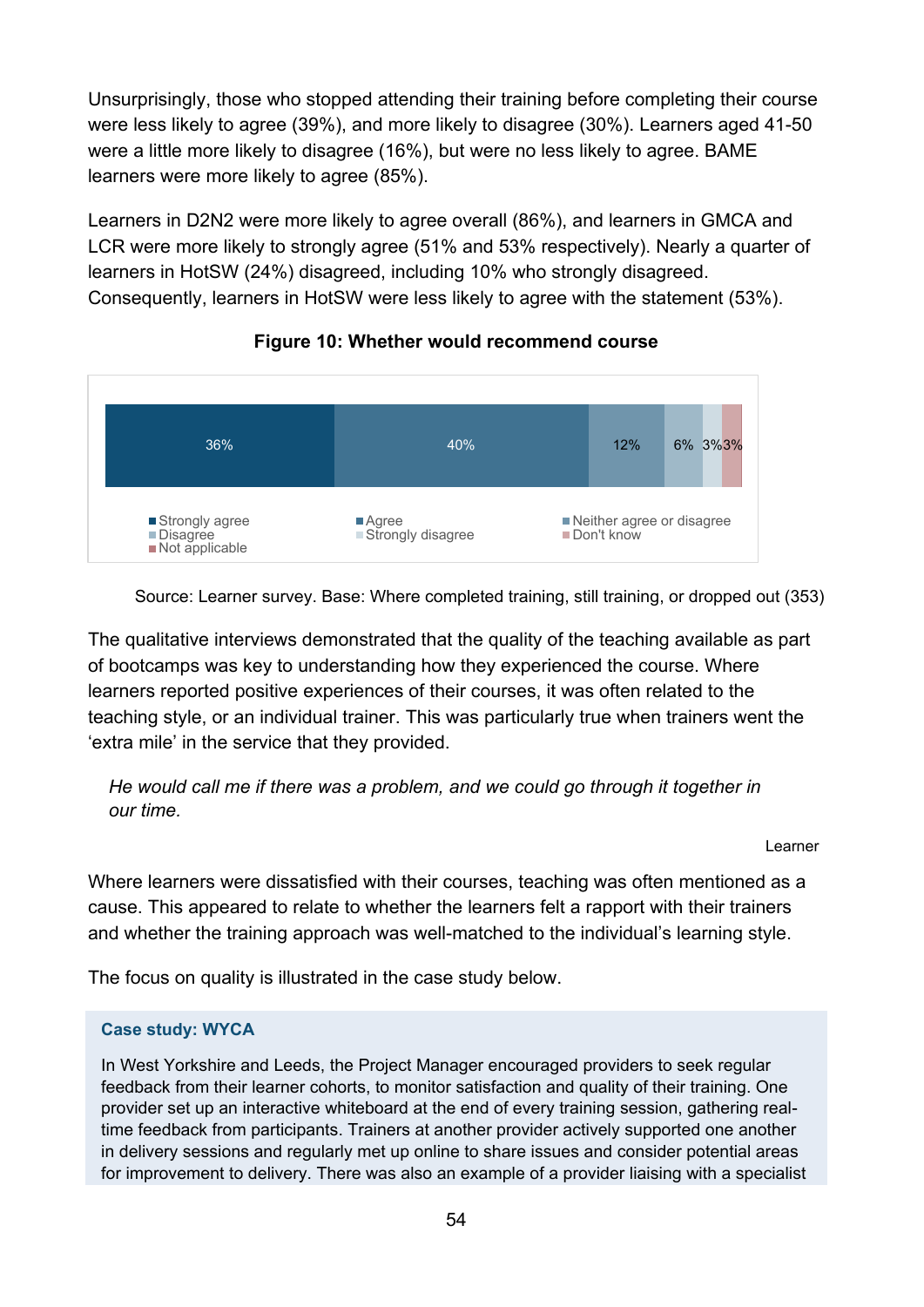Unsurprisingly, those who stopped attending their training before completing their course were less likely to agree (39%), and more likely to disagree (30%). Learners aged 41-50 were a little more likely to disagree (16%), but were no less likely to agree. BAME learners were more likely to agree (85%).

Learners in D2N2 were more likely to agree overall (86%), and learners in GMCA and LCR were more likely to strongly agree (51% and 53% respectively). Nearly a quarter of learners in HotSW (24%) disagreed, including 10% who strongly disagreed. Consequently, learners in HotSW were less likely to agree with the statement (53%).

**Figure 10: Whether would recommend course**

| Strongly agree | Agree | Neither agree or disagree | Disagree | Strongly disagree | Don't know | Not applicable |
|---|---|---|---|---|---|---|
| 36% | 40% | 12% | 6% | 3% | 3% | |

Source: Learner survey. Base: Where completed training, still training, or dropped out (353)

The qualitative interviews demonstrated that the quality of the teaching available as part of bootcamps was key to understanding how they experienced the course. Where learners reported positive experiences of their courses, it was often related to the teaching style, or an individual trainer. This was particularly true when trainers went the 'extra mile' in the service that they provided.

> *He would call me if there was a problem, and we could go through it together in our time.*
>
> Learner

Where learners were dissatisfied with their courses, teaching was often mentioned as a cause. This appeared to relate to whether the learners felt a rapport with their trainers and whether the training approach was well-matched to the individual's learning style.

The focus on quality is illustrated in the case study below.

**Case study: WYCA**

In West Yorkshire and Leeds, the Project Manager encouraged providers to seek regular feedback from their learner cohorts, to monitor satisfaction and quality of their training. One provider set up an interactive whiteboard at the end of every training session, gathering real-time feedback from participants. Trainers at another provider actively supported one another in delivery sessions and regularly met up online to share issues and consider potential areas for improvement to delivery. There was also an example of a provider liaising with a specialist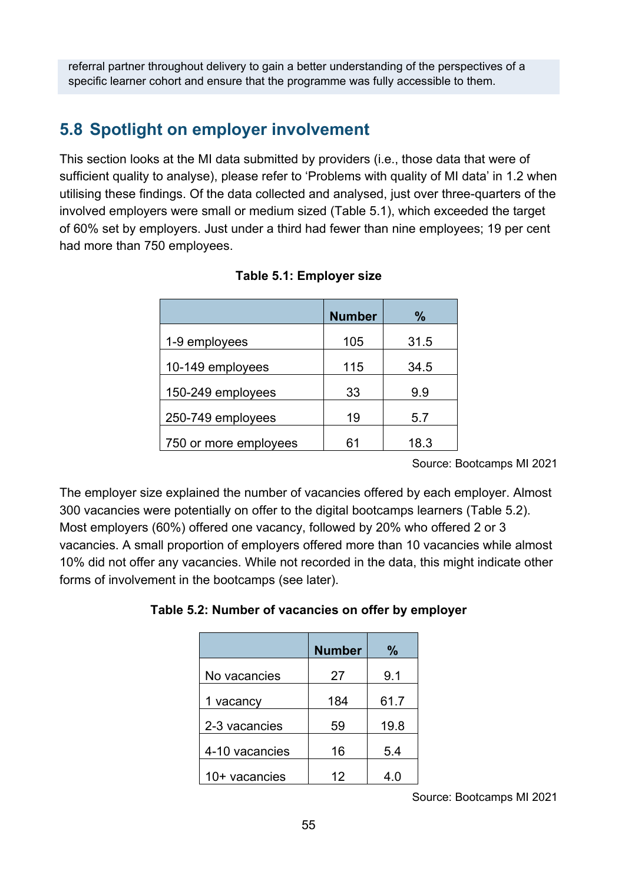referral partner throughout delivery to gain a better understanding of the perspectives of a specific learner cohort and ensure that the programme was fully accessible to them.

## 5.8 Spotlight on employer involvement

This section looks at the MI data submitted by providers (i.e., those data that were of sufficient quality to analyse), please refer to ‘Problems with quality of MI data’ in 1.2 when utilising these findings. Of the data collected and analysed, just over three-quarters of the involved employers were small or medium sized (Table 5.1), which exceeded the target of 60% set by employers. Just under a third had fewer than nine employees; 19 per cent had more than 750 employees.

**Table 5.1: Employer size**

| | Number | % |
|---|---|---|
| 1-9 employees | 105 | 31.5 |
| 10-149 employees | 115 | 34.5 |
| 150-249 employees | 33 | 9.9 |
| 250-749 employees | 19 | 5.7 |
| 750 or more employees | 61 | 18.3 |

Source: Bootcamps MI 2021

The employer size explained the number of vacancies offered by each employer. Almost 300 vacancies were potentially on offer to the digital bootcamps learners (Table 5.2). Most employers (60%) offered one vacancy, followed by 20% who offered 2 or 3 vacancies. A small proportion of employers offered more than 10 vacancies while almost 10% did not offer any vacancies. While not recorded in the data, this might indicate other forms of involvement in the bootcamps (see later).

**Table 5.2: Number of vacancies on offer by employer**

| | Number | % |
|---|---|---|
| No vacancies | 27 | 9.1 |
| 1 vacancy | 184 | 61.7 |
| 2-3 vacancies | 59 | 19.8 |
| 4-10 vacancies | 16 | 5.4 |
| 10+ vacancies | 12 | 4.0 |

Source: Bootcamps MI 2021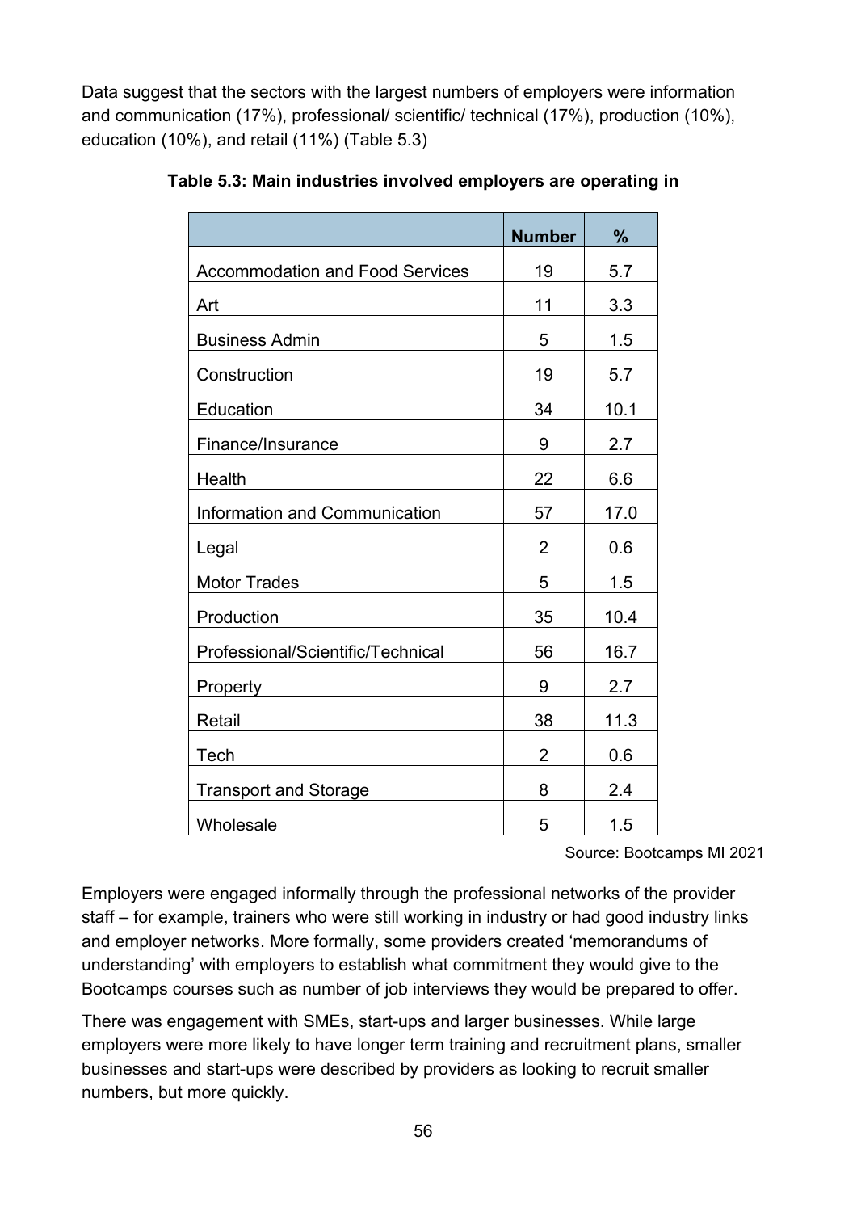Data suggest that the sectors with the largest numbers of employers were information and communication (17%), professional/ scientific/ technical (17%), production (10%), education (10%), and retail (11%) (Table 5.3)

**Table 5.3: Main industries involved employers are operating in**

| | Number | % |
|---|---|---|
| Accommodation and Food Services | 19 | 5.7 |
| Art | 11 | 3.3 |
| Business Admin | 5 | 1.5 |
| Construction | 19 | 5.7 |
| Education | 34 | 10.1 |
| Finance/Insurance | 9 | 2.7 |
| Health | 22 | 6.6 |
| Information and Communication | 57 | 17.0 |
| Legal | 2 | 0.6 |
| Motor Trades | 5 | 1.5 |
| Production | 35 | 10.4 |
| Professional/Scientific/Technical | 56 | 16.7 |
| Property | 9 | 2.7 |
| Retail | 38 | 11.3 |
| Tech | 2 | 0.6 |
| Transport and Storage | 8 | 2.4 |
| Wholesale | 5 | 1.5 |

Source: Bootcamps MI 2021

Employers were engaged informally through the professional networks of the provider staff – for example, trainers who were still working in industry or had good industry links and employer networks. More formally, some providers created 'memorandums of understanding' with employers to establish what commitment they would give to the Bootcamps courses such as number of job interviews they would be prepared to offer.

There was engagement with SMEs, start-ups and larger businesses. While large employers were more likely to have longer term training and recruitment plans, smaller businesses and start-ups were described by providers as looking to recruit smaller numbers, but more quickly.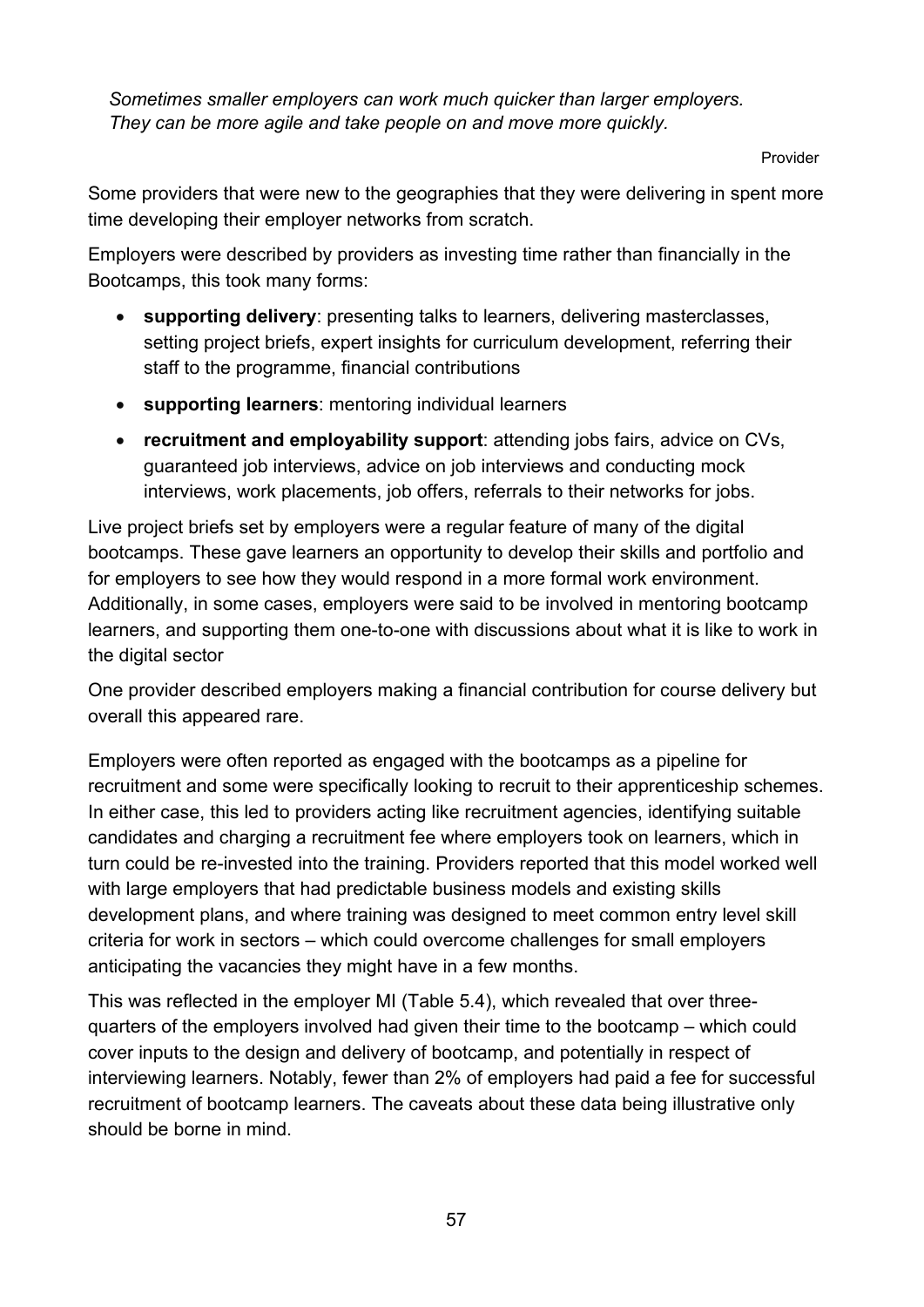*Sometimes smaller employers can work much quicker than larger employers. They can be more agile and take people on and move more quickly.*

Provider

Some providers that were new to the geographies that they were delivering in spent more time developing their employer networks from scratch.

Employers were described by providers as investing time rather than financially in the Bootcamps, this took many forms:

- **supporting delivery**: presenting talks to learners, delivering masterclasses, setting project briefs, expert insights for curriculum development, referring their staff to the programme, financial contributions
- **supporting learners**: mentoring individual learners
- **recruitment and employability support**: attending jobs fairs, advice on CVs, guaranteed job interviews, advice on job interviews and conducting mock interviews, work placements, job offers, referrals to their networks for jobs.

Live project briefs set by employers were a regular feature of many of the digital bootcamps. These gave learners an opportunity to develop their skills and portfolio and for employers to see how they would respond in a more formal work environment. Additionally, in some cases, employers were said to be involved in mentoring bootcamp learners, and supporting them one-to-one with discussions about what it is like to work in the digital sector

One provider described employers making a financial contribution for course delivery but overall this appeared rare.

Employers were often reported as engaged with the bootcamps as a pipeline for recruitment and some were specifically looking to recruit to their apprenticeship schemes. In either case, this led to providers acting like recruitment agencies, identifying suitable candidates and charging a recruitment fee where employers took on learners, which in turn could be re-invested into the training. Providers reported that this model worked well with large employers that had predictable business models and existing skills development plans, and where training was designed to meet common entry level skill criteria for work in sectors – which could overcome challenges for small employers anticipating the vacancies they might have in a few months.

This was reflected in the employer MI (Table 5.4), which revealed that over three-quarters of the employers involved had given their time to the bootcamp – which could cover inputs to the design and delivery of bootcamp, and potentially in respect of interviewing learners. Notably, fewer than 2% of employers had paid a fee for successful recruitment of bootcamp learners. The caveats about these data being illustrative only should be borne in mind.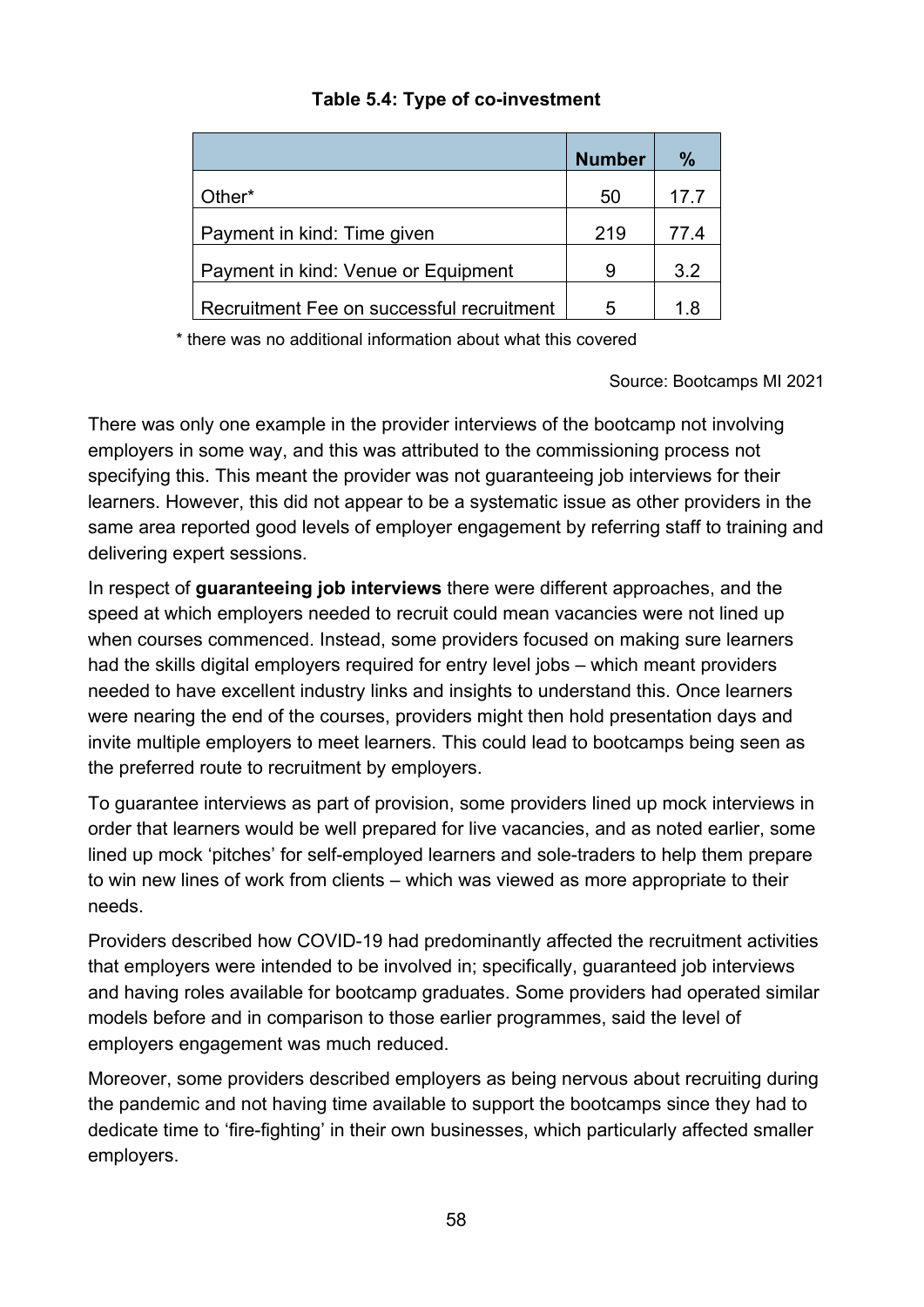**Table 5.4: Type of co-investment**

| | Number | % |
|---|---|---|
| Other* | 50 | 17.7 |
| Payment in kind: Time given | 219 | 77.4 |
| Payment in kind: Venue or Equipment | 9 | 3.2 |
| Recruitment Fee on successful recruitment | 5 | 1.8 |

\* there was no additional information about what this covered

Source: Bootcamps MI 2021

There was only one example in the provider interviews of the bootcamp not involving employers in some way, and this was attributed to the commissioning process not specifying this. This meant the provider was not guaranteeing job interviews for their learners. However, this did not appear to be a systematic issue as other providers in the same area reported good levels of employer engagement by referring staff to training and delivering expert sessions.

In respect of **guaranteeing job interviews** there were different approaches, and the speed at which employers needed to recruit could mean vacancies were not lined up when courses commenced. Instead, some providers focused on making sure learners had the skills digital employers required for entry level jobs – which meant providers needed to have excellent industry links and insights to understand this. Once learners were nearing the end of the courses, providers might then hold presentation days and invite multiple employers to meet learners. This could lead to bootcamps being seen as the preferred route to recruitment by employers.

To guarantee interviews as part of provision, some providers lined up mock interviews in order that learners would be well prepared for live vacancies, and as noted earlier, some lined up mock 'pitches' for self-employed learners and sole-traders to help them prepare to win new lines of work from clients – which was viewed as more appropriate to their needs.

Providers described how COVID-19 had predominantly affected the recruitment activities that employers were intended to be involved in; specifically, guaranteed job interviews and having roles available for bootcamp graduates. Some providers had operated similar models before and in comparison to those earlier programmes, said the level of employers engagement was much reduced.

Moreover, some providers described employers as being nervous about recruiting during the pandemic and not having time available to support the bootcamps since they had to dedicate time to 'fire-fighting' in their own businesses, which particularly affected smaller employers.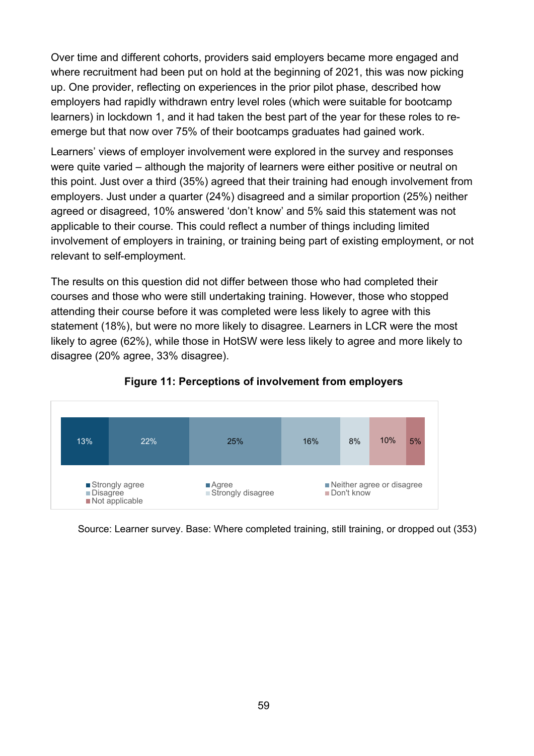Over time and different cohorts, providers said employers became more engaged and where recruitment had been put on hold at the beginning of 2021, this was now picking up. One provider, reflecting on experiences in the prior pilot phase, described how employers had rapidly withdrawn entry level roles (which were suitable for bootcamp learners) in lockdown 1, and it had taken the best part of the year for these roles to re-emerge but that now over 75% of their bootcamps graduates had gained work.

Learners' views of employer involvement were explored in the survey and responses were quite varied – although the majority of learners were either positive or neutral on this point. Just over a third (35%) agreed that their training had enough involvement from employers. Just under a quarter (24%) disagreed and a similar proportion (25%) neither agreed or disagreed, 10% answered 'don't know' and 5% said this statement was not applicable to their course. This could reflect a number of things including limited involvement of employers in training, or training being part of existing employment, or not relevant to self-employment.

The results on this question did not differ between those who had completed their courses and those who were still undertaking training. However, those who stopped attending their course before it was completed were less likely to agree with this statement (18%), but were no more likely to disagree. Learners in LCR were the most likely to agree (62%), while those in HotSW were less likely to agree and more likely to disagree (20% agree, 33% disagree).

**Figure 11: Perceptions of involvement from employers**

| Strongly agree | Agree | Neither agree or disagree | Disagree | Strongly disagree | Don't know | Not applicable |
|---|---|---|---|---|---|---|
| 13% | 22% | 25% | 16% | 8% | 10% | 5% |

Source: Learner survey. Base: Where completed training, still training, or dropped out (353)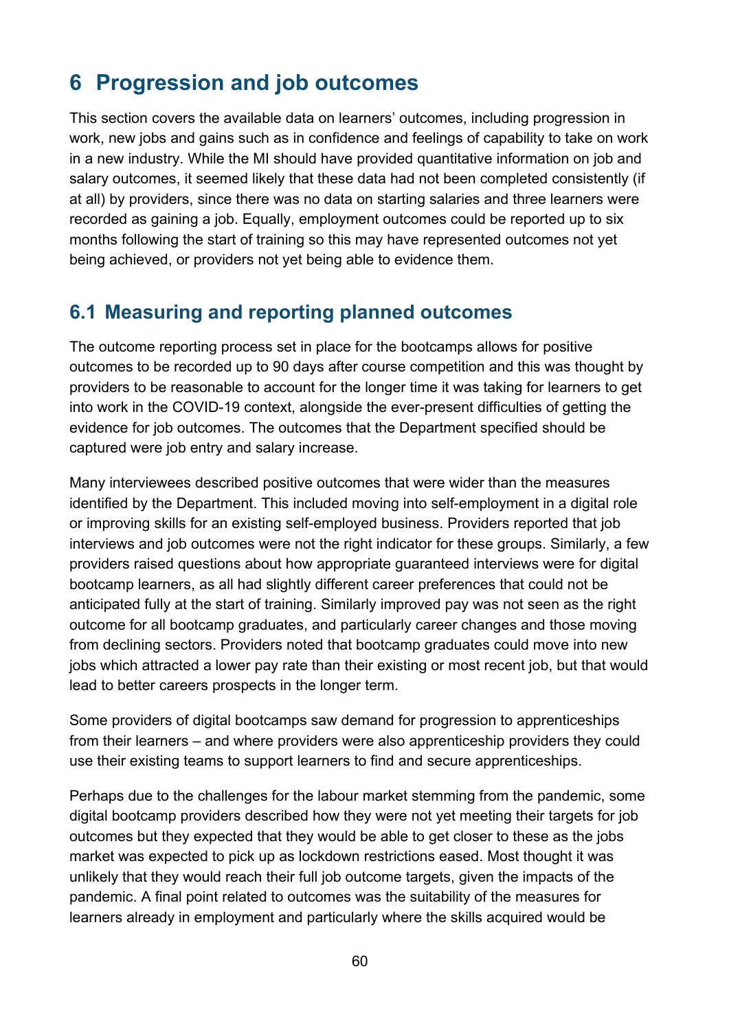# 6 Progression and job outcomes

This section covers the available data on learners' outcomes, including progression in work, new jobs and gains such as in confidence and feelings of capability to take on work in a new industry. While the MI should have provided quantitative information on job and salary outcomes, it seemed likely that these data had not been completed consistently (if at all) by providers, since there was no data on starting salaries and three learners were recorded as gaining a job. Equally, employment outcomes could be reported up to six months following the start of training so this may have represented outcomes not yet being achieved, or providers not yet being able to evidence them.

## 6.1 Measuring and reporting planned outcomes

The outcome reporting process set in place for the bootcamps allows for positive outcomes to be recorded up to 90 days after course competition and this was thought by providers to be reasonable to account for the longer time it was taking for learners to get into work in the COVID-19 context, alongside the ever-present difficulties of getting the evidence for job outcomes. The outcomes that the Department specified should be captured were job entry and salary increase.

Many interviewees described positive outcomes that were wider than the measures identified by the Department. This included moving into self-employment in a digital role or improving skills for an existing self-employed business. Providers reported that job interviews and job outcomes were not the right indicator for these groups. Similarly, a few providers raised questions about how appropriate guaranteed interviews were for digital bootcamp learners, as all had slightly different career preferences that could not be anticipated fully at the start of training. Similarly improved pay was not seen as the right outcome for all bootcamp graduates, and particularly career changes and those moving from declining sectors. Providers noted that bootcamp graduates could move into new jobs which attracted a lower pay rate than their existing or most recent job, but that would lead to better careers prospects in the longer term.

Some providers of digital bootcamps saw demand for progression to apprenticeships from their learners – and where providers were also apprenticeship providers they could use their existing teams to support learners to find and secure apprenticeships.

Perhaps due to the challenges for the labour market stemming from the pandemic, some digital bootcamp providers described how they were not yet meeting their targets for job outcomes but they expected that they would be able to get closer to these as the jobs market was expected to pick up as lockdown restrictions eased. Most thought it was unlikely that they would reach their full job outcome targets, given the impacts of the pandemic. A final point related to outcomes was the suitability of the measures for learners already in employment and particularly where the skills acquired would be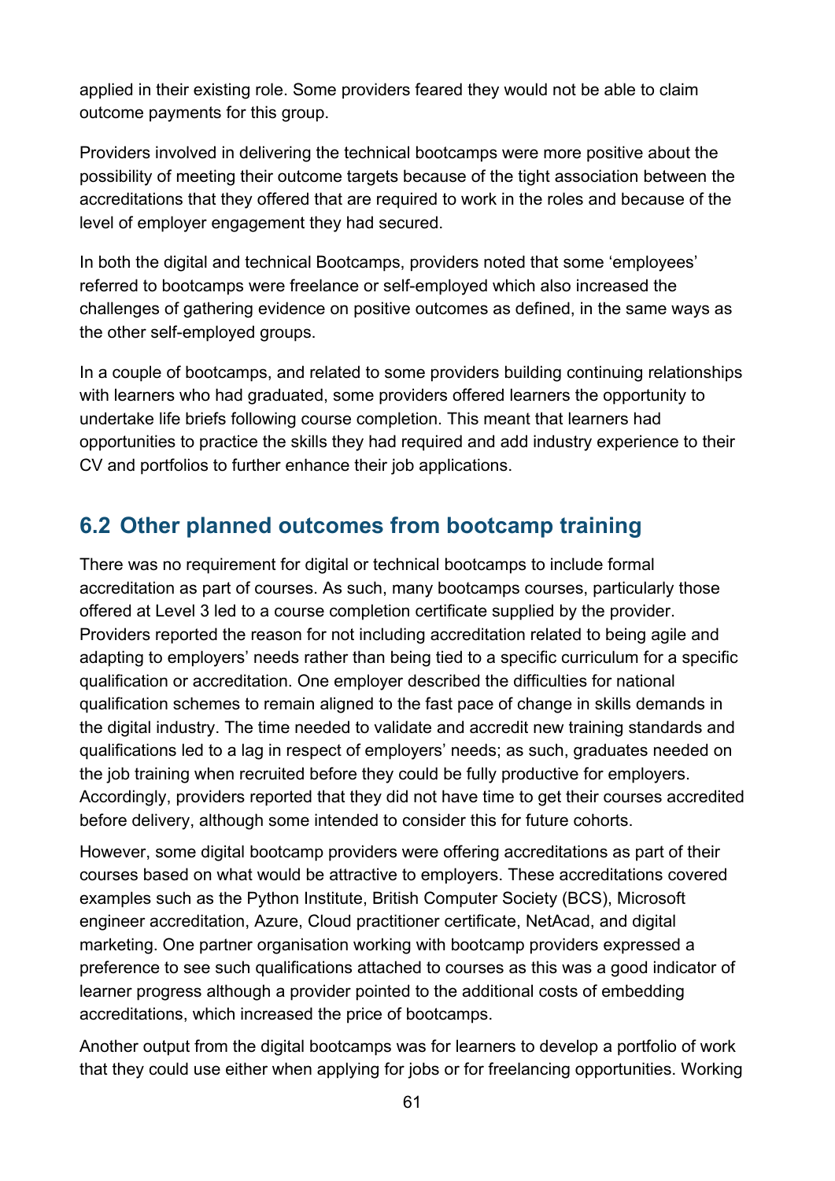applied in their existing role. Some providers feared they would not be able to claim outcome payments for this group.

Providers involved in delivering the technical bootcamps were more positive about the possibility of meeting their outcome targets because of the tight association between the accreditations that they offered that are required to work in the roles and because of the level of employer engagement they had secured.

In both the digital and technical Bootcamps, providers noted that some 'employees' referred to bootcamps were freelance or self-employed which also increased the challenges of gathering evidence on positive outcomes as defined, in the same ways as the other self-employed groups.

In a couple of bootcamps, and related to some providers building continuing relationships with learners who had graduated, some providers offered learners the opportunity to undertake life briefs following course completion. This meant that learners had opportunities to practice the skills they had required and add industry experience to their CV and portfolios to further enhance their job applications.

## 6.2 Other planned outcomes from bootcamp training

There was no requirement for digital or technical bootcamps to include formal accreditation as part of courses. As such, many bootcamps courses, particularly those offered at Level 3 led to a course completion certificate supplied by the provider. Providers reported the reason for not including accreditation related to being agile and adapting to employers' needs rather than being tied to a specific curriculum for a specific qualification or accreditation. One employer described the difficulties for national qualification schemes to remain aligned to the fast pace of change in skills demands in the digital industry. The time needed to validate and accredit new training standards and qualifications led to a lag in respect of employers' needs; as such, graduates needed on the job training when recruited before they could be fully productive for employers. Accordingly, providers reported that they did not have time to get their courses accredited before delivery, although some intended to consider this for future cohorts.

However, some digital bootcamp providers were offering accreditations as part of their courses based on what would be attractive to employers. These accreditations covered examples such as the Python Institute, British Computer Society (BCS), Microsoft engineer accreditation, Azure, Cloud practitioner certificate, NetAcad, and digital marketing. One partner organisation working with bootcamp providers expressed a preference to see such qualifications attached to courses as this was a good indicator of learner progress although a provider pointed to the additional costs of embedding accreditations, which increased the price of bootcamps.

Another output from the digital bootcamps was for learners to develop a portfolio of work that they could use either when applying for jobs or for freelancing opportunities. Working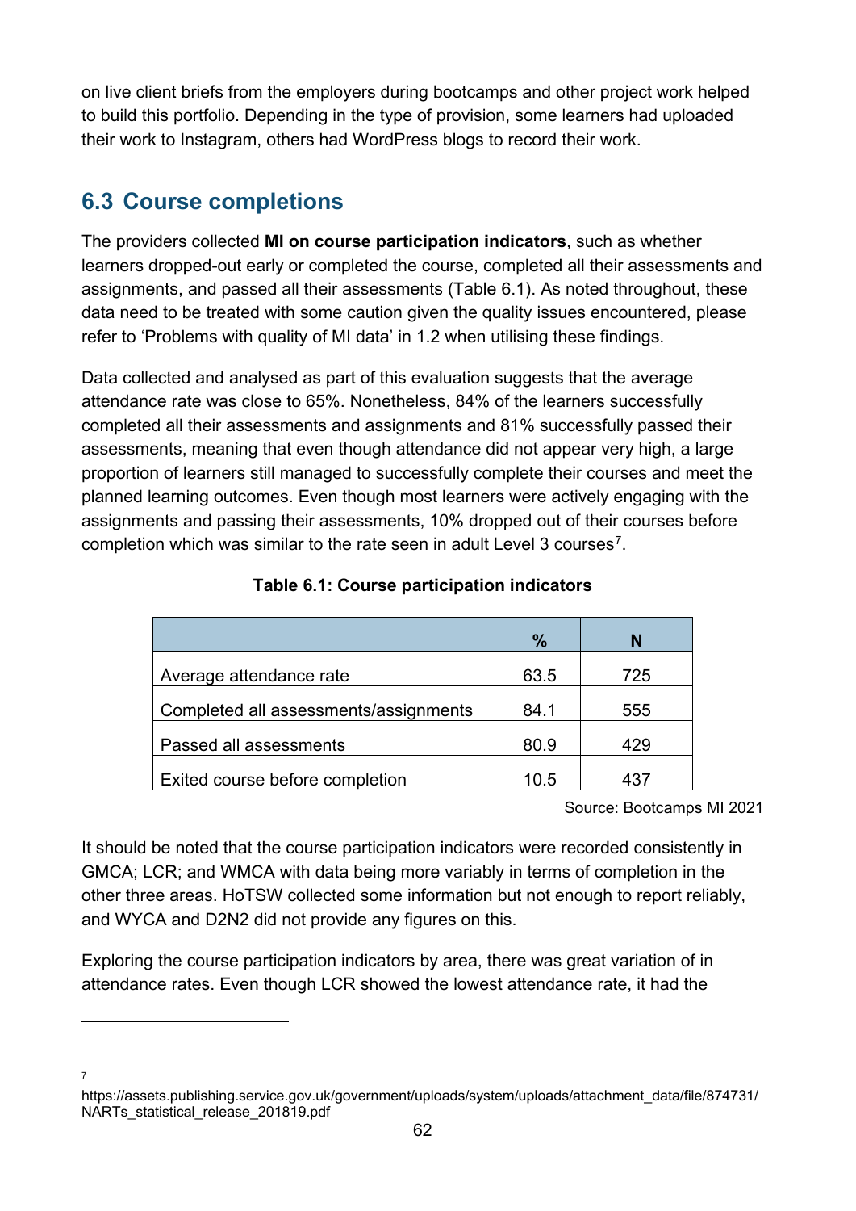on live client briefs from the employers during bootcamps and other project work helped to build this portfolio. Depending in the type of provision, some learners had uploaded their work to Instagram, others had WordPress blogs to record their work.

## 6.3 Course completions

The providers collected **MI on course participation indicators**, such as whether learners dropped-out early or completed the course, completed all their assessments and assignments, and passed all their assessments (Table 6.1). As noted throughout, these data need to be treated with some caution given the quality issues encountered, please refer to 'Problems with quality of MI data' in 1.2 when utilising these findings.

Data collected and analysed as part of this evaluation suggests that the average attendance rate was close to 65%. Nonetheless, 84% of the learners successfully completed all their assessments and assignments and 81% successfully passed their assessments, meaning that even though attendance did not appear very high, a large proportion of learners still managed to successfully complete their courses and meet the planned learning outcomes. Even though most learners were actively engaging with the assignments and passing their assessments, 10% dropped out of their courses before completion which was similar to the rate seen in adult Level 3 courses[7].

**Table 6.1: Course participation indicators**

| | % | N |
|---|---|---|
| Average attendance rate | 63.5 | 725 |
| Completed all assessments/assignments | 84.1 | 555 |
| Passed all assessments | 80.9 | 429 |
| Exited course before completion | 10.5 | 437 |

Source: Bootcamps MI 2021

It should be noted that the course participation indicators were recorded consistently in GMCA; LCR; and WMCA with data being more variably in terms of completion in the other three areas. HoTSW collected some information but not enough to report reliably, and WYCA and D2N2 did not provide any figures on this.

Exploring the course participation indicators by area, there was great variation of in attendance rates. Even though LCR showed the lowest attendance rate, it had the

[7] https://assets.publishing.service.gov.uk/government/uploads/system/uploads/attachment_data/file/874731/NARTs_statistical_release_201819.pdf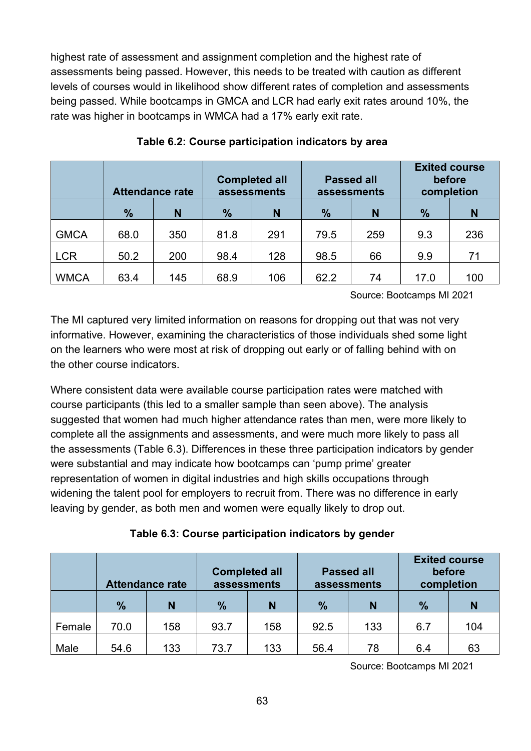highest rate of assessment and assignment completion and the highest rate of assessments being passed. However, this needs to be treated with caution as different levels of courses would in likelihood show different rates of completion and assessments being passed. While bootcamps in GMCA and LCR had early exit rates around 10%, the rate was higher in bootcamps in WMCA had a 17% early exit rate.

**Table 6.2: Course participation indicators by area**

| | Attendance rate | | Completed all assessments | | Passed all assessments | | Exited course before completion | |
|---|---|---|---|---|---|---|---|---|
| | % | N | % | N | % | N | % | N |
| GMCA | 68.0 | 350 | 81.8 | 291 | 79.5 | 259 | 9.3 | 236 |
| LCR | 50.2 | 200 | 98.4 | 128 | 98.5 | 66 | 9.9 | 71 |
| WMCA | 63.4 | 145 | 68.9 | 106 | 62.2 | 74 | 17.0 | 100 |

Source: Bootcamps MI 2021

The MI captured very limited information on reasons for dropping out that was not very informative. However, examining the characteristics of those individuals shed some light on the learners who were most at risk of dropping out early or of falling behind with on the other course indicators.

Where consistent data were available course participation rates were matched with course participants (this led to a smaller sample than seen above). The analysis suggested that women had much higher attendance rates than men, were more likely to complete all the assignments and assessments, and were much more likely to pass all the assessments (Table 6.3). Differences in these three participation indicators by gender were substantial and may indicate how bootcamps can 'pump prime' greater representation of women in digital industries and high skills occupations through widening the talent pool for employers to recruit from. There was no difference in early leaving by gender, as both men and women were equally likely to drop out.

**Table 6.3: Course participation indicators by gender**

| | Attendance rate | | Completed all assessments | | Passed all assessments | | Exited course before completion | |
|---|---|---|---|---|---|---|---|---|
| | % | N | % | N | % | N | % | N |
| Female | 70.0 | 158 | 93.7 | 158 | 92.5 | 133 | 6.7 | 104 |
| Male | 54.6 | 133 | 73.7 | 133 | 56.4 | 78 | 6.4 | 63 |

Source: Bootcamps MI 2021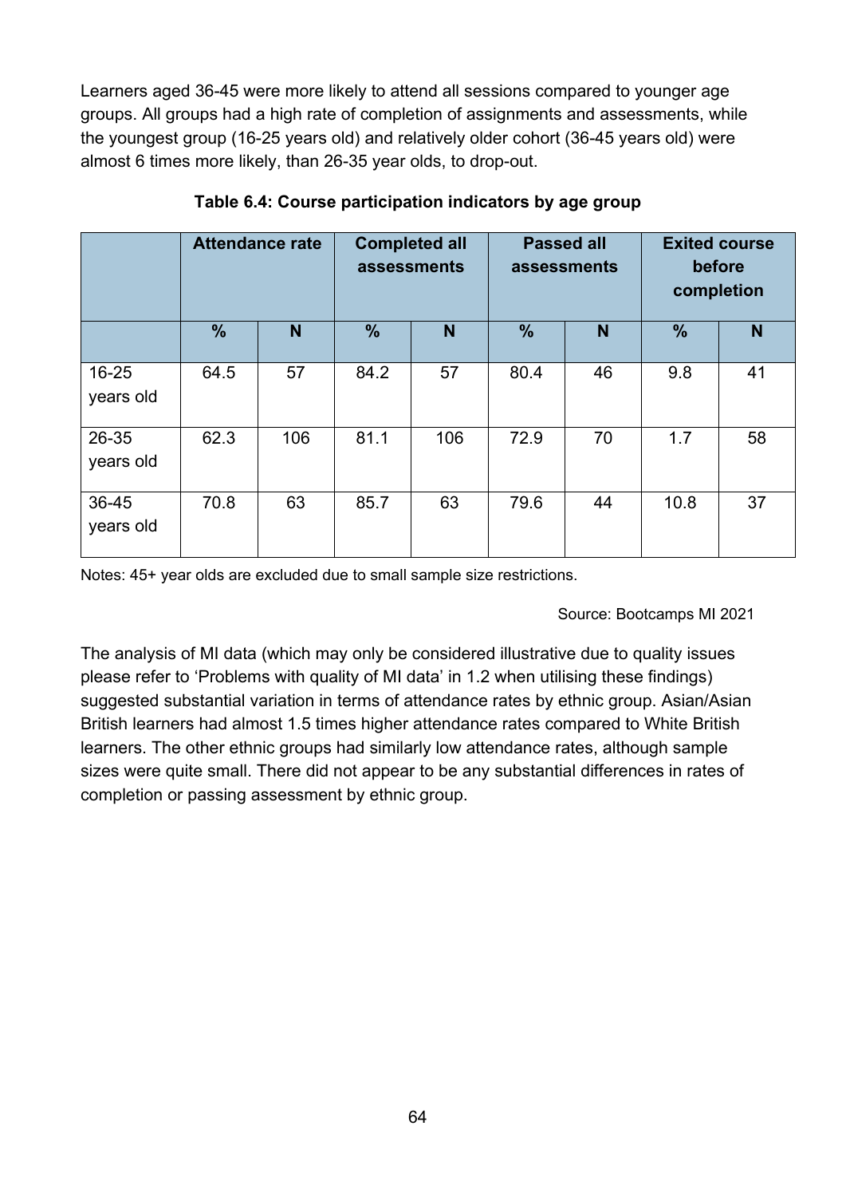Learners aged 36-45 were more likely to attend all sessions compared to younger age groups. All groups had a high rate of completion of assignments and assessments, while the youngest group (16-25 years old) and relatively older cohort (36-45 years old) were almost 6 times more likely, than 26-35 year olds, to drop-out.

**Table 6.4: Course participation indicators by age group**

| | Attendance rate | | Completed all assessments | | Passed all assessments | | Exited course before completion | |
|---|---|---|---|---|---|---|---|---|
| | **%** | **N** | **%** | **N** | **%** | **N** | **%** | **N** |
| 16-25 years old | 64.5 | 57 | 84.2 | 57 | 80.4 | 46 | 9.8 | 41 |
| 26-35 years old | 62.3 | 106 | 81.1 | 106 | 72.9 | 70 | 1.7 | 58 |
| 36-45 years old | 70.8 | 63 | 85.7 | 63 | 79.6 | 44 | 10.8 | 37 |

Notes: 45+ year olds are excluded due to small sample size restrictions.

Source: Bootcamps MI 2021

The analysis of MI data (which may only be considered illustrative due to quality issues please refer to 'Problems with quality of MI data' in 1.2 when utilising these findings) suggested substantial variation in terms of attendance rates by ethnic group. Asian/Asian British learners had almost 1.5 times higher attendance rates compared to White British learners. The other ethnic groups had similarly low attendance rates, although sample sizes were quite small. There did not appear to be any substantial differences in rates of completion or passing assessment by ethnic group.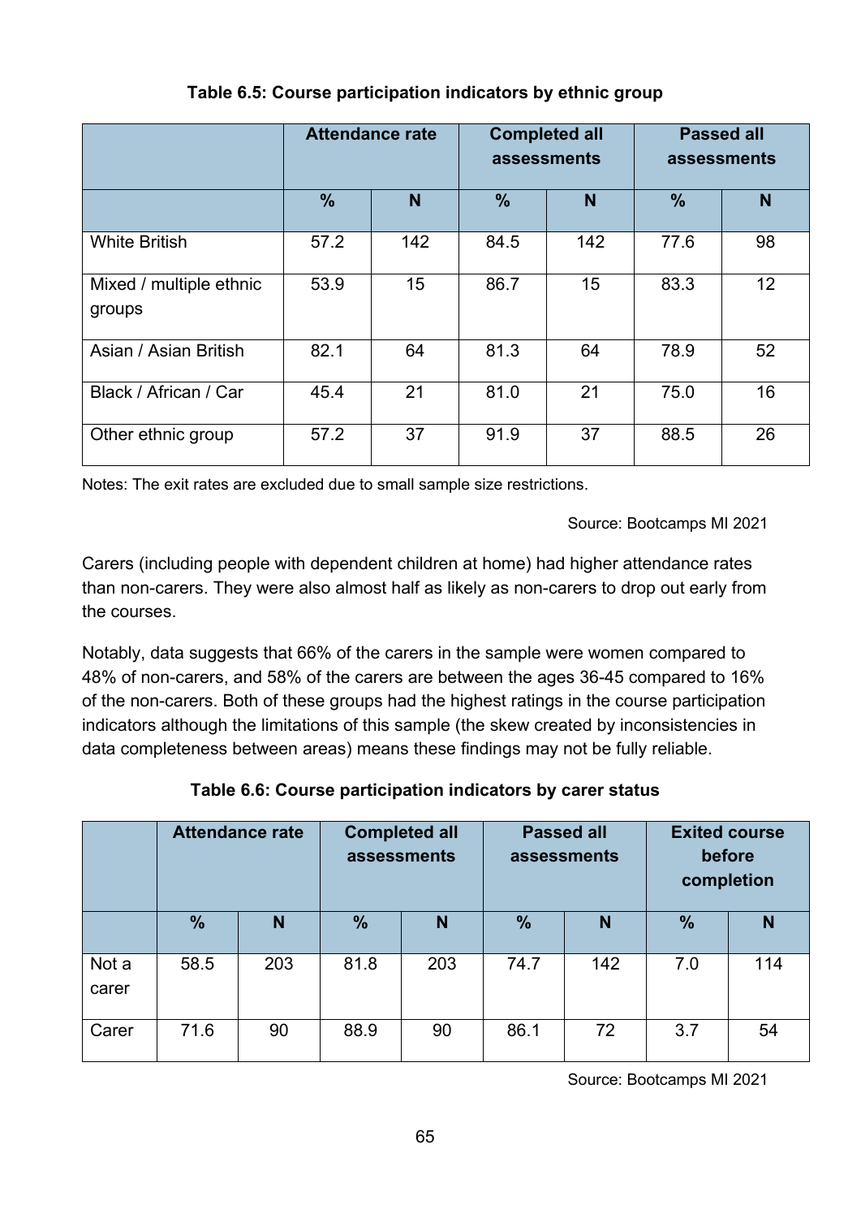**Table 6.5: Course participation indicators by ethnic group**

| | Attendance rate | | Completed all assessments | | Passed all assessments | |
|---|---|---|---|---|---|---|
| | % | N | % | N | % | N |
| White British | 57.2 | 142 | 84.5 | 142 | 77.6 | 98 |
| Mixed / multiple ethnic groups | 53.9 | 15 | 86.7 | 15 | 83.3 | 12 |
| Asian / Asian British | 82.1 | 64 | 81.3 | 64 | 78.9 | 52 |
| Black / African / Car | 45.4 | 21 | 81.0 | 21 | 75.0 | 16 |
| Other ethnic group | 57.2 | 37 | 91.9 | 37 | 88.5 | 26 |

Notes: The exit rates are excluded due to small sample size restrictions.

Source: Bootcamps MI 2021

Carers (including people with dependent children at home) had higher attendance rates than non-carers. They were also almost half as likely as non-carers to drop out early from the courses.

Notably, data suggests that 66% of the carers in the sample were women compared to 48% of non-carers, and 58% of the carers are between the ages 36-45 compared to 16% of the non-carers. Both of these groups had the highest ratings in the course participation indicators although the limitations of this sample (the skew created by inconsistencies in data completeness between areas) means these findings may not be fully reliable.

**Table 6.6: Course participation indicators by carer status**

| | Attendance rate | | Completed all assessments | | Passed all assessments | | Exited course before completion | |
|---|---|---|---|---|---|---|---|---|
| | % | N | % | N | % | N | % | N |
| Not a carer | 58.5 | 203 | 81.8 | 203 | 74.7 | 142 | 7.0 | 114 |
| Carer | 71.6 | 90 | 88.9 | 90 | 86.1 | 72 | 3.7 | 54 |

Source: Bootcamps MI 2021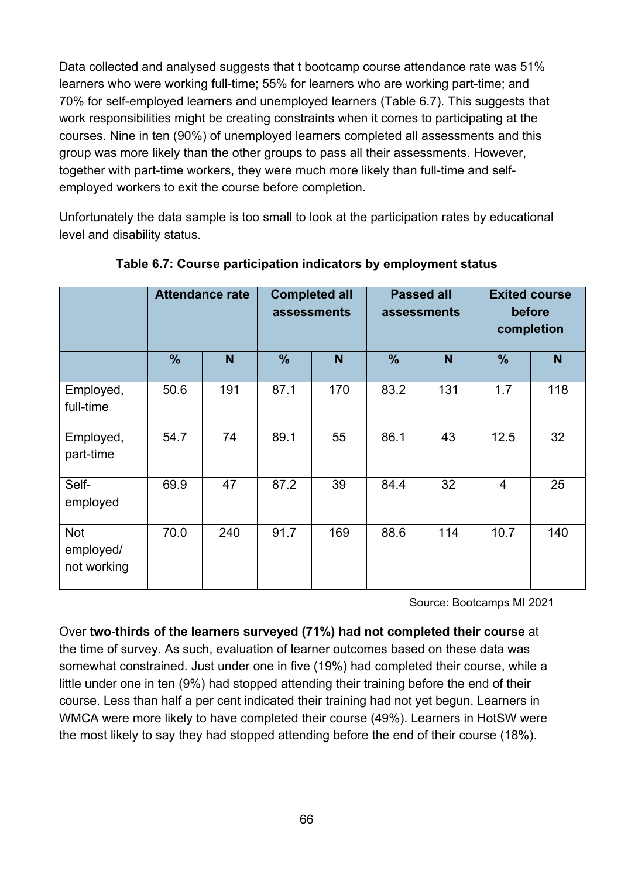Data collected and analysed suggests that t bootcamp course attendance rate was 51% learners who were working full-time; 55% for learners who are working part-time; and 70% for self-employed learners and unemployed learners (Table 6.7). This suggests that work responsibilities might be creating constraints when it comes to participating at the courses. Nine in ten (90%) of unemployed learners completed all assessments and this group was more likely than the other groups to pass all their assessments. However, together with part-time workers, they were much more likely than full-time and self-employed workers to exit the course before completion.

Unfortunately the data sample is too small to look at the participation rates by educational level and disability status.

**Table 6.7: Course participation indicators by employment status**

| | Attendance rate | | Completed all assessments | | Passed all assessments | | Exited course before completion | |
|---|---|---|---|---|---|---|---|---|
| | % | N | % | N | % | N | % | N |
| Employed, full-time | 50.6 | 191 | 87.1 | 170 | 83.2 | 131 | 1.7 | 118 |
| Employed, part-time | 54.7 | 74 | 89.1 | 55 | 86.1 | 43 | 12.5 | 32 |
| Self-employed | 69.9 | 47 | 87.2 | 39 | 84.4 | 32 | 4 | 25 |
| Not employed/ not working | 70.0 | 240 | 91.7 | 169 | 88.6 | 114 | 10.7 | 140 |

Source: Bootcamps MI 2021

Over **two-thirds of the learners surveyed (71%) had not completed their course** at the time of survey. As such, evaluation of learner outcomes based on these data was somewhat constrained. Just under one in five (19%) had completed their course, while a little under one in ten (9%) had stopped attending their training before the end of their course. Less than half a per cent indicated their training had not yet begun. Learners in WMCA were more likely to have completed their course (49%). Learners in HotSW were the most likely to say they had stopped attending before the end of their course (18%).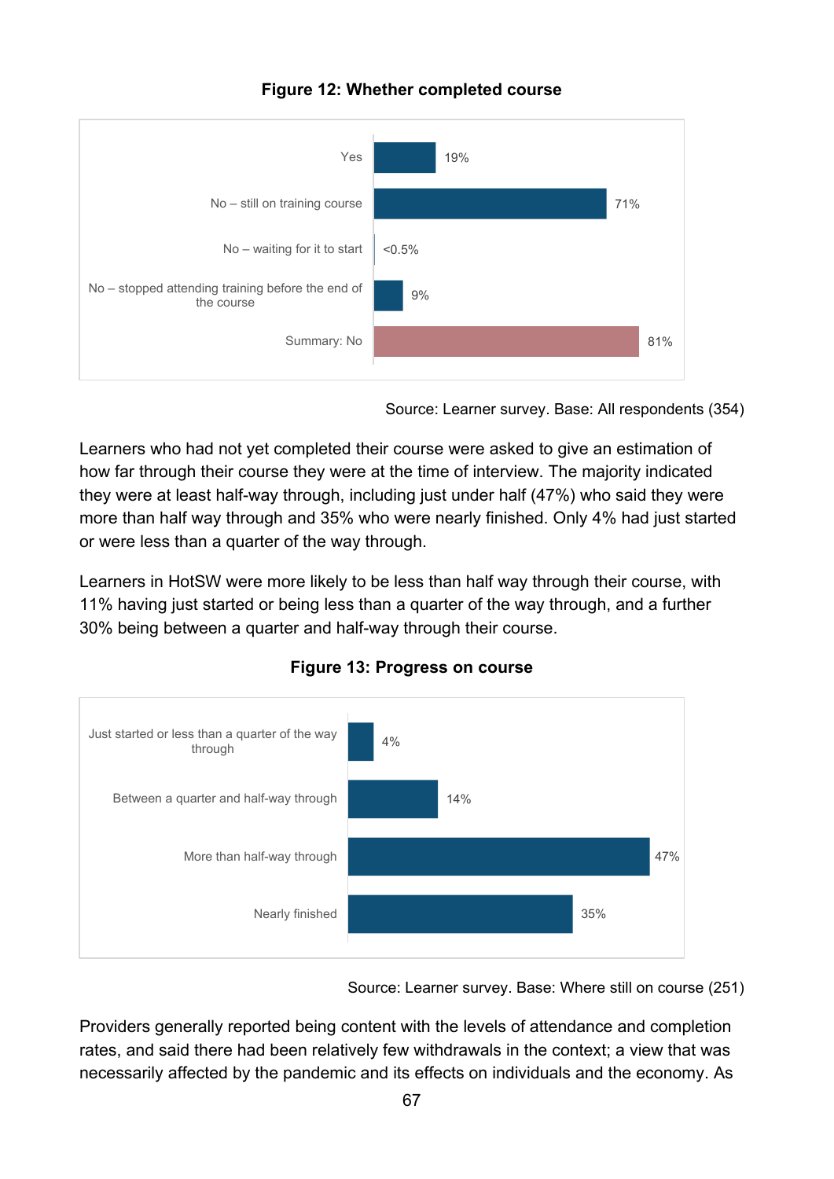**Figure 12: Whether completed course**

| | |
|---|---|
| Yes | 19% |
| No – still on training course | 71% |
| No – waiting for it to start | <0.5% |
| No – stopped attending training before the end of the course | 9% |
| Summary: No | 81% |

Source: Learner survey. Base: All respondents (354)

Learners who had not yet completed their course were asked to give an estimation of how far through their course they were at the time of interview. The majority indicated they were at least half-way through, including just under half (47%) who said they were more than half way through and 35% who were nearly finished. Only 4% had just started or were less than a quarter of the way through.

Learners in HotSW were more likely to be less than half way through their course, with 11% having just started or being less than a quarter of the way through, and a further 30% being between a quarter and half-way through their course.

**Figure 13: Progress on course**

| | |
|---|---|
| Just started or less than a quarter of the way through | 4% |
| Between a quarter and half-way through | 14% |
| More than half-way through | 47% |
| Nearly finished | 35% |

Source: Learner survey. Base: Where still on course (251)

Providers generally reported being content with the levels of attendance and completion rates, and said there had been relatively few withdrawals in the context; a view that was necessarily affected by the pandemic and its effects on individuals and the economy. As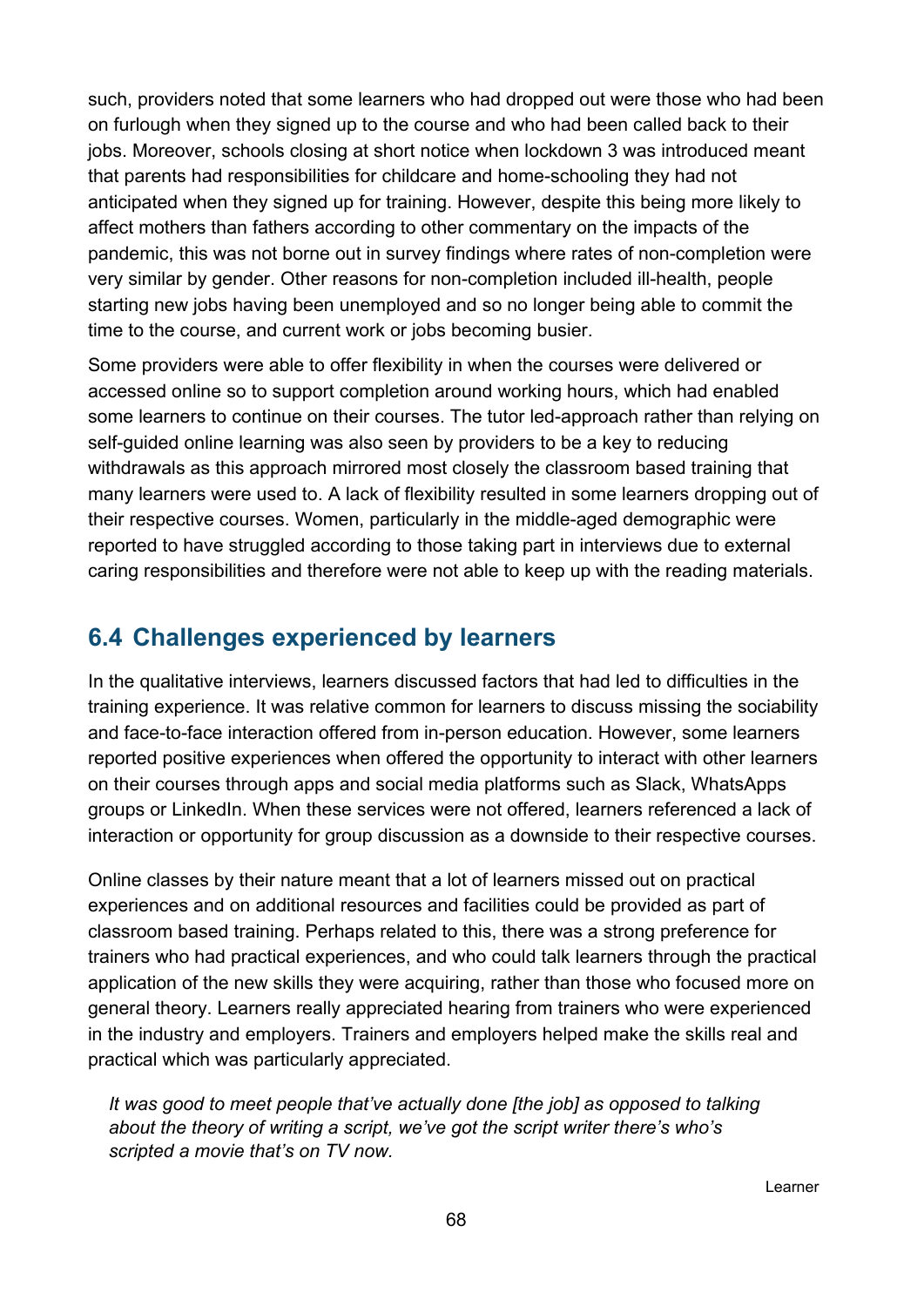such, providers noted that some learners who had dropped out were those who had been on furlough when they signed up to the course and who had been called back to their jobs. Moreover, schools closing at short notice when lockdown 3 was introduced meant that parents had responsibilities for childcare and home-schooling they had not anticipated when they signed up for training. However, despite this being more likely to affect mothers than fathers according to other commentary on the impacts of the pandemic, this was not borne out in survey findings where rates of non-completion were very similar by gender. Other reasons for non-completion included ill-health, people starting new jobs having been unemployed and so no longer being able to commit the time to the course, and current work or jobs becoming busier.

Some providers were able to offer flexibility in when the courses were delivered or accessed online so to support completion around working hours, which had enabled some learners to continue on their courses. The tutor led-approach rather than relying on self-guided online learning was also seen by providers to be a key to reducing withdrawals as this approach mirrored most closely the classroom based training that many learners were used to. A lack of flexibility resulted in some learners dropping out of their respective courses. Women, particularly in the middle-aged demographic were reported to have struggled according to those taking part in interviews due to external caring responsibilities and therefore were not able to keep up with the reading materials.

## 6.4 Challenges experienced by learners

In the qualitative interviews, learners discussed factors that had led to difficulties in the training experience. It was relative common for learners to discuss missing the sociability and face-to-face interaction offered from in-person education. However, some learners reported positive experiences when offered the opportunity to interact with other learners on their courses through apps and social media platforms such as Slack, WhatsApps groups or LinkedIn. When these services were not offered, learners referenced a lack of interaction or opportunity for group discussion as a downside to their respective courses.

Online classes by their nature meant that a lot of learners missed out on practical experiences and on additional resources and facilities could be provided as part of classroom based training. Perhaps related to this, there was a strong preference for trainers who had practical experiences, and who could talk learners through the practical application of the new skills they were acquiring, rather than those who focused more on general theory. Learners really appreciated hearing from trainers who were experienced in the industry and employers. Trainers and employers helped make the skills real and practical which was particularly appreciated.

> *It was good to meet people that've actually done [the job] as opposed to talking about the theory of writing a script, we've got the script writer there's who's scripted a movie that's on TV now.*
>
> Learner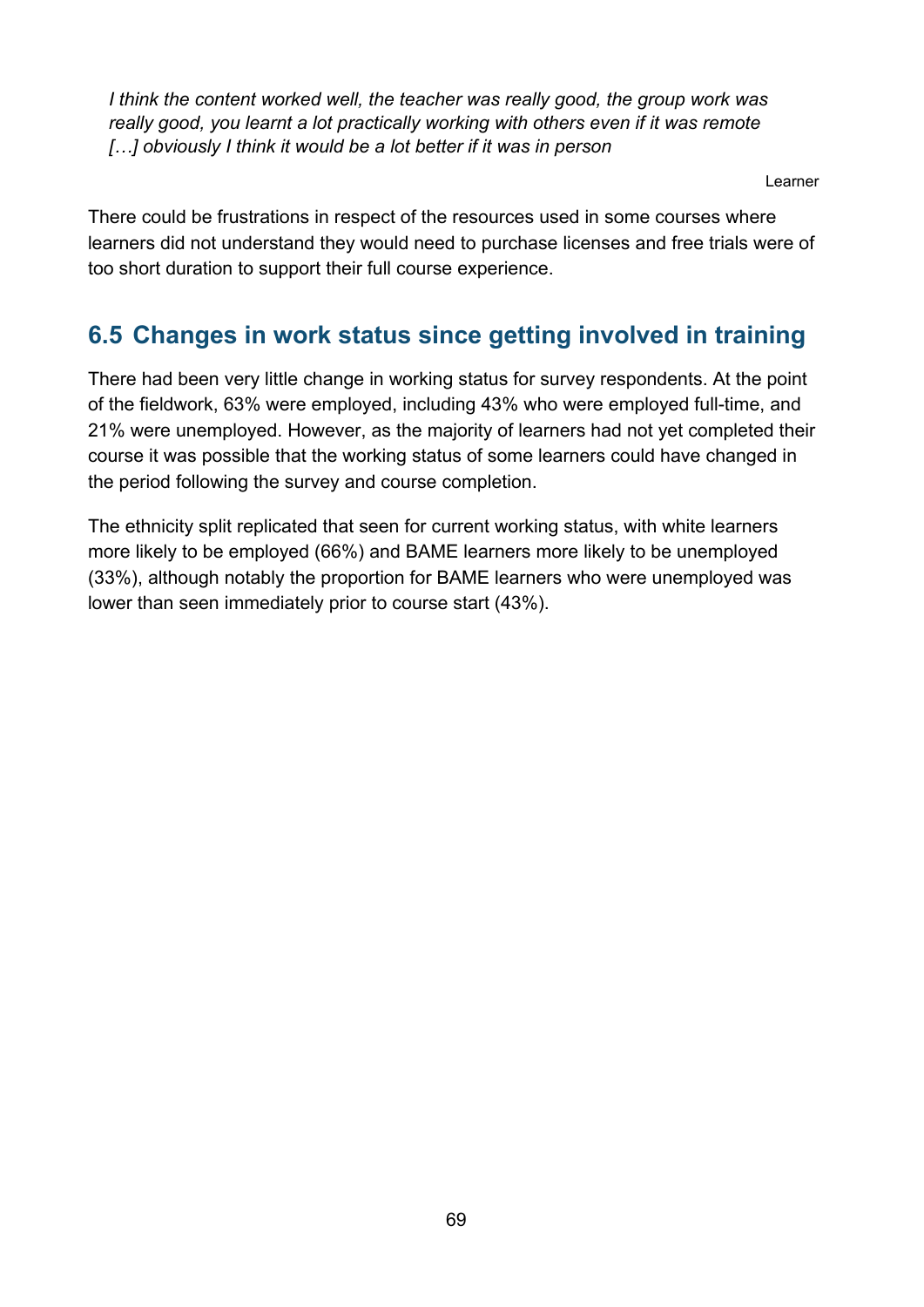*I think the content worked well, the teacher was really good, the group work was really good, you learnt a lot practically working with others even if it was remote […] obviously I think it would be a lot better if it was in person*

Learner

There could be frustrations in respect of the resources used in some courses where learners did not understand they would need to purchase licenses and free trials were of too short duration to support their full course experience.

## 6.5 Changes in work status since getting involved in training

There had been very little change in working status for survey respondents. At the point of the fieldwork, 63% were employed, including 43% who were employed full-time, and 21% were unemployed. However, as the majority of learners had not yet completed their course it was possible that the working status of some learners could have changed in the period following the survey and course completion.

The ethnicity split replicated that seen for current working status, with white learners more likely to be employed (66%) and BAME learners more likely to be unemployed (33%), although notably the proportion for BAME learners who were unemployed was lower than seen immediately prior to course start (43%).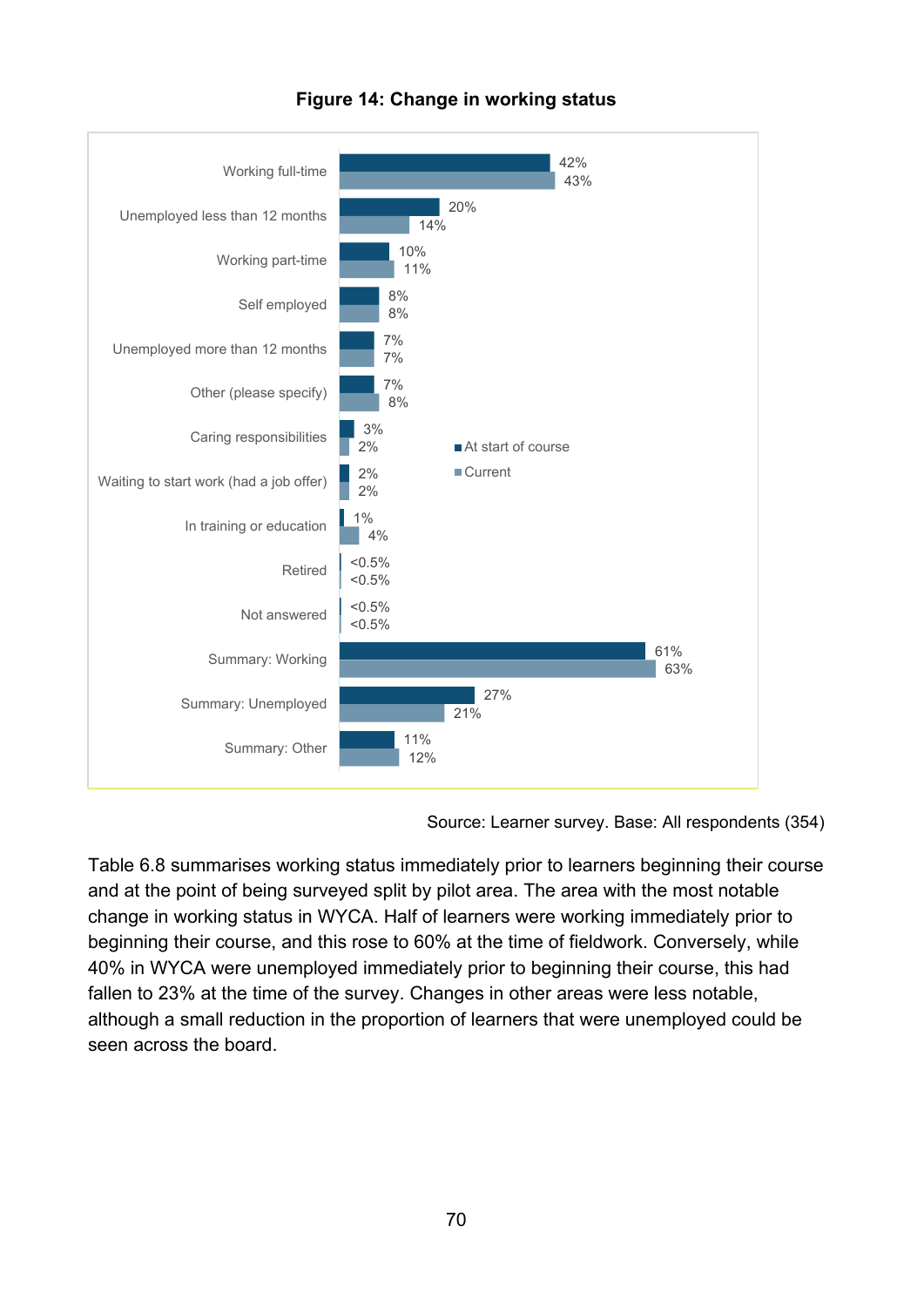**Figure 14: Change in working status**

| | At start of course | Current |
|---|---|---|
| Working full-time | 42% | 43% |
| Unemployed less than 12 months | 20% | 14% |
| Working part-time | 10% | 11% |
| Self employed | 8% | 8% |
| Unemployed more than 12 months | 7% | 7% |
| Other (please specify) | 7% | 8% |
| Caring responsibilities | 3% | 2% |
| Waiting to start work (had a job offer) | 2% | 2% |
| In training or education | 1% | 4% |
| Retired | <0.5% | <0.5% |
| Not answered | <0.5% | <0.5% |
| Summary: Working | 61% | 63% |
| Summary: Unemployed | 27% | 21% |
| Summary: Other | 11% | 12% |

Source: Learner survey. Base: All respondents (354)

Table 6.8 summarises working status immediately prior to learners beginning their course and at the point of being surveyed split by pilot area. The area with the most notable change in working status in WYCA. Half of learners were working immediately prior to beginning their course, and this rose to 60% at the time of fieldwork. Conversely, while 40% in WYCA were unemployed immediately prior to beginning their course, this had fallen to 23% at the time of the survey. Changes in other areas were less notable, although a small reduction in the proportion of learners that were unemployed could be seen across the board.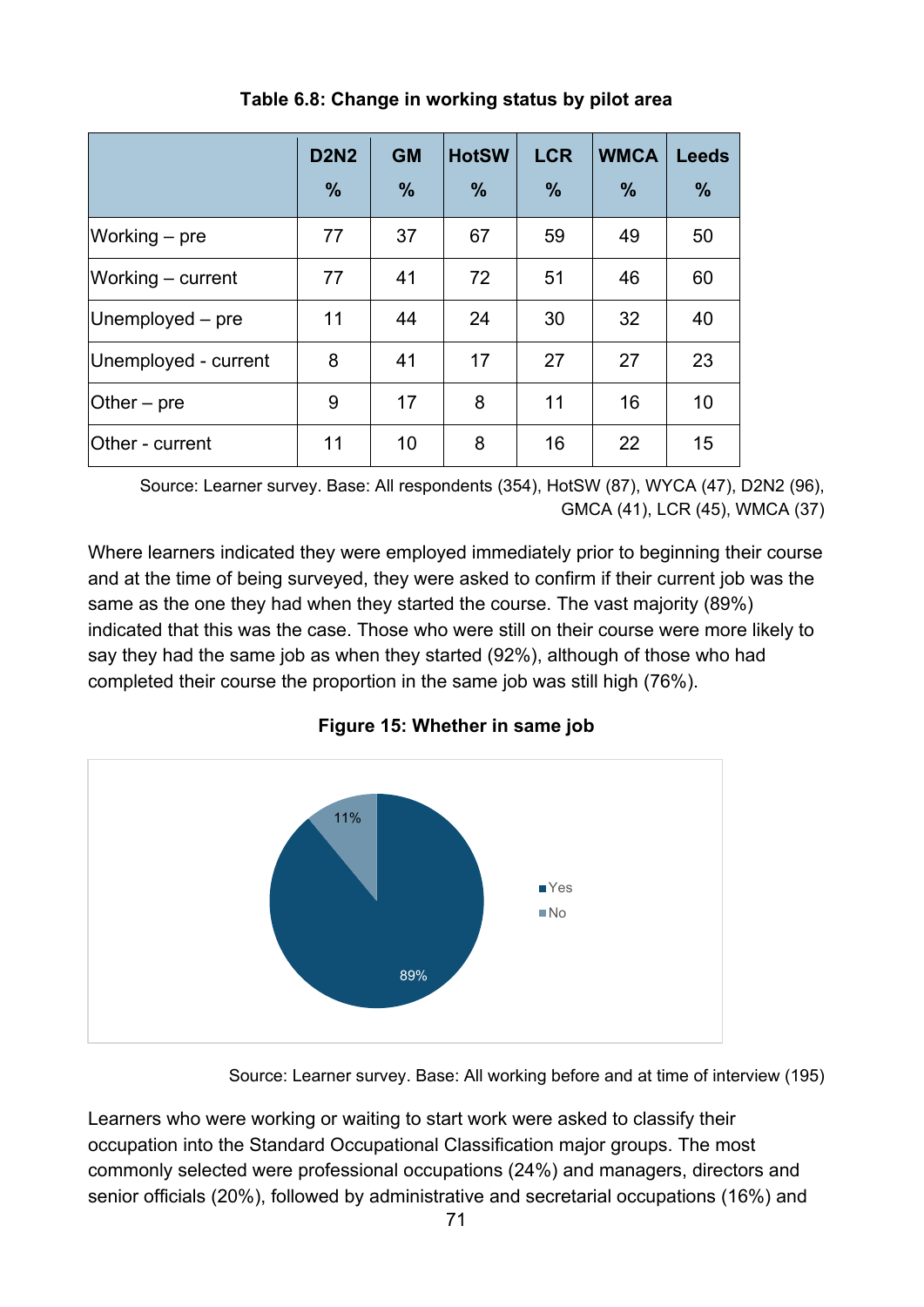**Table 6.8: Change in working status by pilot area**

| | D2N2 % | GM % | HotSW % | LCR % | WMCA % | Leeds % |
|---|---|---|---|---|---|---|
| Working – pre | 77 | 37 | 67 | 59 | 49 | 50 |
| Working – current | 77 | 41 | 72 | 51 | 46 | 60 |
| Unemployed – pre | 11 | 44 | 24 | 30 | 32 | 40 |
| Unemployed - current | 8 | 41 | 17 | 27 | 27 | 23 |
| Other – pre | 9 | 17 | 8 | 11 | 16 | 10 |
| Other - current | 11 | 10 | 8 | 16 | 22 | 15 |

Source: Learner survey. Base: All respondents (354), HotSW (87), WYCA (47), D2N2 (96), GMCA (41), LCR (45), WMCA (37)

Where learners indicated they were employed immediately prior to beginning their course and at the time of being surveyed, they were asked to confirm if their current job was the same as the one they had when they started the course. The vast majority (89%) indicated that this was the case. Those who were still on their course were more likely to say they had the same job as when they started (92%), although of those who had completed their course the proportion in the same job was still high (76%).

**Figure 15: Whether in same job**

| | % |
|---|---|
| Yes | 89% |
| No | 11% |

Source: Learner survey. Base: All working before and at time of interview (195)

Learners who were working or waiting to start work were asked to classify their occupation into the Standard Occupational Classification major groups. The most commonly selected were professional occupations (24%) and managers, directors and senior officials (20%), followed by administrative and secretarial occupations (16%) and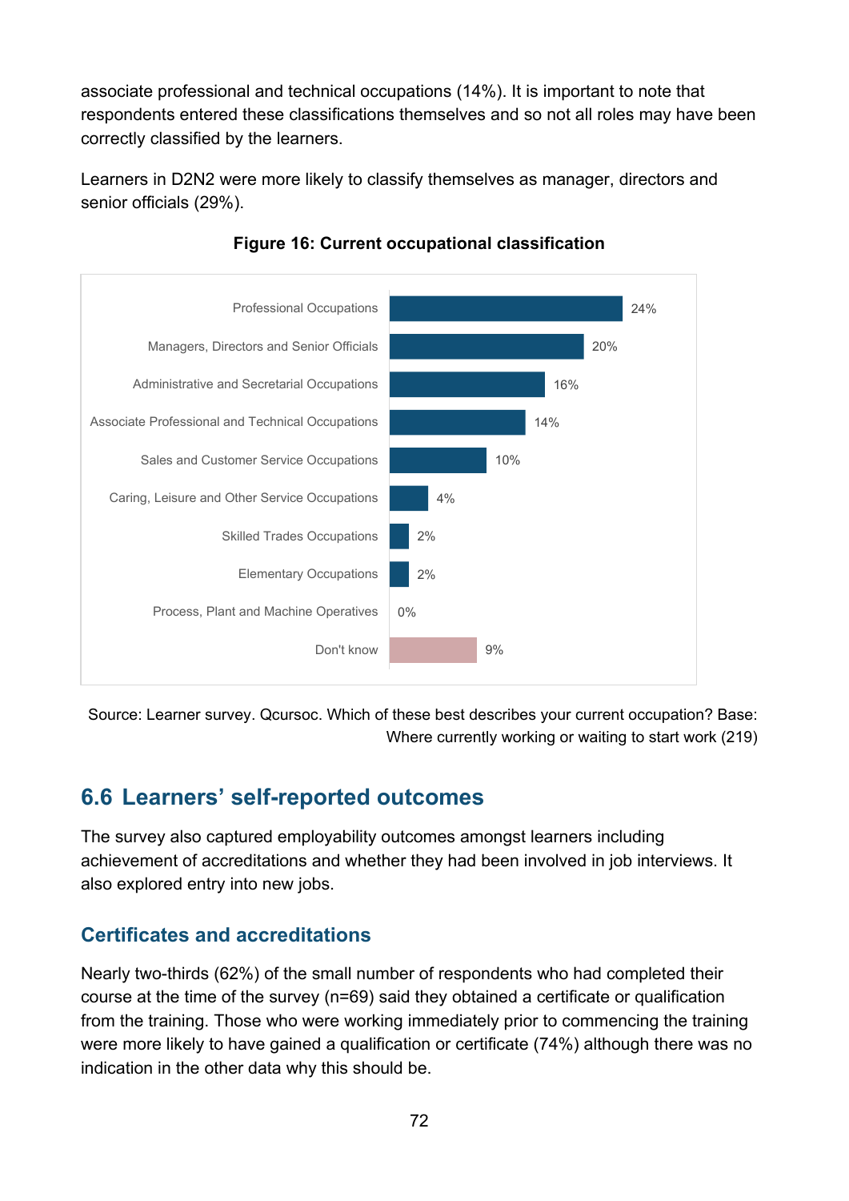associate professional and technical occupations (14%). It is important to note that respondents entered these classifications themselves and so not all roles may have been correctly classified by the learners.

Learners in D2N2 were more likely to classify themselves as manager, directors and senior officials (29%).

**Figure 16: Current occupational classification**

| Occupation | % |
|---|---|
| Professional Occupations | 24% |
| Managers, Directors and Senior Officials | 20% |
| Administrative and Secretarial Occupations | 16% |
| Associate Professional and Technical Occupations | 14% |
| Sales and Customer Service Occupations | 10% |
| Caring, Leisure and Other Service Occupations | 4% |
| Skilled Trades Occupations | 2% |
| Elementary Occupations | 2% |
| Process, Plant and Machine Operatives | 0% |
| Don't know | 9% |

Source: Learner survey. Qcursoc. Which of these best describes your current occupation? Base: Where currently working or waiting to start work (219)

## 6.6 Learners' self-reported outcomes

The survey also captured employability outcomes amongst learners including achievement of accreditations and whether they had been involved in job interviews. It also explored entry into new jobs.

### Certificates and accreditations

Nearly two-thirds (62%) of the small number of respondents who had completed their course at the time of the survey (n=69) said they obtained a certificate or qualification from the training. Those who were working immediately prior to commencing the training were more likely to have gained a qualification or certificate (74%) although there was no indication in the other data why this should be.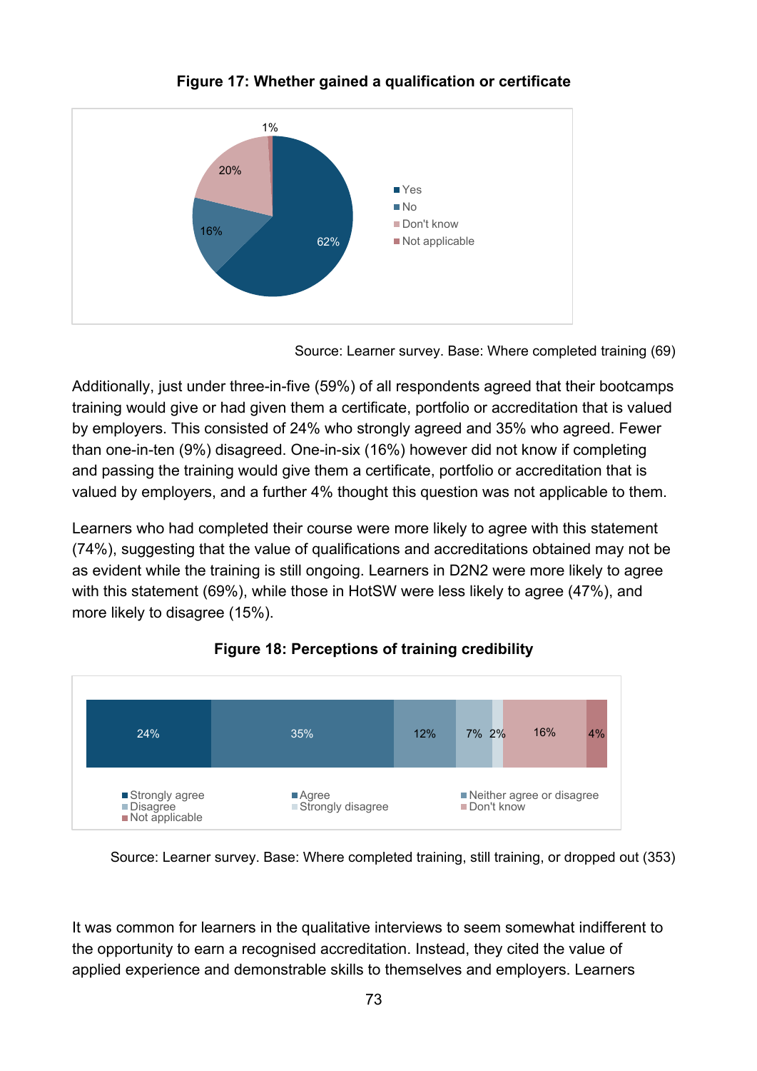**Figure 17: Whether gained a qualification or certificate**

Source: Learner survey. Base: Where completed training (69)

Additionally, just under three-in-five (59%) of all respondents agreed that their bootcamps training would give or had given them a certificate, portfolio or accreditation that is valued by employers. This consisted of 24% who strongly agreed and 35% who agreed. Fewer than one-in-ten (9%) disagreed. One-in-six (16%) however did not know if completing and passing the training would give them a certificate, portfolio or accreditation that is valued by employers, and a further 4% thought this question was not applicable to them.

Learners who had completed their course were more likely to agree with this statement (74%), suggesting that the value of qualifications and accreditations obtained may not be as evident while the training is still ongoing. Learners in D2N2 were more likely to agree with this statement (69%), while those in HotSW were less likely to agree (47%), and more likely to disagree (15%).

**Figure 18: Perceptions of training credibility**

Source: Learner survey. Base: Where completed training, still training, or dropped out (353)

It was common for learners in the qualitative interviews to seem somewhat indifferent to the opportunity to earn a recognised accreditation. Instead, they cited the value of applied experience and demonstrable skills to themselves and employers. Learners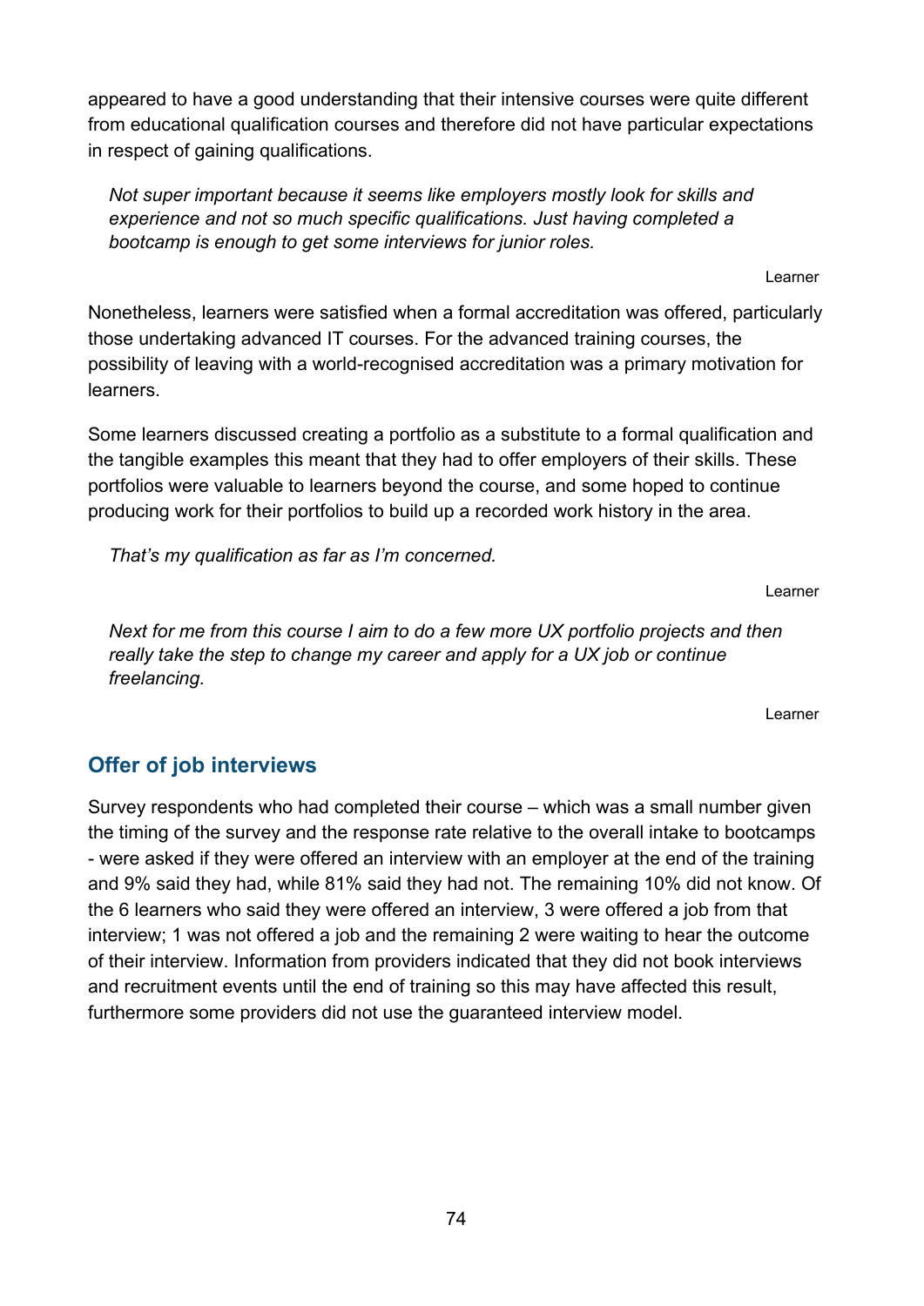appeared to have a good understanding that their intensive courses were quite different from educational qualification courses and therefore did not have particular expectations in respect of gaining qualifications.

> *Not super important because it seems like employers mostly look for skills and experience and not so much specific qualifications. Just having completed a bootcamp is enough to get some interviews for junior roles.*
>
> Learner

Nonetheless, learners were satisfied when a formal accreditation was offered, particularly those undertaking advanced IT courses. For the advanced training courses, the possibility of leaving with a world-recognised accreditation was a primary motivation for learners.

Some learners discussed creating a portfolio as a substitute to a formal qualification and the tangible examples this meant that they had to offer employers of their skills. These portfolios were valuable to learners beyond the course, and some hoped to continue producing work for their portfolios to build up a recorded work history in the area.

> *That's my qualification as far as I'm concerned.*
>
> Learner

> *Next for me from this course I aim to do a few more UX portfolio projects and then really take the step to change my career and apply for a UX job or continue freelancing.*
>
> Learner

## Offer of job interviews

Survey respondents who had completed their course – which was a small number given the timing of the survey and the response rate relative to the overall intake to bootcamps - were asked if they were offered an interview with an employer at the end of the training and 9% said they had, while 81% said they had not. The remaining 10% did not know. Of the 6 learners who said they were offered an interview, 3 were offered a job from that interview; 1 was not offered a job and the remaining 2 were waiting to hear the outcome of their interview. Information from providers indicated that they did not book interviews and recruitment events until the end of training so this may have affected this result, furthermore some providers did not use the guaranteed interview model.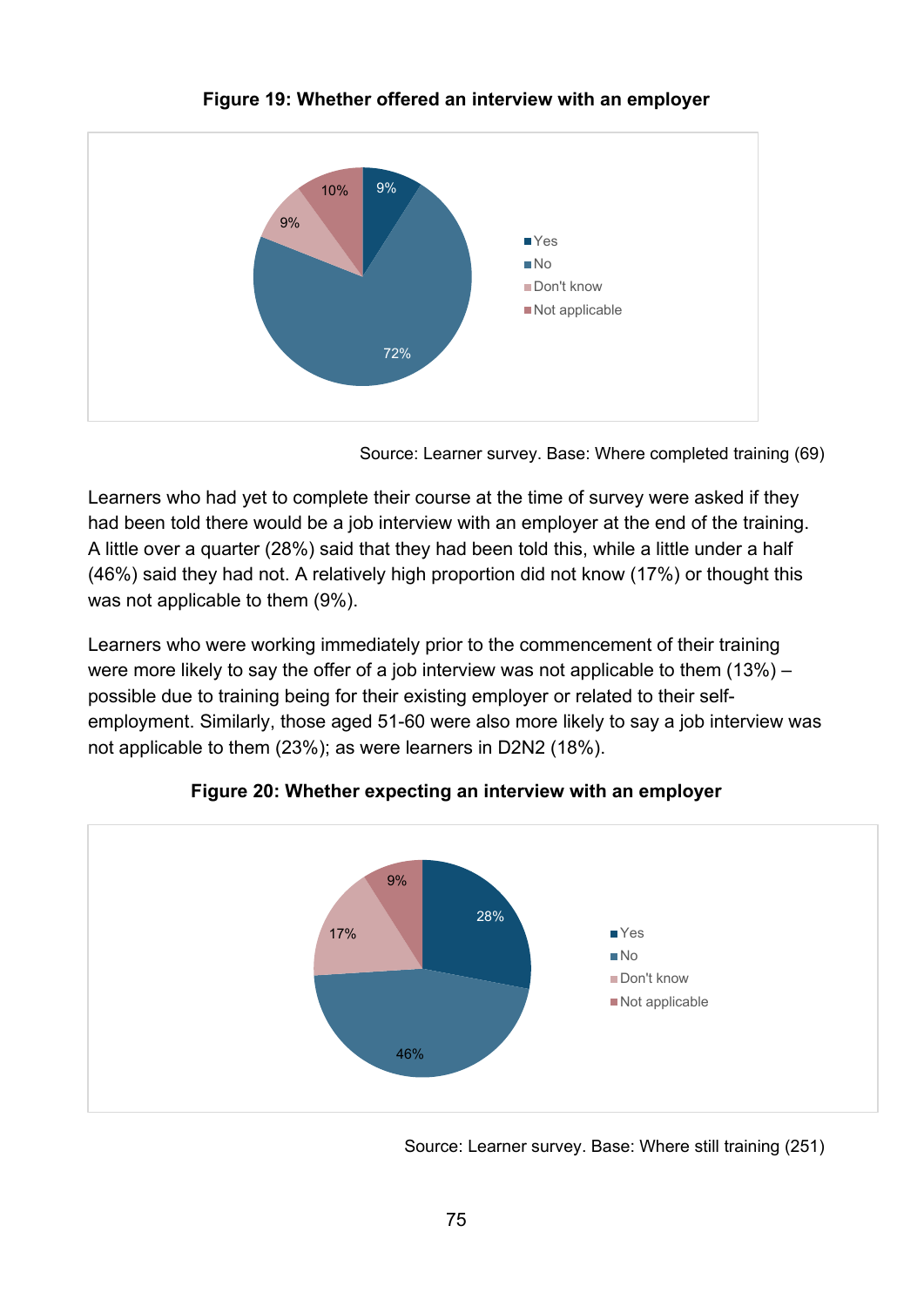**Figure 19: Whether offered an interview with an employer**

Source: Learner survey. Base: Where completed training (69)

Learners who had yet to complete their course at the time of survey were asked if they had been told there would be a job interview with an employer at the end of the training. A little over a quarter (28%) said that they had been told this, while a little under a half (46%) said they had not. A relatively high proportion did not know (17%) or thought this was not applicable to them (9%).

Learners who were working immediately prior to the commencement of their training were more likely to say the offer of a job interview was not applicable to them (13%) – possible due to training being for their existing employer or related to their self-employment. Similarly, those aged 51-60 were also more likely to say a job interview was not applicable to them (23%); as were learners in D2N2 (18%).

**Figure 20: Whether expecting an interview with an employer**

Source: Learner survey. Base: Where still training (251)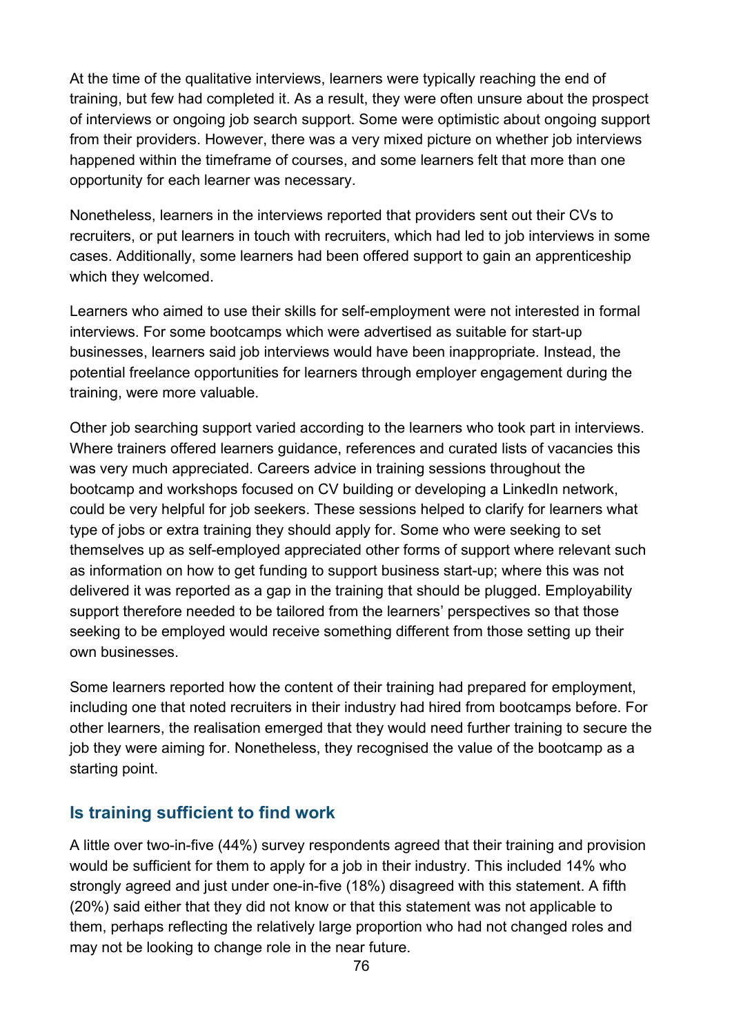At the time of the qualitative interviews, learners were typically reaching the end of training, but few had completed it. As a result, they were often unsure about the prospect of interviews or ongoing job search support. Some were optimistic about ongoing support from their providers. However, there was a very mixed picture on whether job interviews happened within the timeframe of courses, and some learners felt that more than one opportunity for each learner was necessary.

Nonetheless, learners in the interviews reported that providers sent out their CVs to recruiters, or put learners in touch with recruiters, which had led to job interviews in some cases. Additionally, some learners had been offered support to gain an apprenticeship which they welcomed.

Learners who aimed to use their skills for self-employment were not interested in formal interviews. For some bootcamps which were advertised as suitable for start-up businesses, learners said job interviews would have been inappropriate. Instead, the potential freelance opportunities for learners through employer engagement during the training, were more valuable.

Other job searching support varied according to the learners who took part in interviews. Where trainers offered learners guidance, references and curated lists of vacancies this was very much appreciated. Careers advice in training sessions throughout the bootcamp and workshops focused on CV building or developing a LinkedIn network, could be very helpful for job seekers. These sessions helped to clarify for learners what type of jobs or extra training they should apply for. Some who were seeking to set themselves up as self-employed appreciated other forms of support where relevant such as information on how to get funding to support business start-up; where this was not delivered it was reported as a gap in the training that should be plugged. Employability support therefore needed to be tailored from the learners' perspectives so that those seeking to be employed would receive something different from those setting up their own businesses.

Some learners reported how the content of their training had prepared for employment, including one that noted recruiters in their industry had hired from bootcamps before. For other learners, the realisation emerged that they would need further training to secure the job they were aiming for. Nonetheless, they recognised the value of the bootcamp as a starting point.

## Is training sufficient to find work

A little over two-in-five (44%) survey respondents agreed that their training and provision would be sufficient for them to apply for a job in their industry. This included 14% who strongly agreed and just under one-in-five (18%) disagreed with this statement. A fifth (20%) said either that they did not know or that this statement was not applicable to them, perhaps reflecting the relatively large proportion who had not changed roles and may not be looking to change role in the near future.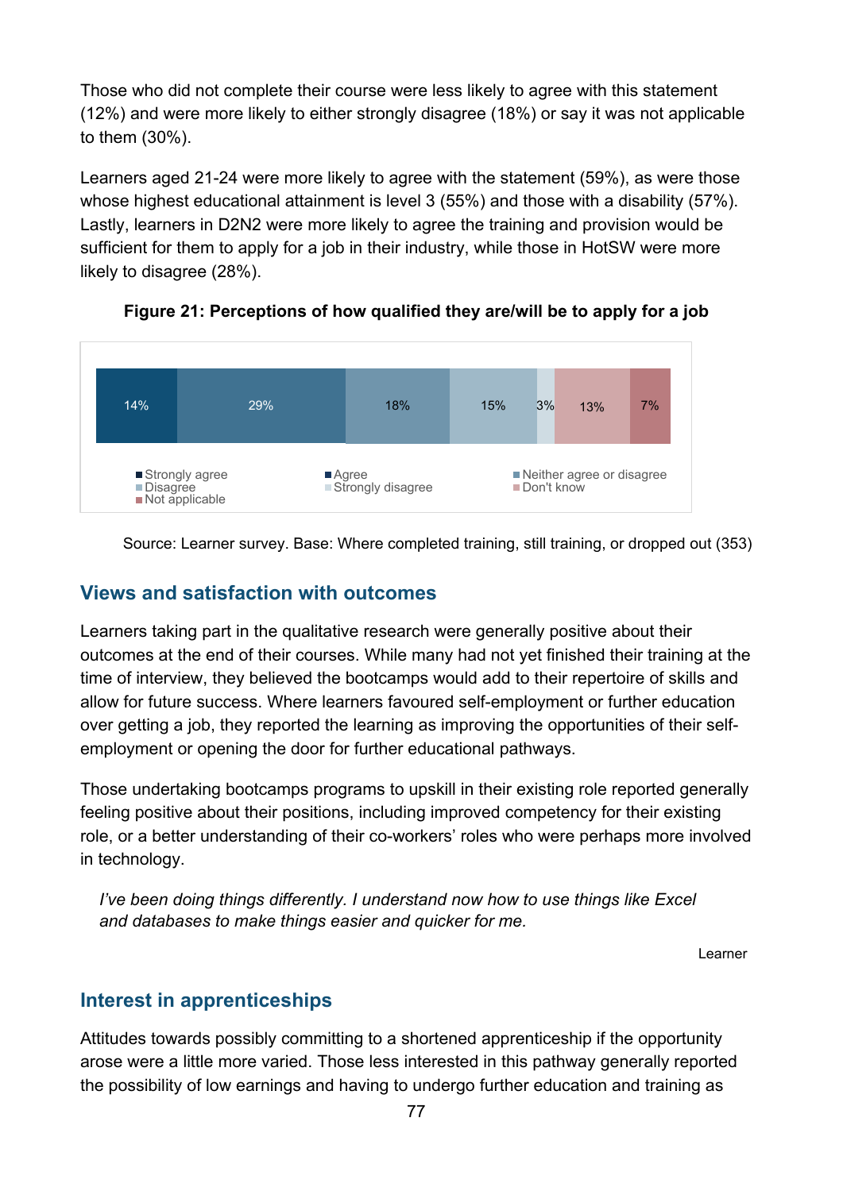Those who did not complete their course were less likely to agree with this statement (12%) and were more likely to either strongly disagree (18%) or say it was not applicable to them (30%).

Learners aged 21-24 were more likely to agree with the statement (59%), as were those whose highest educational attainment is level 3 (55%) and those with a disability (57%). Lastly, learners in D2N2 were more likely to agree the training and provision would be sufficient for them to apply for a job in their industry, while those in HotSW were more likely to disagree (28%).

**Figure 21: Perceptions of how qualified they are/will be to apply for a job**

| Strongly agree | Agree | Neither agree or disagree | Disagree | Strongly disagree | Don't know | Not applicable |
|---|---|---|---|---|---|---|
| 14% | 29% | 18% | 15% | 3% | 13% | 7% |

Source: Learner survey. Base: Where completed training, still training, or dropped out (353)

## Views and satisfaction with outcomes

Learners taking part in the qualitative research were generally positive about their outcomes at the end of their courses. While many had not yet finished their training at the time of interview, they believed the bootcamps would add to their repertoire of skills and allow for future success. Where learners favoured self-employment or further education over getting a job, they reported the learning as improving the opportunities of their self-employment or opening the door for further educational pathways.

Those undertaking bootcamps programs to upskill in their existing role reported generally feeling positive about their positions, including improved competency for their existing role, or a better understanding of their co-workers' roles who were perhaps more involved in technology.

> *I've been doing things differently. I understand now how to use things like Excel and databases to make things easier and quicker for me.*
>
> Learner

## Interest in apprenticeships

Attitudes towards possibly committing to a shortened apprenticeship if the opportunity arose were a little more varied. Those less interested in this pathway generally reported the possibility of low earnings and having to undergo further education and training as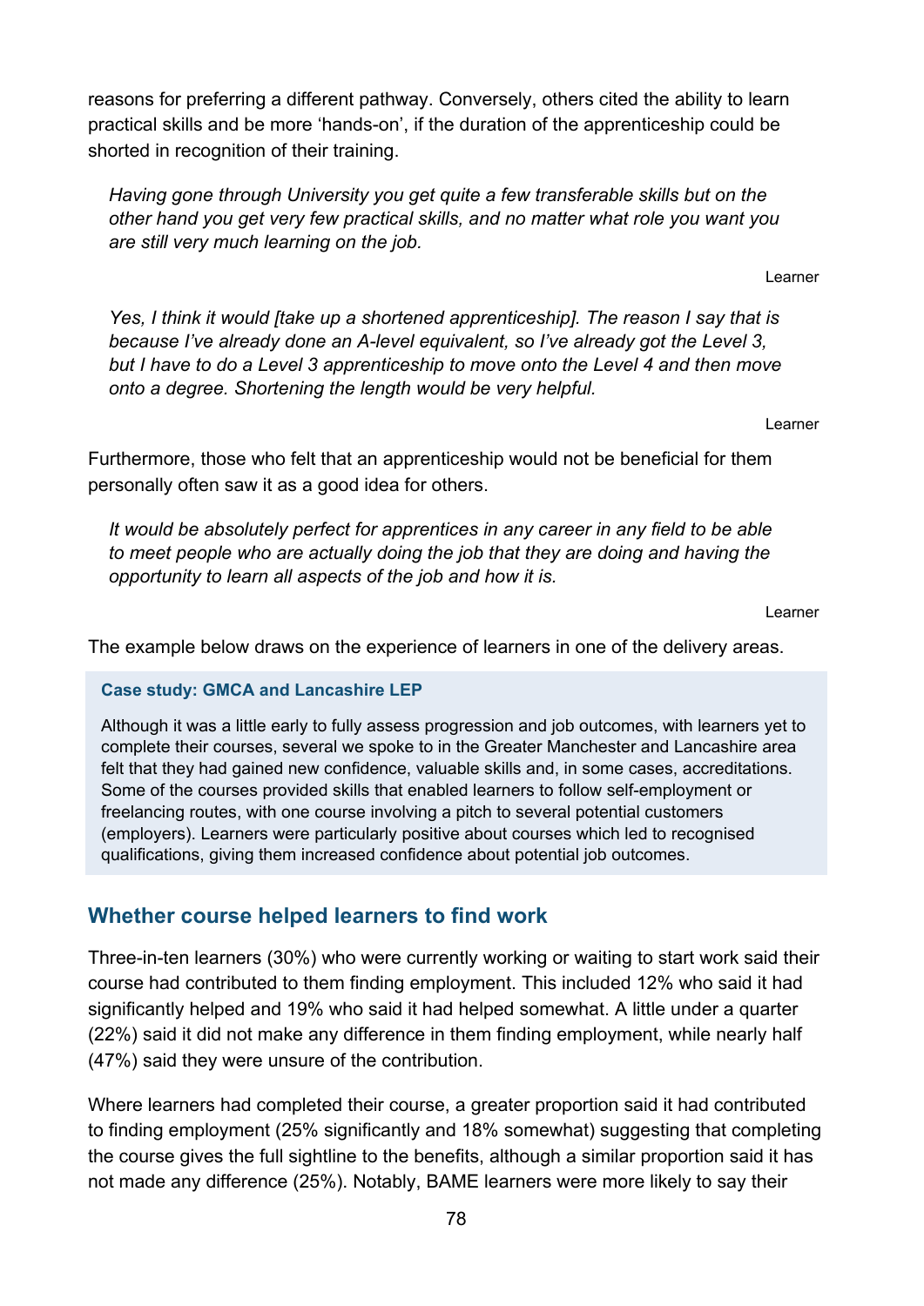reasons for preferring a different pathway. Conversely, others cited the ability to learn practical skills and be more 'hands-on', if the duration of the apprenticeship could be shorted in recognition of their training.

> *Having gone through University you get quite a few transferable skills but on the other hand you get very few practical skills, and no matter what role you want you are still very much learning on the job.*
>
> Learner

> *Yes, I think it would [take up a shortened apprenticeship]. The reason I say that is because I've already done an A-level equivalent, so I've already got the Level 3, but I have to do a Level 3 apprenticeship to move onto the Level 4 and then move onto a degree. Shortening the length would be very helpful.*
>
> Learner

Furthermore, those who felt that an apprenticeship would not be beneficial for them personally often saw it as a good idea for others.

> *It would be absolutely perfect for apprentices in any career in any field to be able to meet people who are actually doing the job that they are doing and having the opportunity to learn all aspects of the job and how it is.*
>
> Learner

The example below draws on the experience of learners in one of the delivery areas.

**Case study: GMCA and Lancashire LEP**

Although it was a little early to fully assess progression and job outcomes, with learners yet to complete their courses, several we spoke to in the Greater Manchester and Lancashire area felt that they had gained new confidence, valuable skills and, in some cases, accreditations. Some of the courses provided skills that enabled learners to follow self-employment or freelancing routes, with one course involving a pitch to several potential customers (employers). Learners were particularly positive about courses which led to recognised qualifications, giving them increased confidence about potential job outcomes.

## Whether course helped learners to find work

Three-in-ten learners (30%) who were currently working or waiting to start work said their course had contributed to them finding employment. This included 12% who said it had significantly helped and 19% who said it had helped somewhat. A little under a quarter (22%) said it did not make any difference in them finding employment, while nearly half (47%) said they were unsure of the contribution.

Where learners had completed their course, a greater proportion said it had contributed to finding employment (25% significantly and 18% somewhat) suggesting that completing the course gives the full sightline to the benefits, although a similar proportion said it has not made any difference (25%). Notably, BAME learners were more likely to say their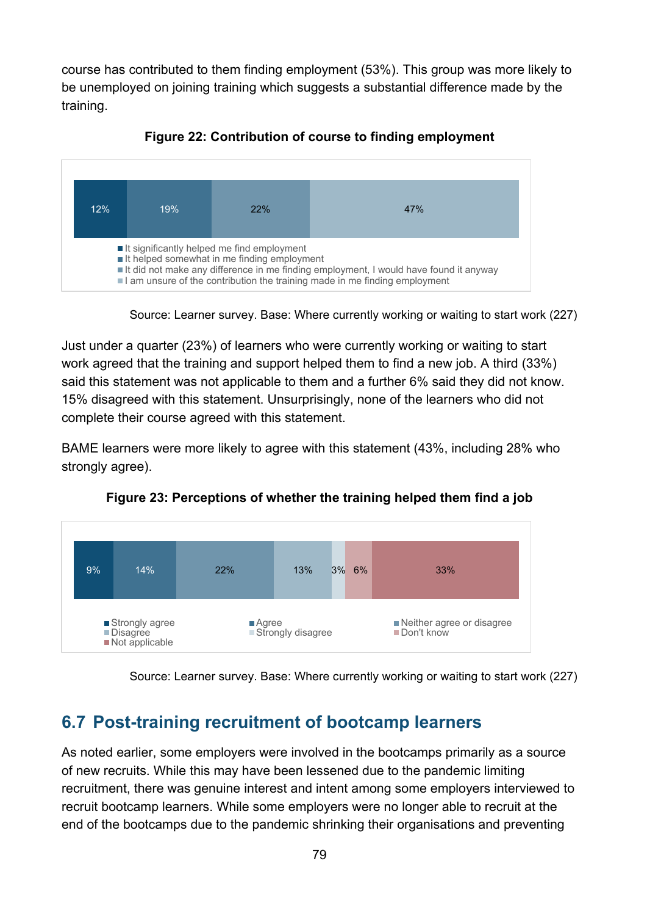course has contributed to them finding employment (53%). This group was more likely to be unemployed on joining training which suggests a substantial difference made by the training.

**Figure 22: Contribution of course to finding employment**

| It significantly helped me find employment | It helped somewhat in me finding employment | It did not make any difference in me finding employment, I would have found it anyway | I am unsure of the contribution the training made in me finding employment |
|---|---|---|---|
| 12% | 19% | 22% | 47% |

Source: Learner survey. Base: Where currently working or waiting to start work (227)

Just under a quarter (23%) of learners who were currently working or waiting to start work agreed that the training and support helped them to find a new job. A third (33%) said this statement was not applicable to them and a further 6% said they did not know. 15% disagreed with this statement. Unsurprisingly, none of the learners who did not complete their course agreed with this statement.

BAME learners were more likely to agree with this statement (43%, including 28% who strongly agree).

**Figure 23: Perceptions of whether the training helped them find a job**

| Strongly agree | Agree | Neither agree or disagree | Disagree | Strongly disagree | Don't know | Not applicable |
|---|---|---|---|---|---|---|
| 9% | 14% | 22% | 13% | 3% | 6% | 33% |

Source: Learner survey. Base: Where currently working or waiting to start work (227)

## 6.7 Post-training recruitment of bootcamp learners

As noted earlier, some employers were involved in the bootcamps primarily as a source of new recruits. While this may have been lessened due to the pandemic limiting recruitment, there was genuine interest and intent among some employers interviewed to recruit bootcamp learners. While some employers were no longer able to recruit at the end of the bootcamps due to the pandemic shrinking their organisations and preventing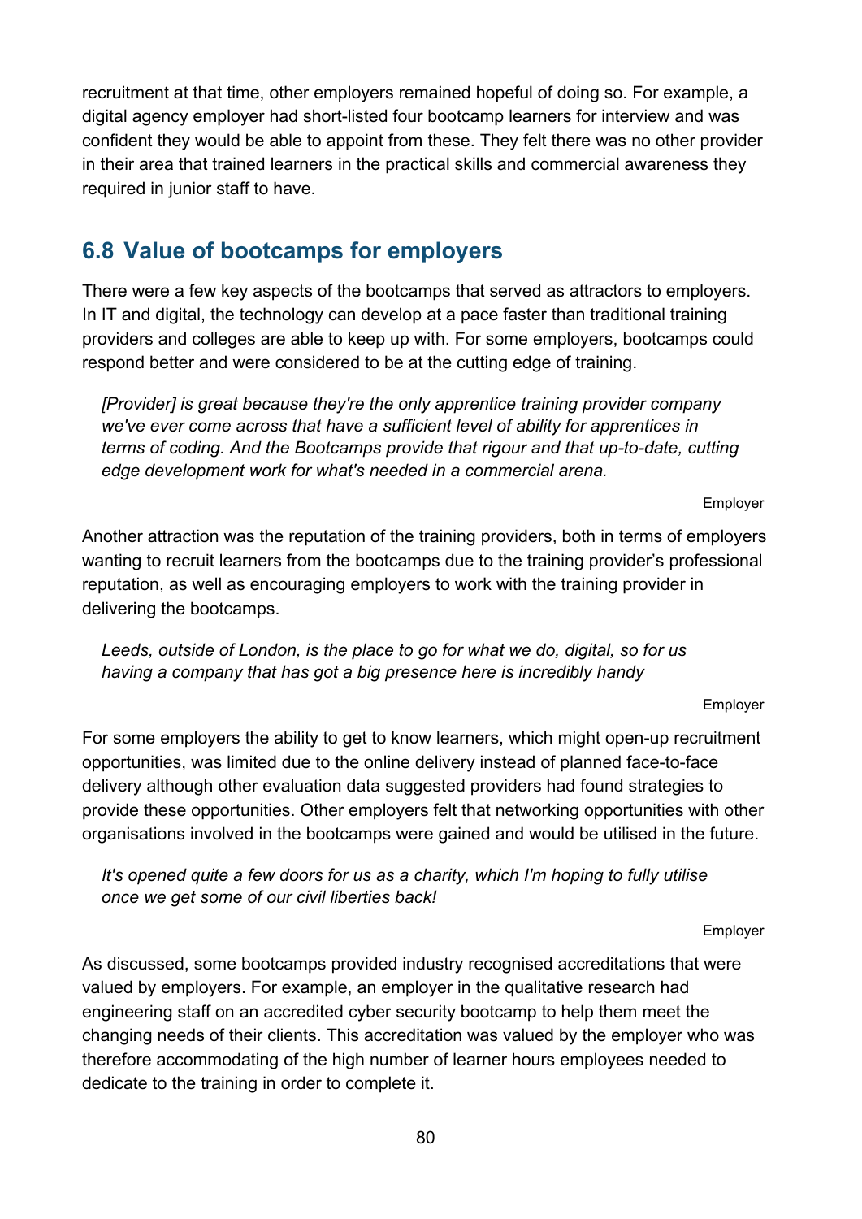recruitment at that time, other employers remained hopeful of doing so. For example, a digital agency employer had short-listed four bootcamp learners for interview and was confident they would be able to appoint from these. They felt there was no other provider in their area that trained learners in the practical skills and commercial awareness they required in junior staff to have.

## 6.8 Value of bootcamps for employers

There were a few key aspects of the bootcamps that served as attractors to employers. In IT and digital, the technology can develop at a pace faster than traditional training providers and colleges are able to keep up with. For some employers, bootcamps could respond better and were considered to be at the cutting edge of training.

> *[Provider] is great because they're the only apprentice training provider company we've ever come across that have a sufficient level of ability for apprentices in terms of coding. And the Bootcamps provide that rigour and that up-to-date, cutting edge development work for what's needed in a commercial arena.*
>
> Employer

Another attraction was the reputation of the training providers, both in terms of employers wanting to recruit learners from the bootcamps due to the training provider's professional reputation, as well as encouraging employers to work with the training provider in delivering the bootcamps.

> *Leeds, outside of London, is the place to go for what we do, digital, so for us having a company that has got a big presence here is incredibly handy*
>
> Employer

For some employers the ability to get to know learners, which might open-up recruitment opportunities, was limited due to the online delivery instead of planned face-to-face delivery although other evaluation data suggested providers had found strategies to provide these opportunities. Other employers felt that networking opportunities with other organisations involved in the bootcamps were gained and would be utilised in the future.

> *It's opened quite a few doors for us as a charity, which I'm hoping to fully utilise once we get some of our civil liberties back!*
>
> Employer

As discussed, some bootcamps provided industry recognised accreditations that were valued by employers. For example, an employer in the qualitative research had engineering staff on an accredited cyber security bootcamp to help them meet the changing needs of their clients. This accreditation was valued by the employer who was therefore accommodating of the high number of learner hours employees needed to dedicate to the training in order to complete it.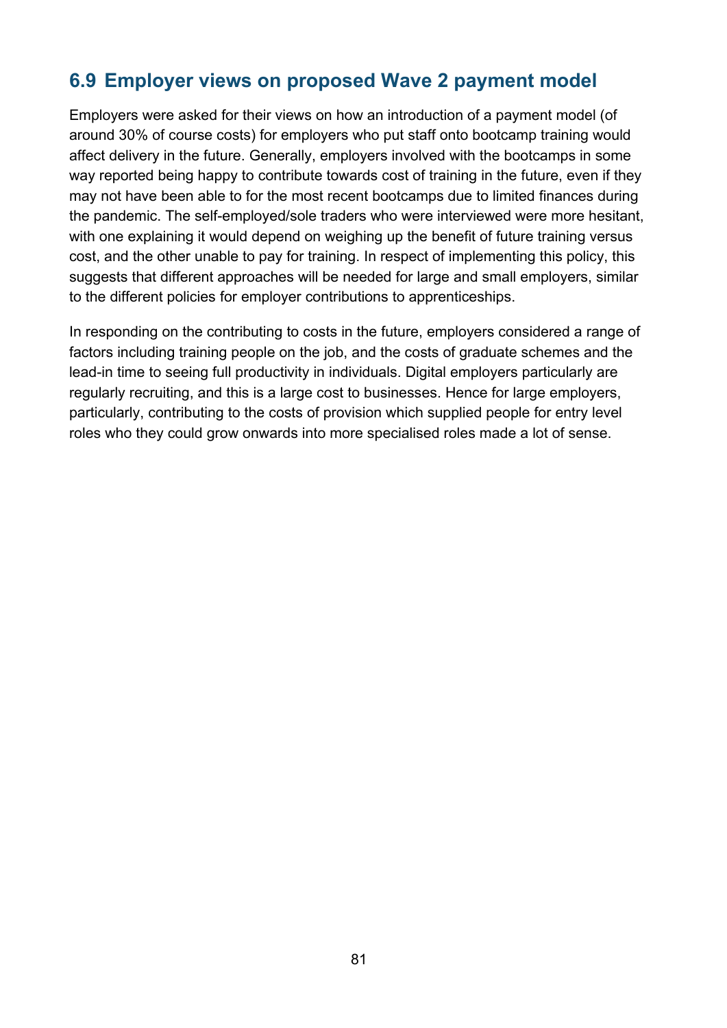## 6.9 Employer views on proposed Wave 2 payment model

Employers were asked for their views on how an introduction of a payment model (of around 30% of course costs) for employers who put staff onto bootcamp training would affect delivery in the future. Generally, employers involved with the bootcamps in some way reported being happy to contribute towards cost of training in the future, even if they may not have been able to for the most recent bootcamps due to limited finances during the pandemic. The self-employed/sole traders who were interviewed were more hesitant, with one explaining it would depend on weighing up the benefit of future training versus cost, and the other unable to pay for training. In respect of implementing this policy, this suggests that different approaches will be needed for large and small employers, similar to the different policies for employer contributions to apprenticeships.

In responding on the contributing to costs in the future, employers considered a range of factors including training people on the job, and the costs of graduate schemes and the lead-in time to seeing full productivity in individuals. Digital employers particularly are regularly recruiting, and this is a large cost to businesses. Hence for large employers, particularly, contributing to the costs of provision which supplied people for entry level roles who they could grow onwards into more specialised roles made a lot of sense.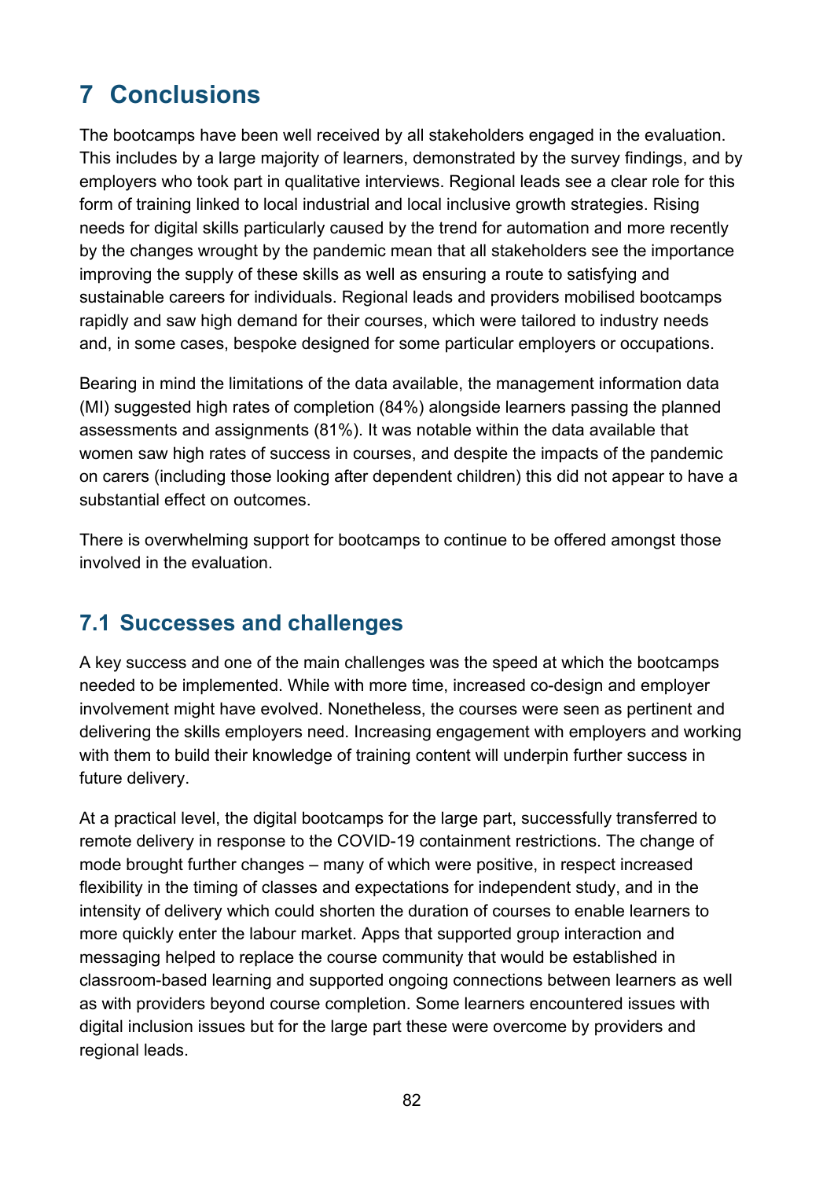# 7 Conclusions

The bootcamps have been well received by all stakeholders engaged in the evaluation. This includes by a large majority of learners, demonstrated by the survey findings, and by employers who took part in qualitative interviews. Regional leads see a clear role for this form of training linked to local industrial and local inclusive growth strategies. Rising needs for digital skills particularly caused by the trend for automation and more recently by the changes wrought by the pandemic mean that all stakeholders see the importance improving the supply of these skills as well as ensuring a route to satisfying and sustainable careers for individuals. Regional leads and providers mobilised bootcamps rapidly and saw high demand for their courses, which were tailored to industry needs and, in some cases, bespoke designed for some particular employers or occupations.

Bearing in mind the limitations of the data available, the management information data (MI) suggested high rates of completion (84%) alongside learners passing the planned assessments and assignments (81%). It was notable within the data available that women saw high rates of success in courses, and despite the impacts of the pandemic on carers (including those looking after dependent children) this did not appear to have a substantial effect on outcomes.

There is overwhelming support for bootcamps to continue to be offered amongst those involved in the evaluation.

## 7.1 Successes and challenges

A key success and one of the main challenges was the speed at which the bootcamps needed to be implemented. While with more time, increased co-design and employer involvement might have evolved. Nonetheless, the courses were seen as pertinent and delivering the skills employers need. Increasing engagement with employers and working with them to build their knowledge of training content will underpin further success in future delivery.

At a practical level, the digital bootcamps for the large part, successfully transferred to remote delivery in response to the COVID-19 containment restrictions. The change of mode brought further changes – many of which were positive, in respect increased flexibility in the timing of classes and expectations for independent study, and in the intensity of delivery which could shorten the duration of courses to enable learners to more quickly enter the labour market. Apps that supported group interaction and messaging helped to replace the course community that would be established in classroom-based learning and supported ongoing connections between learners as well as with providers beyond course completion. Some learners encountered issues with digital inclusion issues but for the large part these were overcome by providers and regional leads.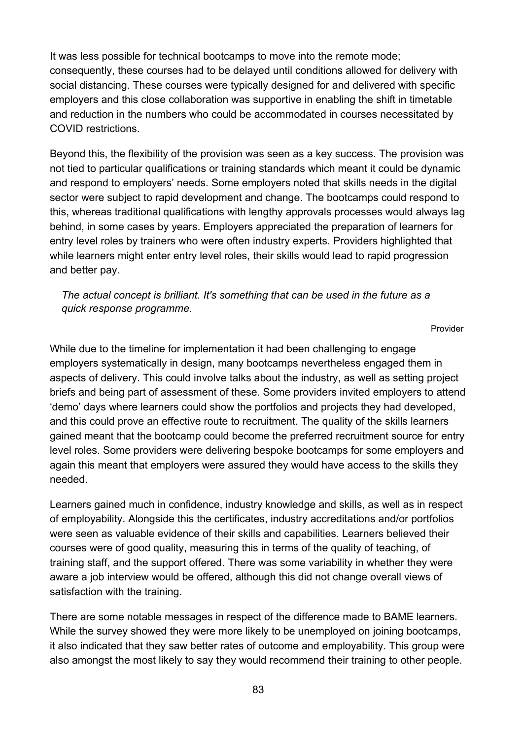It was less possible for technical bootcamps to move into the remote mode; consequently, these courses had to be delayed until conditions allowed for delivery with social distancing. These courses were typically designed for and delivered with specific employers and this close collaboration was supportive in enabling the shift in timetable and reduction in the numbers who could be accommodated in courses necessitated by COVID restrictions.

Beyond this, the flexibility of the provision was seen as a key success. The provision was not tied to particular qualifications or training standards which meant it could be dynamic and respond to employers' needs. Some employers noted that skills needs in the digital sector were subject to rapid development and change. The bootcamps could respond to this, whereas traditional qualifications with lengthy approvals processes would always lag behind, in some cases by years. Employers appreciated the preparation of learners for entry level roles by trainers who were often industry experts. Providers highlighted that while learners might enter entry level roles, their skills would lead to rapid progression and better pay.

> *The actual concept is brilliant. It's something that can be used in the future as a quick response programme.*
>
> Provider

While due to the timeline for implementation it had been challenging to engage employers systematically in design, many bootcamps nevertheless engaged them in aspects of delivery. This could involve talks about the industry, as well as setting project briefs and being part of assessment of these. Some providers invited employers to attend 'demo' days where learners could show the portfolios and projects they had developed, and this could prove an effective route to recruitment. The quality of the skills learners gained meant that the bootcamp could become the preferred recruitment source for entry level roles. Some providers were delivering bespoke bootcamps for some employers and again this meant that employers were assured they would have access to the skills they needed.

Learners gained much in confidence, industry knowledge and skills, as well as in respect of employability. Alongside this the certificates, industry accreditations and/or portfolios were seen as valuable evidence of their skills and capabilities. Learners believed their courses were of good quality, measuring this in terms of the quality of teaching, of training staff, and the support offered. There was some variability in whether they were aware a job interview would be offered, although this did not change overall views of satisfaction with the training.

There are some notable messages in respect of the difference made to BAME learners. While the survey showed they were more likely to be unemployed on joining bootcamps, it also indicated that they saw better rates of outcome and employability. This group were also amongst the most likely to say they would recommend their training to other people.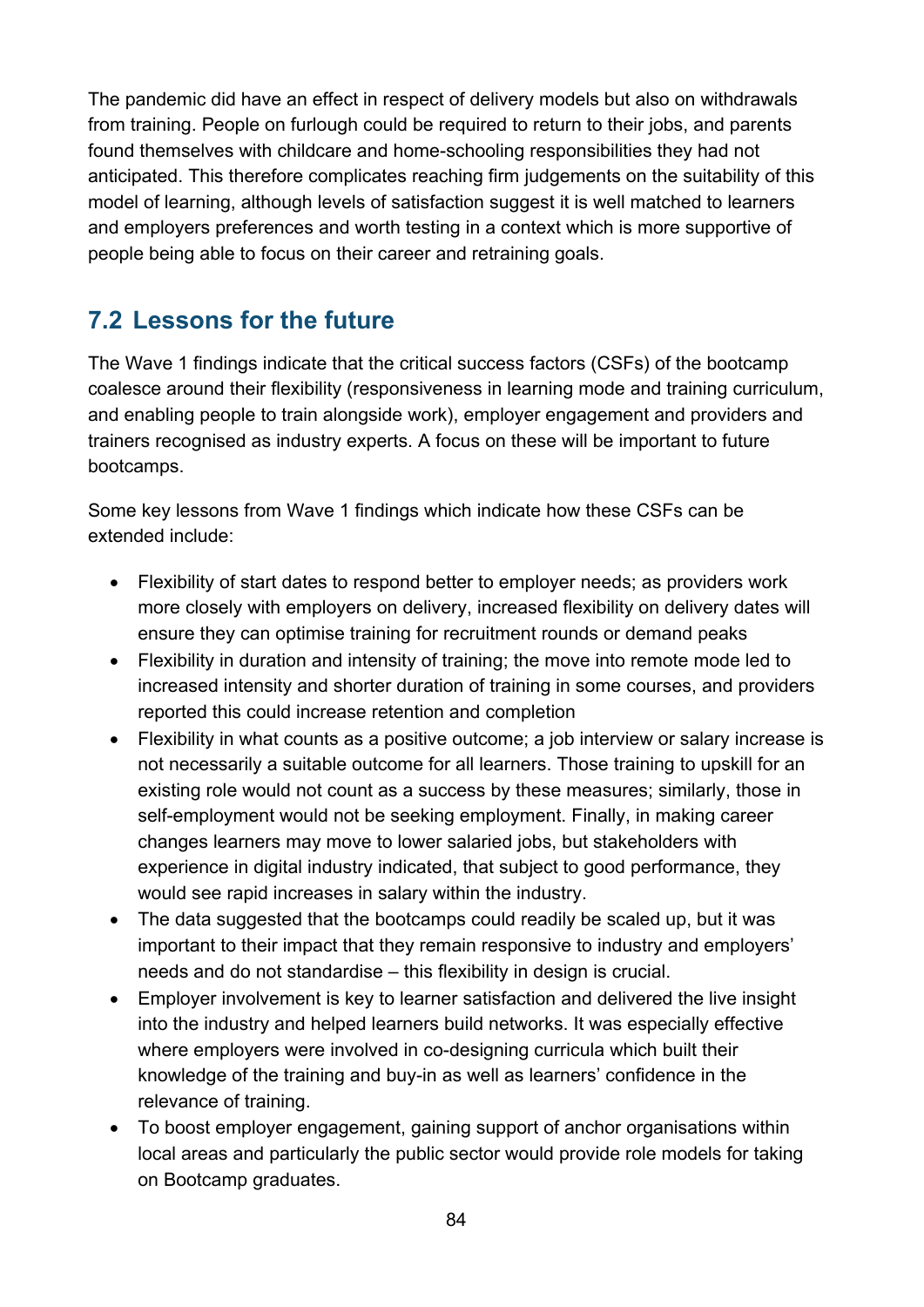The pandemic did have an effect in respect of delivery models but also on withdrawals from training. People on furlough could be required to return to their jobs, and parents found themselves with childcare and home-schooling responsibilities they had not anticipated. This therefore complicates reaching firm judgements on the suitability of this model of learning, although levels of satisfaction suggest it is well matched to learners and employers preferences and worth testing in a context which is more supportive of people being able to focus on their career and retraining goals.

## 7.2 Lessons for the future

The Wave 1 findings indicate that the critical success factors (CSFs) of the bootcamp coalesce around their flexibility (responsiveness in learning mode and training curriculum, and enabling people to train alongside work), employer engagement and providers and trainers recognised as industry experts. A focus on these will be important to future bootcamps.

Some key lessons from Wave 1 findings which indicate how these CSFs can be extended include:

- Flexibility of start dates to respond better to employer needs; as providers work more closely with employers on delivery, increased flexibility on delivery dates will ensure they can optimise training for recruitment rounds or demand peaks
- Flexibility in duration and intensity of training; the move into remote mode led to increased intensity and shorter duration of training in some courses, and providers reported this could increase retention and completion
- Flexibility in what counts as a positive outcome; a job interview or salary increase is not necessarily a suitable outcome for all learners. Those training to upskill for an existing role would not count as a success by these measures; similarly, those in self-employment would not be seeking employment. Finally, in making career changes learners may move to lower salaried jobs, but stakeholders with experience in digital industry indicated, that subject to good performance, they would see rapid increases in salary within the industry.
- The data suggested that the bootcamps could readily be scaled up, but it was important to their impact that they remain responsive to industry and employers' needs and do not standardise – this flexibility in design is crucial.
- Employer involvement is key to learner satisfaction and delivered the live insight into the industry and helped learners build networks. It was especially effective where employers were involved in co-designing curricula which built their knowledge of the training and buy-in as well as learners' confidence in the relevance of training.
- To boost employer engagement, gaining support of anchor organisations within local areas and particularly the public sector would provide role models for taking on Bootcamp graduates.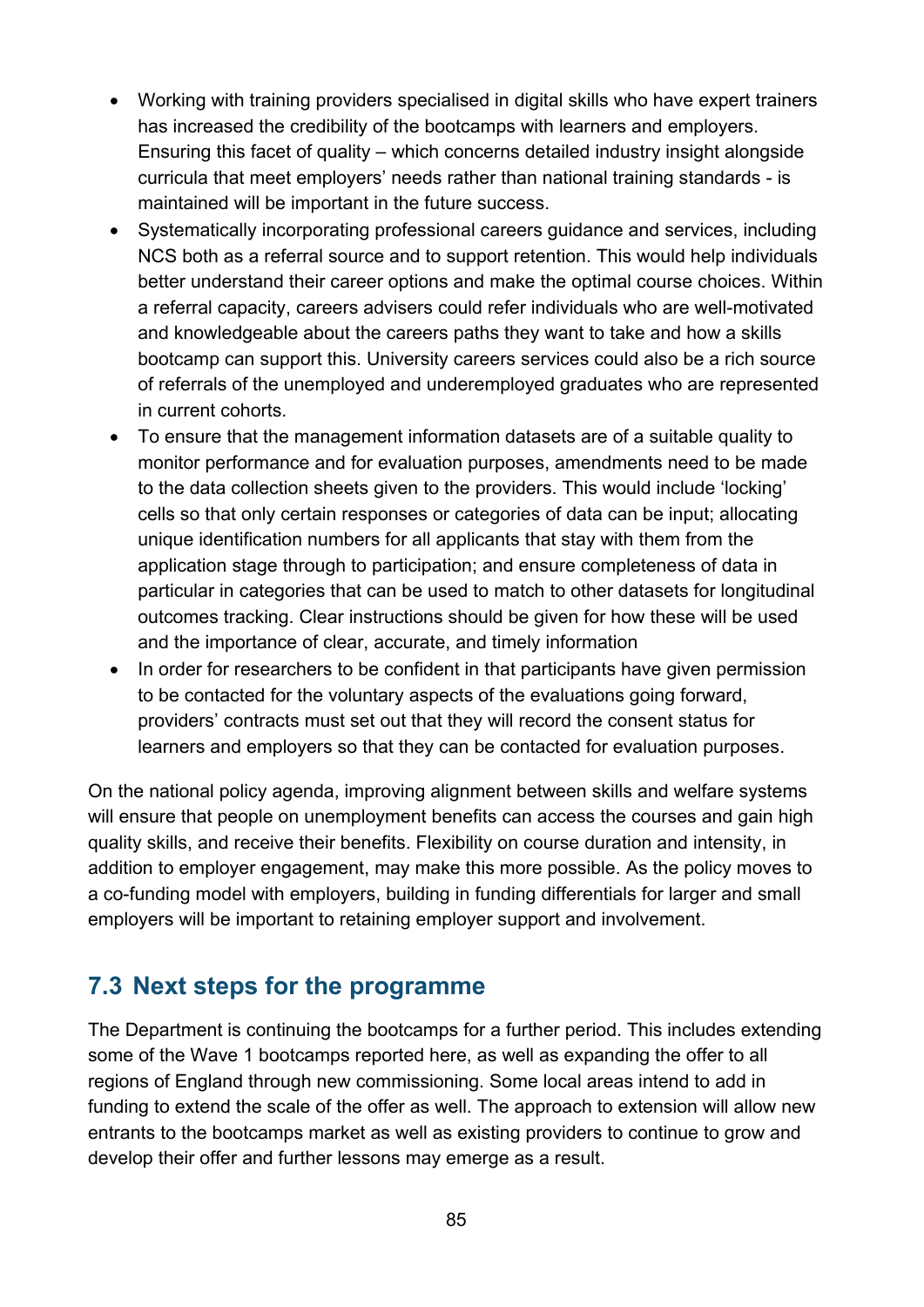- Working with training providers specialised in digital skills who have expert trainers has increased the credibility of the bootcamps with learners and employers. Ensuring this facet of quality – which concerns detailed industry insight alongside curricula that meet employers' needs rather than national training standards - is maintained will be important in the future success.
- Systematically incorporating professional careers guidance and services, including NCS both as a referral source and to support retention. This would help individuals better understand their career options and make the optimal course choices. Within a referral capacity, careers advisers could refer individuals who are well-motivated and knowledgeable about the careers paths they want to take and how a skills bootcamp can support this. University careers services could also be a rich source of referrals of the unemployed and underemployed graduates who are represented in current cohorts.
- To ensure that the management information datasets are of a suitable quality to monitor performance and for evaluation purposes, amendments need to be made to the data collection sheets given to the providers. This would include 'locking' cells so that only certain responses or categories of data can be input; allocating unique identification numbers for all applicants that stay with them from the application stage through to participation; and ensure completeness of data in particular in categories that can be used to match to other datasets for longitudinal outcomes tracking. Clear instructions should be given for how these will be used and the importance of clear, accurate, and timely information
- In order for researchers to be confident in that participants have given permission to be contacted for the voluntary aspects of the evaluations going forward, providers' contracts must set out that they will record the consent status for learners and employers so that they can be contacted for evaluation purposes.

On the national policy agenda, improving alignment between skills and welfare systems will ensure that people on unemployment benefits can access the courses and gain high quality skills, and receive their benefits. Flexibility on course duration and intensity, in addition to employer engagement, may make this more possible. As the policy moves to a co-funding model with employers, building in funding differentials for larger and small employers will be important to retaining employer support and involvement.

## 7.3 Next steps for the programme

The Department is continuing the bootcamps for a further period. This includes extending some of the Wave 1 bootcamps reported here, as well as expanding the offer to all regions of England through new commissioning. Some local areas intend to add in funding to extend the scale of the offer as well. The approach to extension will allow new entrants to the bootcamps market as well as existing providers to continue to grow and develop their offer and further lessons may emerge as a result.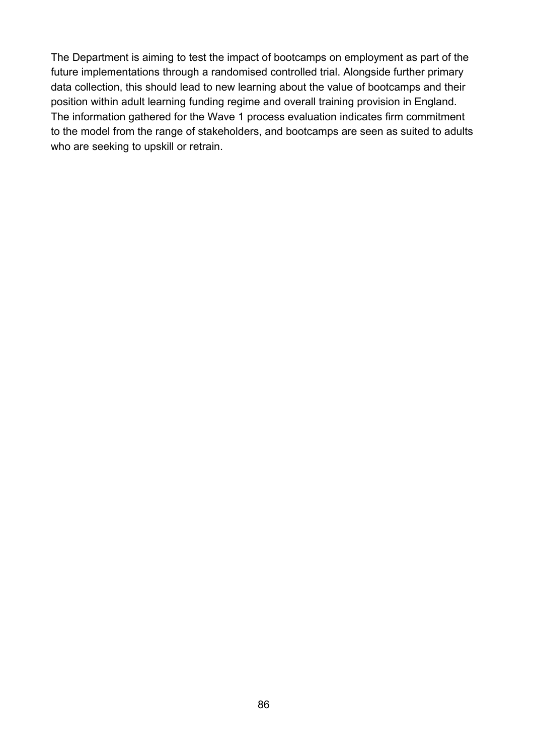The Department is aiming to test the impact of bootcamps on employment as part of the future implementations through a randomised controlled trial. Alongside further primary data collection, this should lead to new learning about the value of bootcamps and their position within adult learning funding regime and overall training provision in England. The information gathered for the Wave 1 process evaluation indicates firm commitment to the model from the range of stakeholders, and bootcamps are seen as suited to adults who are seeking to upskill or retrain.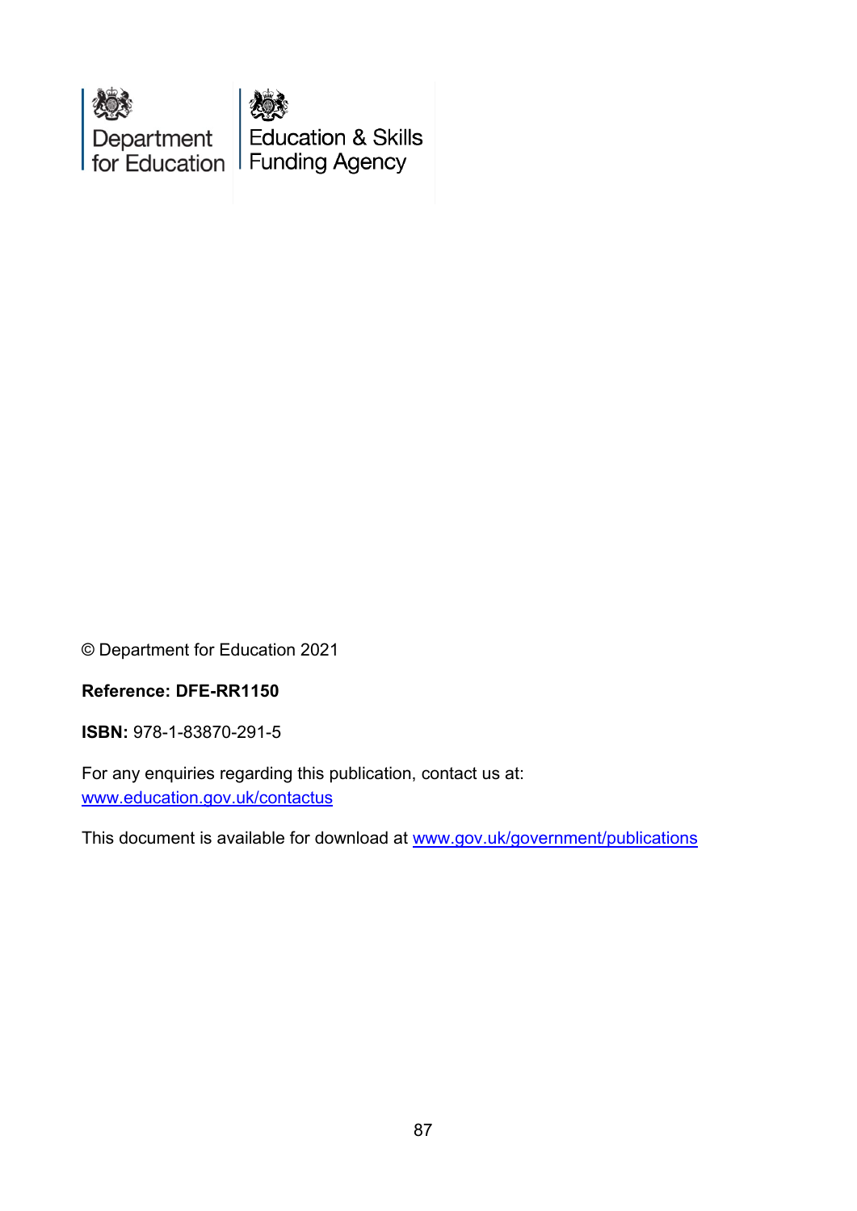Department for Education

Education & Skills Funding Agency

© Department for Education 2021

**Reference: DFE-RR1150**

**ISBN:** 978-1-83870-291-5

For any enquiries regarding this publication, contact us at: [www.education.gov.uk/contactus](www.education.gov.uk/contactus)

This document is available for download at [www.gov.uk/government/publications](www.gov.uk/government/publications)